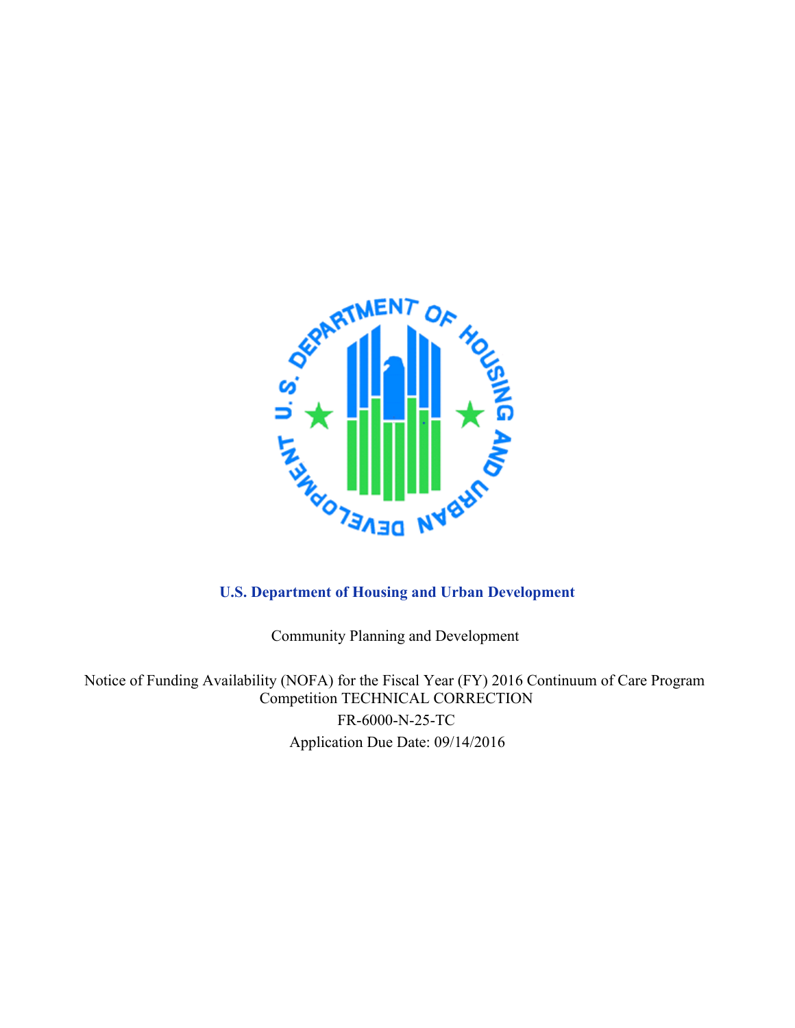**U.S. Department of Housing and Urban Development**

Community Planning and Development

Notice of Funding Availability (NOFA) for the Fiscal Year (FY) 2016 Continuum of Care Program Competition TECHNICAL CORRECTION

FR-6000-N-25-TC

Application Due Date: 09/14/2016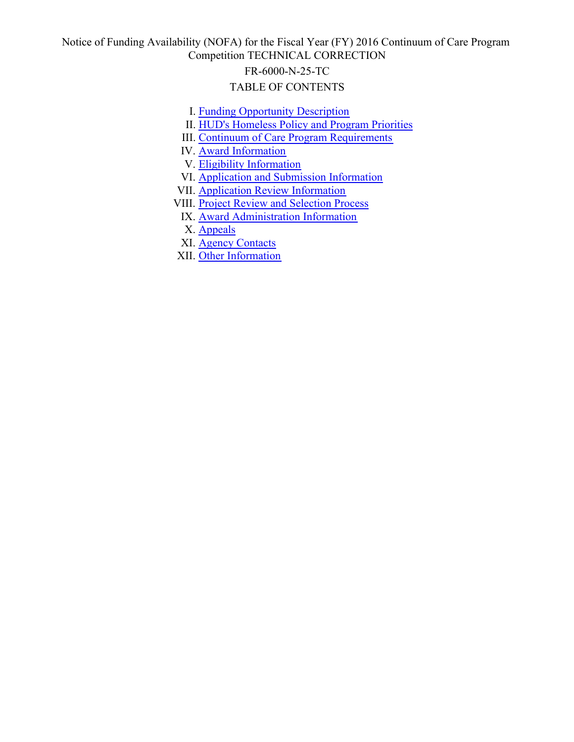Notice of Funding Availability (NOFA) for the Fiscal Year (FY) 2016 Continuum of Care Program Competition TECHNICAL CORRECTION

FR-6000-N-25-TC

TABLE OF CONTENTS

I. Funding Opportunity Description
II. HUD's Homeless Policy and Program Priorities
III. Continuum of Care Program Requirements
IV. Award Information
V. Eligibility Information
VI. Application and Submission Information
VII. Application Review Information
VIII. Project Review and Selection Process
IX. Award Administration Information
X. Appeals
XI. Agency Contacts
XII. Other Information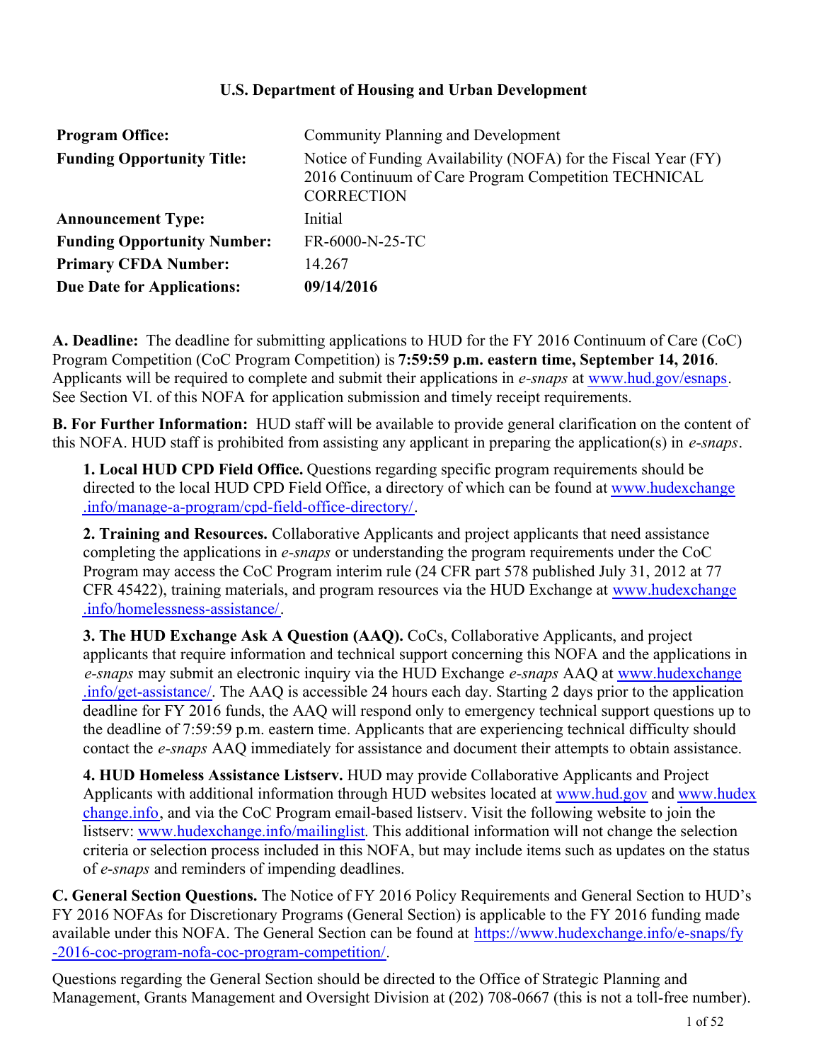**U.S. Department of Housing and Urban Development**

| | |
|---|---|
| **Program Office:** | Community Planning and Development |
| **Funding Opportunity Title:** | Notice of Funding Availability (NOFA) for the Fiscal Year (FY) 2016 Continuum of Care Program Competition TECHNICAL CORRECTION |
| **Announcement Type:** | Initial |
| **Funding Opportunity Number:** | FR-6000-N-25-TC |
| **Primary CFDA Number:** | 14.267 |
| **Due Date for Applications:** | **09/14/2016** |

**A. Deadline:** The deadline for submitting applications to HUD for the FY 2016 Continuum of Care (CoC) Program Competition (CoC Program Competition) is **7:59:59 p.m. eastern time, September 14, 2016**. Applicants will be required to complete and submit their applications in *e-snaps* at www.hud.gov/esnaps. See Section VI. of this NOFA for application submission and timely receipt requirements.

**B. For Further Information:** HUD staff will be available to provide general clarification on the content of this NOFA. HUD staff is prohibited from assisting any applicant in preparing the application(s) in *e-snaps*.

**1. Local HUD CPD Field Office.** Questions regarding specific program requirements should be directed to the local HUD CPD Field Office, a directory of which can be found at www.hudexchange.info/manage-a-program/cpd-field-office-directory/.

**2. Training and Resources.** Collaborative Applicants and project applicants that need assistance completing the applications in *e-snaps* or understanding the program requirements under the CoC Program may access the CoC Program interim rule (24 CFR part 578 published July 31, 2012 at 77 CFR 45422), training materials, and program resources via the HUD Exchange at www.hudexchange.info/homelessness-assistance/.

**3. The HUD Exchange Ask A Question (AAQ).** CoCs, Collaborative Applicants, and project applicants that require information and technical support concerning this NOFA and the applications in *e-snaps* may submit an electronic inquiry via the HUD Exchange *e-snaps* AAQ at www.hudexchange.info/get-assistance/. The AAQ is accessible 24 hours each day. Starting 2 days prior to the application deadline for FY 2016 funds, the AAQ will respond only to emergency technical support questions up to the deadline of 7:59:59 p.m. eastern time. Applicants that are experiencing technical difficulty should contact the *e-snaps* AAQ immediately for assistance and document their attempts to obtain assistance.

**4. HUD Homeless Assistance Listserv.** HUD may provide Collaborative Applicants and Project Applicants with additional information through HUD websites located at www.hud.gov and www.hudexchange.info, and via the CoC Program email-based listserv. Visit the following website to join the listserv: www.hudexchange.info/mailinglist. This additional information will not change the selection criteria or selection process included in this NOFA, but may include items such as updates on the status of *e-snaps* and reminders of impending deadlines.

**C. General Section Questions.** The Notice of FY 2016 Policy Requirements and General Section to HUD's FY 2016 NOFAs for Discretionary Programs (General Section) is applicable to the FY 2016 funding made available under this NOFA. The General Section can be found at https://www.hudexchange.info/e-snaps/fy-2016-coc-program-nofa-coc-program-competition/.

Questions regarding the General Section should be directed to the Office of Strategic Planning and Management, Grants Management and Oversight Division at (202) 708-0667 (this is not a toll-free number).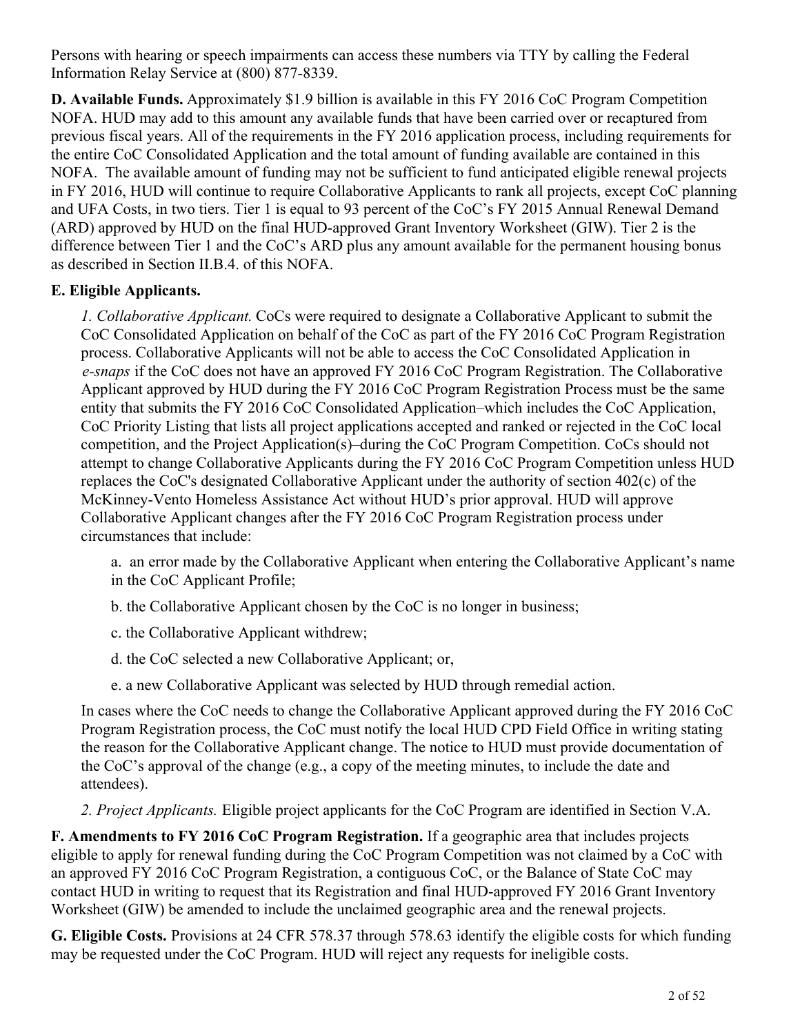Persons with hearing or speech impairments can access these numbers via TTY by calling the Federal Information Relay Service at (800) 877-8339.

**D. Available Funds.** Approximately $1.9 billion is available in this FY 2016 CoC Program Competition NOFA. HUD may add to this amount any available funds that have been carried over or recaptured from previous fiscal years. All of the requirements in the FY 2016 application process, including requirements for the entire CoC Consolidated Application and the total amount of funding available are contained in this NOFA. The available amount of funding may not be sufficient to fund anticipated eligible renewal projects in FY 2016, HUD will continue to require Collaborative Applicants to rank all projects, except CoC planning and UFA Costs, in two tiers. Tier 1 is equal to 93 percent of the CoC's FY 2015 Annual Renewal Demand (ARD) approved by HUD on the final HUD-approved Grant Inventory Worksheet (GIW). Tier 2 is the difference between Tier 1 and the CoC's ARD plus any amount available for the permanent housing bonus as described in Section II.B.4. of this NOFA.

**E. Eligible Applicants.**

*1. Collaborative Applicant.* CoCs were required to designate a Collaborative Applicant to submit the CoC Consolidated Application on behalf of the CoC as part of the FY 2016 CoC Program Registration process. Collaborative Applicants will not be able to access the CoC Consolidated Application in *e-snaps* if the CoC does not have an approved FY 2016 CoC Program Registration. The Collaborative Applicant approved by HUD during the FY 2016 CoC Program Registration Process must be the same entity that submits the FY 2016 CoC Consolidated Application–which includes the CoC Application, CoC Priority Listing that lists all project applications accepted and ranked or rejected in the CoC local competition, and the Project Application(s)–during the CoC Program Competition. CoCs should not attempt to change Collaborative Applicants during the FY 2016 CoC Program Competition unless HUD replaces the CoC's designated Collaborative Applicant under the authority of section 402(c) of the McKinney-Vento Homeless Assistance Act without HUD's prior approval. HUD will approve Collaborative Applicant changes after the FY 2016 CoC Program Registration process under circumstances that include:

a. an error made by the Collaborative Applicant when entering the Collaborative Applicant's name in the CoC Applicant Profile;

b. the Collaborative Applicant chosen by the CoC is no longer in business;

c. the Collaborative Applicant withdrew;

d. the CoC selected a new Collaborative Applicant; or,

e. a new Collaborative Applicant was selected by HUD through remedial action.

In cases where the CoC needs to change the Collaborative Applicant approved during the FY 2016 CoC Program Registration process, the CoC must notify the local HUD CPD Field Office in writing stating the reason for the Collaborative Applicant change. The notice to HUD must provide documentation of the CoC's approval of the change (e.g., a copy of the meeting minutes, to include the date and attendees).

*2. Project Applicants.* Eligible project applicants for the CoC Program are identified in Section V.A.

**F. Amendments to FY 2016 CoC Program Registration.** If a geographic area that includes projects eligible to apply for renewal funding during the CoC Program Competition was not claimed by a CoC with an approved FY 2016 CoC Program Registration, a contiguous CoC, or the Balance of State CoC may contact HUD in writing to request that its Registration and final HUD-approved FY 2016 Grant Inventory Worksheet (GIW) be amended to include the unclaimed geographic area and the renewal projects.

**G. Eligible Costs.** Provisions at 24 CFR 578.37 through 578.63 identify the eligible costs for which funding may be requested under the CoC Program. HUD will reject any requests for ineligible costs.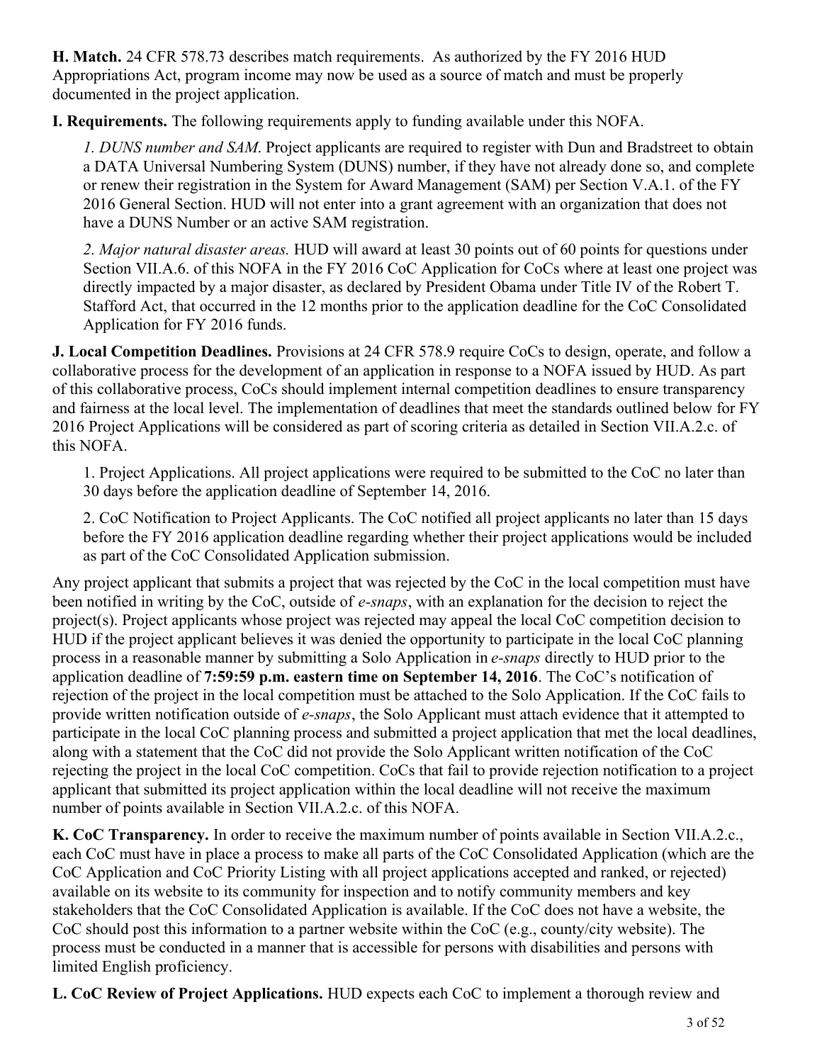**H. Match.** 24 CFR 578.73 describes match requirements. As authorized by the FY 2016 HUD Appropriations Act, program income may now be used as a source of match and must be properly documented in the project application.

**I. Requirements.** The following requirements apply to funding available under this NOFA.

*1. DUNS number and SAM.* Project applicants are required to register with Dun and Bradstreet to obtain a DATA Universal Numbering System (DUNS) number, if they have not already done so, and complete or renew their registration in the System for Award Management (SAM) per Section V.A.1. of the FY 2016 General Section. HUD will not enter into a grant agreement with an organization that does not have a DUNS Number or an active SAM registration.

*2. Major natural disaster areas.* HUD will award at least 30 points out of 60 points for questions under Section VII.A.6. of this NOFA in the FY 2016 CoC Application for CoCs where at least one project was directly impacted by a major disaster, as declared by President Obama under Title IV of the Robert T. Stafford Act, that occurred in the 12 months prior to the application deadline for the CoC Consolidated Application for FY 2016 funds.

**J. Local Competition Deadlines.** Provisions at 24 CFR 578.9 require CoCs to design, operate, and follow a collaborative process for the development of an application in response to a NOFA issued by HUD. As part of this collaborative process, CoCs should implement internal competition deadlines to ensure transparency and fairness at the local level. The implementation of deadlines that meet the standards outlined below for FY 2016 Project Applications will be considered as part of scoring criteria as detailed in Section VII.A.2.c. of this NOFA.

1. Project Applications. All project applications were required to be submitted to the CoC no later than 30 days before the application deadline of September 14, 2016.

2. CoC Notification to Project Applicants. The CoC notified all project applicants no later than 15 days before the FY 2016 application deadline regarding whether their project applications would be included as part of the CoC Consolidated Application submission.

Any project applicant that submits a project that was rejected by the CoC in the local competition must have been notified in writing by the CoC, outside of *e-snaps*, with an explanation for the decision to reject the project(s). Project applicants whose project was rejected may appeal the local CoC competition decision to HUD if the project applicant believes it was denied the opportunity to participate in the local CoC planning process in a reasonable manner by submitting a Solo Application in *e-snaps* directly to HUD prior to the application deadline of **7:59:59 p.m. eastern time on September 14, 2016**. The CoC's notification of rejection of the project in the local competition must be attached to the Solo Application. If the CoC fails to provide written notification outside of *e-snaps*, the Solo Applicant must attach evidence that it attempted to participate in the local CoC planning process and submitted a project application that met the local deadlines, along with a statement that the CoC did not provide the Solo Applicant written notification of the CoC rejecting the project in the local CoC competition. CoCs that fail to provide rejection notification to a project applicant that submitted its project application within the local deadline will not receive the maximum number of points available in Section VII.A.2.c. of this NOFA.

**K. CoC Transparency.** In order to receive the maximum number of points available in Section VII.A.2.c., each CoC must have in place a process to make all parts of the CoC Consolidated Application (which are the CoC Application and CoC Priority Listing with all project applications accepted and ranked, or rejected) available on its website to its community for inspection and to notify community members and key stakeholders that the CoC Consolidated Application is available. If the CoC does not have a website, the CoC should post this information to a partner website within the CoC (e.g., county/city website). The process must be conducted in a manner that is accessible for persons with disabilities and persons with limited English proficiency.

**L. CoC Review of Project Applications.** HUD expects each CoC to implement a thorough review and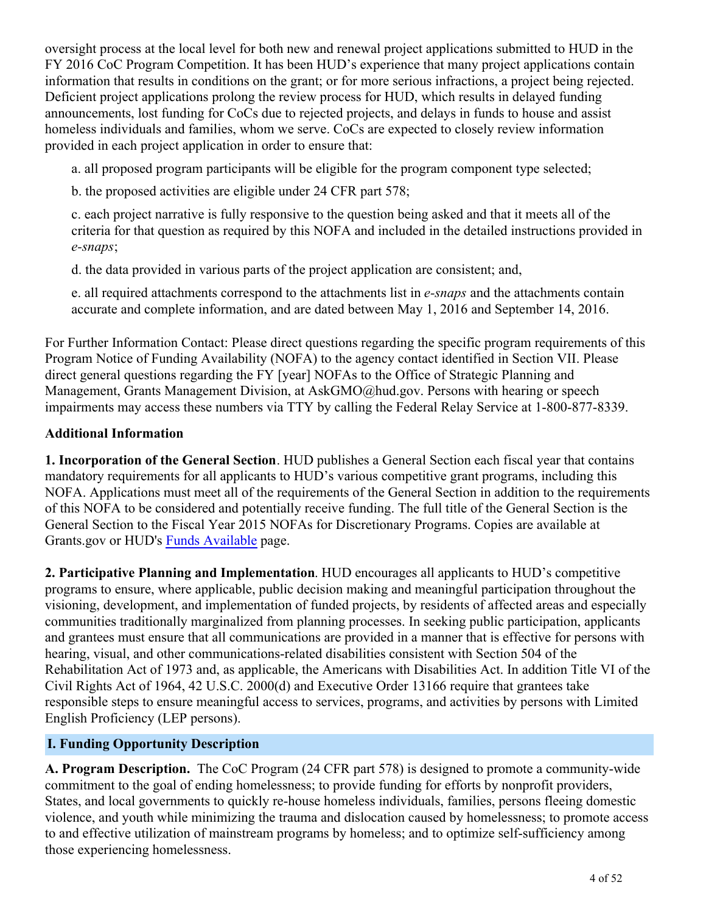oversight process at the local level for both new and renewal project applications submitted to HUD in the FY 2016 CoC Program Competition. It has been HUD's experience that many project applications contain information that results in conditions on the grant; or for more serious infractions, a project being rejected. Deficient project applications prolong the review process for HUD, which results in delayed funding announcements, lost funding for CoCs due to rejected projects, and delays in funds to house and assist homeless individuals and families, whom we serve. CoCs are expected to closely review information provided in each project application in order to ensure that:

a. all proposed program participants will be eligible for the program component type selected;

b. the proposed activities are eligible under 24 CFR part 578;

c. each project narrative is fully responsive to the question being asked and that it meets all of the criteria for that question as required by this NOFA and included in the detailed instructions provided in *e-snaps*;

d. the data provided in various parts of the project application are consistent; and,

e. all required attachments correspond to the attachments list in *e-snaps* and the attachments contain accurate and complete information, and are dated between May 1, 2016 and September 14, 2016.

For Further Information Contact: Please direct questions regarding the specific program requirements of this Program Notice of Funding Availability (NOFA) to the agency contact identified in Section VII. Please direct general questions regarding the FY [year] NOFAs to the Office of Strategic Planning and Management, Grants Management Division, at AskGMO@hud.gov. Persons with hearing or speech impairments may access these numbers via TTY by calling the Federal Relay Service at 1-800-877-8339.

**Additional Information**

**1. Incorporation of the General Section**. HUD publishes a General Section each fiscal year that contains mandatory requirements for all applicants to HUD's various competitive grant programs, including this NOFA. Applications must meet all of the requirements of the General Section in addition to the requirements of this NOFA to be considered and potentially receive funding. The full title of the General Section is the General Section to the Fiscal Year 2015 NOFAs for Discretionary Programs. Copies are available at Grants.gov or HUD's Funds Available page.

**2. Participative Planning and Implementation**. HUD encourages all applicants to HUD's competitive programs to ensure, where applicable, public decision making and meaningful participation throughout the visioning, development, and implementation of funded projects, by residents of affected areas and especially communities traditionally marginalized from planning processes. In seeking public participation, applicants and grantees must ensure that all communications are provided in a manner that is effective for persons with hearing, visual, and other communications-related disabilities consistent with Section 504 of the Rehabilitation Act of 1973 and, as applicable, the Americans with Disabilities Act. In addition Title VI of the Civil Rights Act of 1964, 42 U.S.C. 2000(d) and Executive Order 13166 require that grantees take responsible steps to ensure meaningful access to services, programs, and activities by persons with Limited English Proficiency (LEP persons).

## I. Funding Opportunity Description

**A. Program Description.** The CoC Program (24 CFR part 578) is designed to promote a community-wide commitment to the goal of ending homelessness; to provide funding for efforts by nonprofit providers, States, and local governments to quickly re-house homeless individuals, families, persons fleeing domestic violence, and youth while minimizing the trauma and dislocation caused by homelessness; to promote access to and effective utilization of mainstream programs by homeless; and to optimize self-sufficiency among those experiencing homelessness.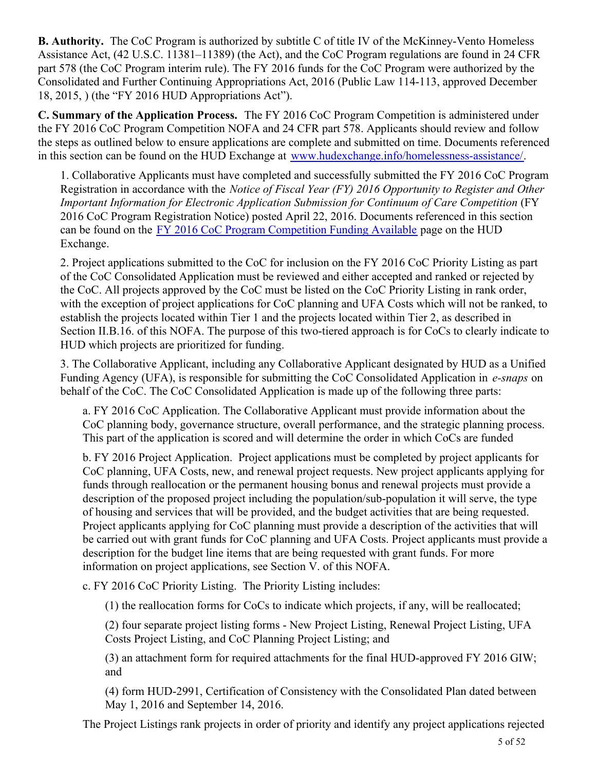**B. Authority.** The CoC Program is authorized by subtitle C of title IV of the McKinney-Vento Homeless Assistance Act, (42 U.S.C. 11381–11389) (the Act), and the CoC Program regulations are found in 24 CFR part 578 (the CoC Program interim rule). The FY 2016 funds for the CoC Program were authorized by the Consolidated and Further Continuing Appropriations Act, 2016 (Public Law 114-113, approved December 18, 2015, ) (the "FY 2016 HUD Appropriations Act").

**C. Summary of the Application Process.** The FY 2016 CoC Program Competition is administered under the FY 2016 CoC Program Competition NOFA and 24 CFR part 578. Applicants should review and follow the steps as outlined below to ensure applications are complete and submitted on time. Documents referenced in this section can be found on the HUD Exchange at www.hudexchange.info/homelessness-assistance/.

1. Collaborative Applicants must have completed and successfully submitted the FY 2016 CoC Program Registration in accordance with the *Notice of Fiscal Year (FY) 2016 Opportunity to Register and Other Important Information for Electronic Application Submission for Continuum of Care Competition* (FY 2016 CoC Program Registration Notice) posted April 22, 2016. Documents referenced in this section can be found on the FY 2016 CoC Program Competition Funding Available page on the HUD Exchange.

2. Project applications submitted to the CoC for inclusion on the FY 2016 CoC Priority Listing as part of the CoC Consolidated Application must be reviewed and either accepted and ranked or rejected by the CoC. All projects approved by the CoC must be listed on the CoC Priority Listing in rank order, with the exception of project applications for CoC planning and UFA Costs which will not be ranked, to establish the projects located within Tier 1 and the projects located within Tier 2, as described in Section II.B.16. of this NOFA. The purpose of this two-tiered approach is for CoCs to clearly indicate to HUD which projects are prioritized for funding.

3. The Collaborative Applicant, including any Collaborative Applicant designated by HUD as a Unified Funding Agency (UFA), is responsible for submitting the CoC Consolidated Application in *e-snaps* on behalf of the CoC. The CoC Consolidated Application is made up of the following three parts:

   a. FY 2016 CoC Application. The Collaborative Applicant must provide information about the CoC planning body, governance structure, overall performance, and the strategic planning process. This part of the application is scored and will determine the order in which CoCs are funded

   b. FY 2016 Project Application. Project applications must be completed by project applicants for CoC planning, UFA Costs, new, and renewal project requests. New project applicants applying for funds through reallocation or the permanent housing bonus and renewal projects must provide a description of the proposed project including the population/sub-population it will serve, the type of housing and services that will be provided, and the budget activities that are being requested. Project applicants applying for CoC planning must provide a description of the activities that will be carried out with grant funds for CoC planning and UFA Costs. Project applicants must provide a description for the budget line items that are being requested with grant funds. For more information on project applications, see Section V. of this NOFA.

   c. FY 2016 CoC Priority Listing. The Priority Listing includes:

      (1) the reallocation forms for CoCs to indicate which projects, if any, will be reallocated;

      (2) four separate project listing forms - New Project Listing, Renewal Project Listing, UFA Costs Project Listing, and CoC Planning Project Listing; and

      (3) an attachment form for required attachments for the final HUD-approved FY 2016 GIW; and

      (4) form HUD-2991, Certification of Consistency with the Consolidated Plan dated between May 1, 2016 and September 14, 2016.

   The Project Listings rank projects in order of priority and identify any project applications rejected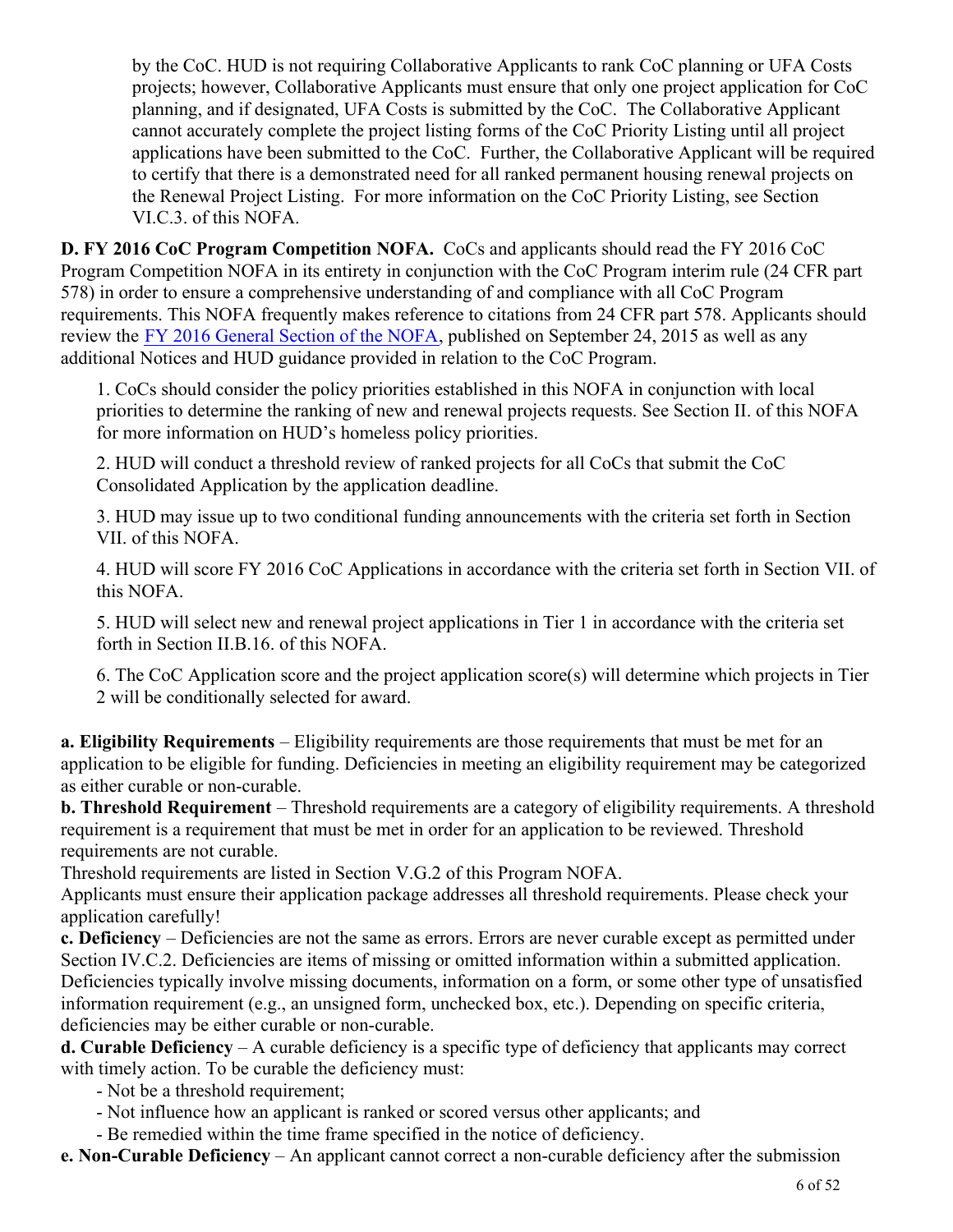by the CoC. HUD is not requiring Collaborative Applicants to rank CoC planning or UFA Costs projects; however, Collaborative Applicants must ensure that only one project application for CoC planning, and if designated, UFA Costs is submitted by the CoC. The Collaborative Applicant cannot accurately complete the project listing forms of the CoC Priority Listing until all project applications have been submitted to the CoC. Further, the Collaborative Applicant will be required to certify that there is a demonstrated need for all ranked permanent housing renewal projects on the Renewal Project Listing. For more information on the CoC Priority Listing, see Section VI.C.3. of this NOFA.

**D. FY 2016 CoC Program Competition NOFA.** CoCs and applicants should read the FY 2016 CoC Program Competition NOFA in its entirety in conjunction with the CoC Program interim rule (24 CFR part 578) in order to ensure a comprehensive understanding of and compliance with all CoC Program requirements. This NOFA frequently makes reference to citations from 24 CFR part 578. Applicants should review the FY 2016 General Section of the NOFA, published on September 24, 2015 as well as any additional Notices and HUD guidance provided in relation to the CoC Program.

1. CoCs should consider the policy priorities established in this NOFA in conjunction with local priorities to determine the ranking of new and renewal projects requests. See Section II. of this NOFA for more information on HUD's homeless policy priorities.

2. HUD will conduct a threshold review of ranked projects for all CoCs that submit the CoC Consolidated Application by the application deadline.

3. HUD may issue up to two conditional funding announcements with the criteria set forth in Section VII. of this NOFA.

4. HUD will score FY 2016 CoC Applications in accordance with the criteria set forth in Section VII. of this NOFA.

5. HUD will select new and renewal project applications in Tier 1 in accordance with the criteria set forth in Section II.B.16. of this NOFA.

6. The CoC Application score and the project application score(s) will determine which projects in Tier 2 will be conditionally selected for award.

**a. Eligibility Requirements** – Eligibility requirements are those requirements that must be met for an application to be eligible for funding. Deficiencies in meeting an eligibility requirement may be categorized as either curable or non-curable.

**b. Threshold Requirement** – Threshold requirements are a category of eligibility requirements. A threshold requirement is a requirement that must be met in order for an application to be reviewed. Threshold requirements are not curable.

Threshold requirements are listed in Section V.G.2 of this Program NOFA.

Applicants must ensure their application package addresses all threshold requirements. Please check your application carefully!

**c. Deficiency** – Deficiencies are not the same as errors. Errors are never curable except as permitted under Section IV.C.2. Deficiencies are items of missing or omitted information within a submitted application. Deficiencies typically involve missing documents, information on a form, or some other type of unsatisfied information requirement (e.g., an unsigned form, unchecked box, etc.). Depending on specific criteria, deficiencies may be either curable or non-curable.

**d. Curable Deficiency** – A curable deficiency is a specific type of deficiency that applicants may correct with timely action. To be curable the deficiency must:

- Not be a threshold requirement;
- Not influence how an applicant is ranked or scored versus other applicants; and
- Be remedied within the time frame specified in the notice of deficiency.

**e. Non-Curable Deficiency** – An applicant cannot correct a non-curable deficiency after the submission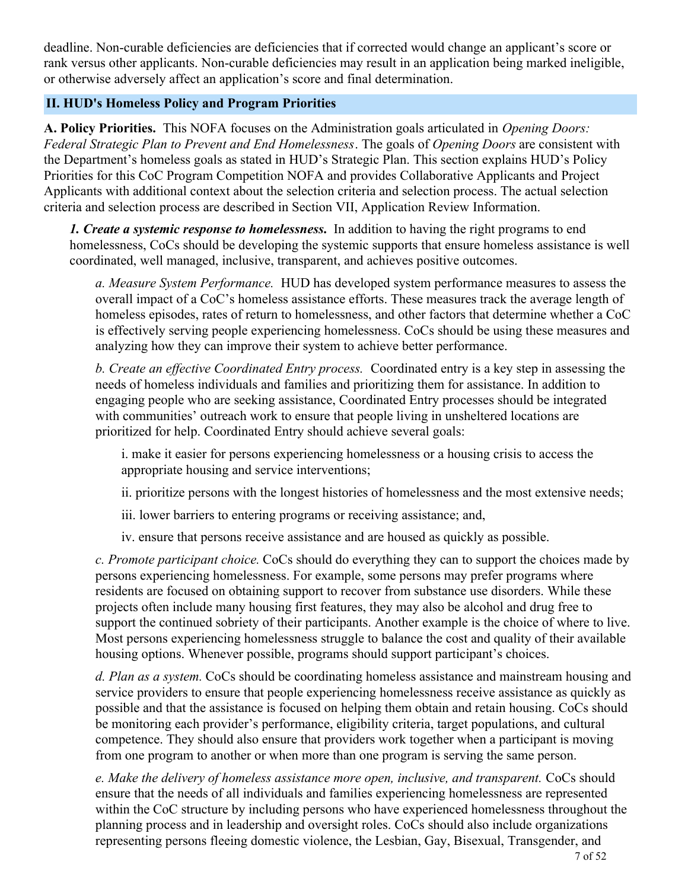deadline. Non-curable deficiencies are deficiencies that if corrected would change an applicant's score or rank versus other applicants. Non-curable deficiencies may result in an application being marked ineligible, or otherwise adversely affect an application's score and final determination.

## II. HUD's Homeless Policy and Program Priorities

**A. Policy Priorities.** This NOFA focuses on the Administration goals articulated in *Opening Doors: Federal Strategic Plan to Prevent and End Homelessness*. The goals of *Opening Doors* are consistent with the Department's homeless goals as stated in HUD's Strategic Plan. This section explains HUD's Policy Priorities for this CoC Program Competition NOFA and provides Collaborative Applicants and Project Applicants with additional context about the selection criteria and selection process. The actual selection criteria and selection process are described in Section VII, Application Review Information.

***1. Create a systemic response to homelessness.*** In addition to having the right programs to end homelessness, CoCs should be developing the systemic supports that ensure homeless assistance is well coordinated, well managed, inclusive, transparent, and achieves positive outcomes.

*a. Measure System Performance.* HUD has developed system performance measures to assess the overall impact of a CoC's homeless assistance efforts. These measures track the average length of homeless episodes, rates of return to homelessness, and other factors that determine whether a CoC is effectively serving people experiencing homelessness. CoCs should be using these measures and analyzing how they can improve their system to achieve better performance.

*b. Create an effective Coordinated Entry process.* Coordinated entry is a key step in assessing the needs of homeless individuals and families and prioritizing them for assistance. In addition to engaging people who are seeking assistance, Coordinated Entry processes should be integrated with communities' outreach work to ensure that people living in unsheltered locations are prioritized for help. Coordinated Entry should achieve several goals:

i. make it easier for persons experiencing homelessness or a housing crisis to access the appropriate housing and service interventions;

ii. prioritize persons with the longest histories of homelessness and the most extensive needs;

iii. lower barriers to entering programs or receiving assistance; and,

iv. ensure that persons receive assistance and are housed as quickly as possible.

*c. Promote participant choice.* CoCs should do everything they can to support the choices made by persons experiencing homelessness. For example, some persons may prefer programs where residents are focused on obtaining support to recover from substance use disorders. While these projects often include many housing first features, they may also be alcohol and drug free to support the continued sobriety of their participants. Another example is the choice of where to live. Most persons experiencing homelessness struggle to balance the cost and quality of their available housing options. Whenever possible, programs should support participant's choices.

*d. Plan as a system.* CoCs should be coordinating homeless assistance and mainstream housing and service providers to ensure that people experiencing homelessness receive assistance as quickly as possible and that the assistance is focused on helping them obtain and retain housing. CoCs should be monitoring each provider's performance, eligibility criteria, target populations, and cultural competence. They should also ensure that providers work together when a participant is moving from one program to another or when more than one program is serving the same person.

*e. Make the delivery of homeless assistance more open, inclusive, and transparent.* CoCs should ensure that the needs of all individuals and families experiencing homelessness are represented within the CoC structure by including persons who have experienced homelessness throughout the planning process and in leadership and oversight roles. CoCs should also include organizations representing persons fleeing domestic violence, the Lesbian, Gay, Bisexual, Transgender, and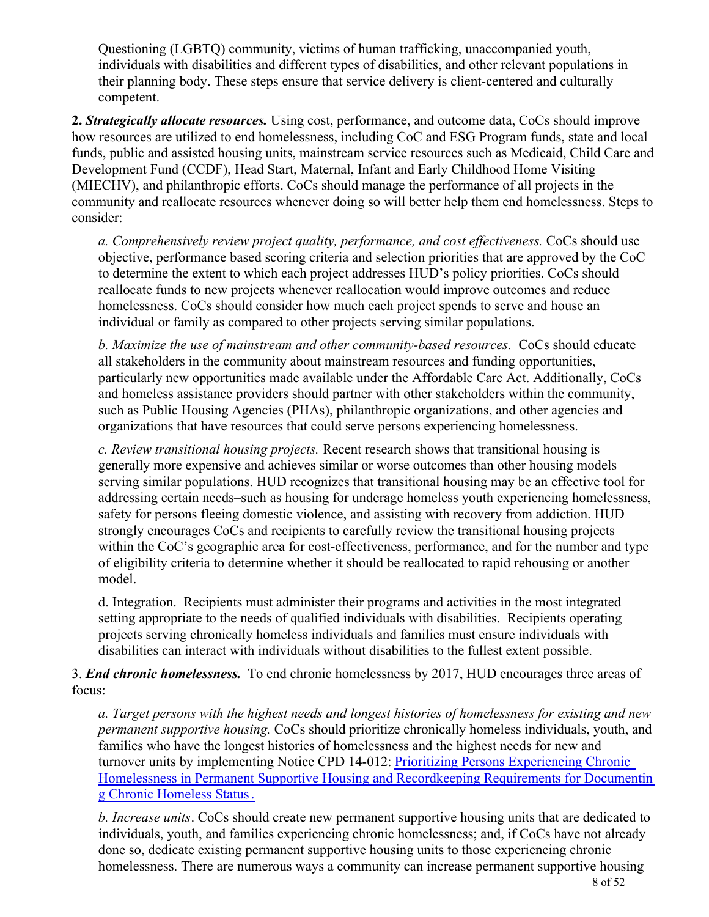Questioning (LGBTQ) community, victims of human trafficking, unaccompanied youth, individuals with disabilities and different types of disabilities, and other relevant populations in their planning body. These steps ensure that service delivery is client-centered and culturally competent.

**2. *Strategically allocate resources.*** Using cost, performance, and outcome data, CoCs should improve how resources are utilized to end homelessness, including CoC and ESG Program funds, state and local funds, public and assisted housing units, mainstream service resources such as Medicaid, Child Care and Development Fund (CCDF), Head Start, Maternal, Infant and Early Childhood Home Visiting (MIECHV), and philanthropic efforts. CoCs should manage the performance of all projects in the community and reallocate resources whenever doing so will better help them end homelessness. Steps to consider:

*a. Comprehensively review project quality, performance, and cost effectiveness.* CoCs should use objective, performance based scoring criteria and selection priorities that are approved by the CoC to determine the extent to which each project addresses HUD's policy priorities. CoCs should reallocate funds to new projects whenever reallocation would improve outcomes and reduce homelessness. CoCs should consider how much each project spends to serve and house an individual or family as compared to other projects serving similar populations.

*b. Maximize the use of mainstream and other community-based resources.* CoCs should educate all stakeholders in the community about mainstream resources and funding opportunities, particularly new opportunities made available under the Affordable Care Act. Additionally, CoCs and homeless assistance providers should partner with other stakeholders within the community, such as Public Housing Agencies (PHAs), philanthropic organizations, and other agencies and organizations that have resources that could serve persons experiencing homelessness.

*c. Review transitional housing projects.* Recent research shows that transitional housing is generally more expensive and achieves similar or worse outcomes than other housing models serving similar populations. HUD recognizes that transitional housing may be an effective tool for addressing certain needs–such as housing for underage homeless youth experiencing homelessness, safety for persons fleeing domestic violence, and assisting with recovery from addiction. HUD strongly encourages CoCs and recipients to carefully review the transitional housing projects within the CoC's geographic area for cost-effectiveness, performance, and for the number and type of eligibility criteria to determine whether it should be reallocated to rapid rehousing or another model.

d. Integration. Recipients must administer their programs and activities in the most integrated setting appropriate to the needs of qualified individuals with disabilities. Recipients operating projects serving chronically homeless individuals and families must ensure individuals with disabilities can interact with individuals without disabilities to the fullest extent possible.

3. ***End chronic homelessness.*** To end chronic homelessness by 2017, HUD encourages three areas of focus:

*a. Target persons with the highest needs and longest histories of homelessness for existing and new permanent supportive housing.* CoCs should prioritize chronically homeless individuals, youth, and families who have the longest histories of homelessness and the highest needs for new and turnover units by implementing Notice CPD 14-012: [Prioritizing Persons Experiencing Chronic Homelessness in Permanent Supportive Housing and Recordkeeping Requirements for Documenting Chronic Homeless Status](#).

*b. Increase units*. CoCs should create new permanent supportive housing units that are dedicated to individuals, youth, and families experiencing chronic homelessness; and, if CoCs have not already done so, dedicate existing permanent supportive housing units to those experiencing chronic homelessness. There are numerous ways a community can increase permanent supportive housing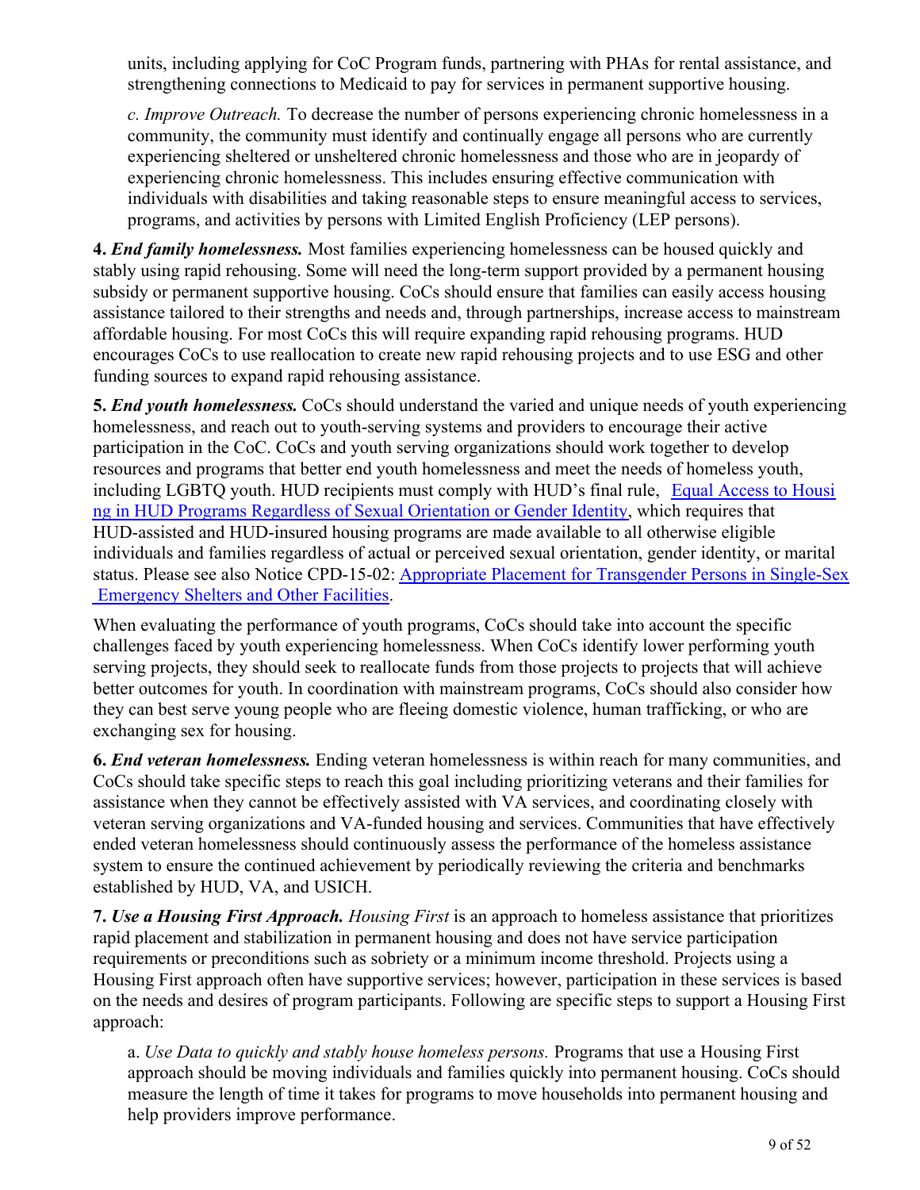units, including applying for CoC Program funds, partnering with PHAs for rental assistance, and strengthening connections to Medicaid to pay for services in permanent supportive housing.

*c. Improve Outreach.* To decrease the number of persons experiencing chronic homelessness in a community, the community must identify and continually engage all persons who are currently experiencing sheltered or unsheltered chronic homelessness and those who are in jeopardy of experiencing chronic homelessness. This includes ensuring effective communication with individuals with disabilities and taking reasonable steps to ensure meaningful access to services, programs, and activities by persons with Limited English Proficiency (LEP persons).

**4. *End family homelessness.*** Most families experiencing homelessness can be housed quickly and stably using rapid rehousing. Some will need the long-term support provided by a permanent housing subsidy or permanent supportive housing. CoCs should ensure that families can easily access housing assistance tailored to their strengths and needs and, through partnerships, increase access to mainstream affordable housing. For most CoCs this will require expanding rapid rehousing programs. HUD encourages CoCs to use reallocation to create new rapid rehousing projects and to use ESG and other funding sources to expand rapid rehousing assistance.

**5. *End youth homelessness.*** CoCs should understand the varied and unique needs of youth experiencing homelessness, and reach out to youth-serving systems and providers to encourage their active participation in the CoC. CoCs and youth serving organizations should work together to develop resources and programs that better end youth homelessness and meet the needs of homeless youth, including LGBTQ youth. HUD recipients must comply with HUD's final rule, [Equal Access to Housing in HUD Programs Regardless of Sexual Orientation or Gender Identity](), which requires that HUD-assisted and HUD-insured housing programs are made available to all otherwise eligible individuals and families regardless of actual or perceived sexual orientation, gender identity, or marital status. Please see also Notice CPD-15-02: [Appropriate Placement for Transgender Persons in Single-Sex Emergency Shelters and Other Facilities]().

When evaluating the performance of youth programs, CoCs should take into account the specific challenges faced by youth experiencing homelessness. When CoCs identify lower performing youth serving projects, they should seek to reallocate funds from those projects to projects that will achieve better outcomes for youth. In coordination with mainstream programs, CoCs should also consider how they can best serve young people who are fleeing domestic violence, human trafficking, or who are exchanging sex for housing.

**6. *End veteran homelessness.*** Ending veteran homelessness is within reach for many communities, and CoCs should take specific steps to reach this goal including prioritizing veterans and their families for assistance when they cannot be effectively assisted with VA services, and coordinating closely with veteran serving organizations and VA-funded housing and services. Communities that have effectively ended veteran homelessness should continuously assess the performance of the homeless assistance system to ensure the continued achievement by periodically reviewing the criteria and benchmarks established by HUD, VA, and USICH.

**7. *Use a Housing First Approach.*** *Housing First* is an approach to homeless assistance that prioritizes rapid placement and stabilization in permanent housing and does not have service participation requirements or preconditions such as sobriety or a minimum income threshold. Projects using a Housing First approach often have supportive services; however, participation in these services is based on the needs and desires of program participants. Following are specific steps to support a Housing First approach:

a. *Use Data to quickly and stably house homeless persons.* Programs that use a Housing First approach should be moving individuals and families quickly into permanent housing. CoCs should measure the length of time it takes for programs to move households into permanent housing and help providers improve performance.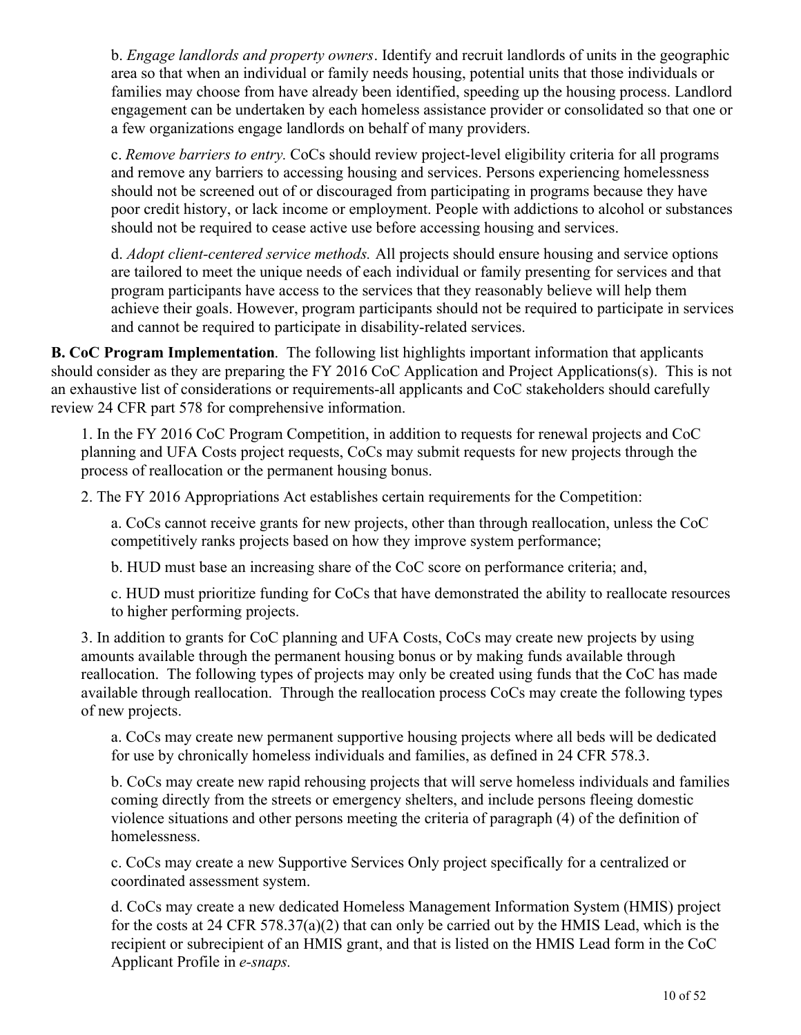b. *Engage landlords and property owners*. Identify and recruit landlords of units in the geographic area so that when an individual or family needs housing, potential units that those individuals or families may choose from have already been identified, speeding up the housing process. Landlord engagement can be undertaken by each homeless assistance provider or consolidated so that one or a few organizations engage landlords on behalf of many providers.

c. *Remove barriers to entry.* CoCs should review project-level eligibility criteria for all programs and remove any barriers to accessing housing and services. Persons experiencing homelessness should not be screened out of or discouraged from participating in programs because they have poor credit history, or lack income or employment. People with addictions to alcohol or substances should not be required to cease active use before accessing housing and services.

d. *Adopt client-centered service methods.* All projects should ensure housing and service options are tailored to meet the unique needs of each individual or family presenting for services and that program participants have access to the services that they reasonably believe will help them achieve their goals. However, program participants should not be required to participate in services and cannot be required to participate in disability-related services.

**B. CoC Program Implementation**. The following list highlights important information that applicants should consider as they are preparing the FY 2016 CoC Application and Project Applications(s). This is not an exhaustive list of considerations or requirements-all applicants and CoC stakeholders should carefully review 24 CFR part 578 for comprehensive information.

1. In the FY 2016 CoC Program Competition, in addition to requests for renewal projects and CoC planning and UFA Costs project requests, CoCs may submit requests for new projects through the process of reallocation or the permanent housing bonus.

2. The FY 2016 Appropriations Act establishes certain requirements for the Competition:

   a. CoCs cannot receive grants for new projects, other than through reallocation, unless the CoC competitively ranks projects based on how they improve system performance;

   b. HUD must base an increasing share of the CoC score on performance criteria; and,

   c. HUD must prioritize funding for CoCs that have demonstrated the ability to reallocate resources to higher performing projects.

3. In addition to grants for CoC planning and UFA Costs, CoCs may create new projects by using amounts available through the permanent housing bonus or by making funds available through reallocation. The following types of projects may only be created using funds that the CoC has made available through reallocation. Through the reallocation process CoCs may create the following types of new projects.

   a. CoCs may create new permanent supportive housing projects where all beds will be dedicated for use by chronically homeless individuals and families, as defined in 24 CFR 578.3.

   b. CoCs may create new rapid rehousing projects that will serve homeless individuals and families coming directly from the streets or emergency shelters, and include persons fleeing domestic violence situations and other persons meeting the criteria of paragraph (4) of the definition of homelessness.

   c. CoCs may create a new Supportive Services Only project specifically for a centralized or coordinated assessment system.

   d. CoCs may create a new dedicated Homeless Management Information System (HMIS) project for the costs at 24 CFR 578.37(a)(2) that can only be carried out by the HMIS Lead, which is the recipient or subrecipient of an HMIS grant, and that is listed on the HMIS Lead form in the CoC Applicant Profile in *e-snaps.*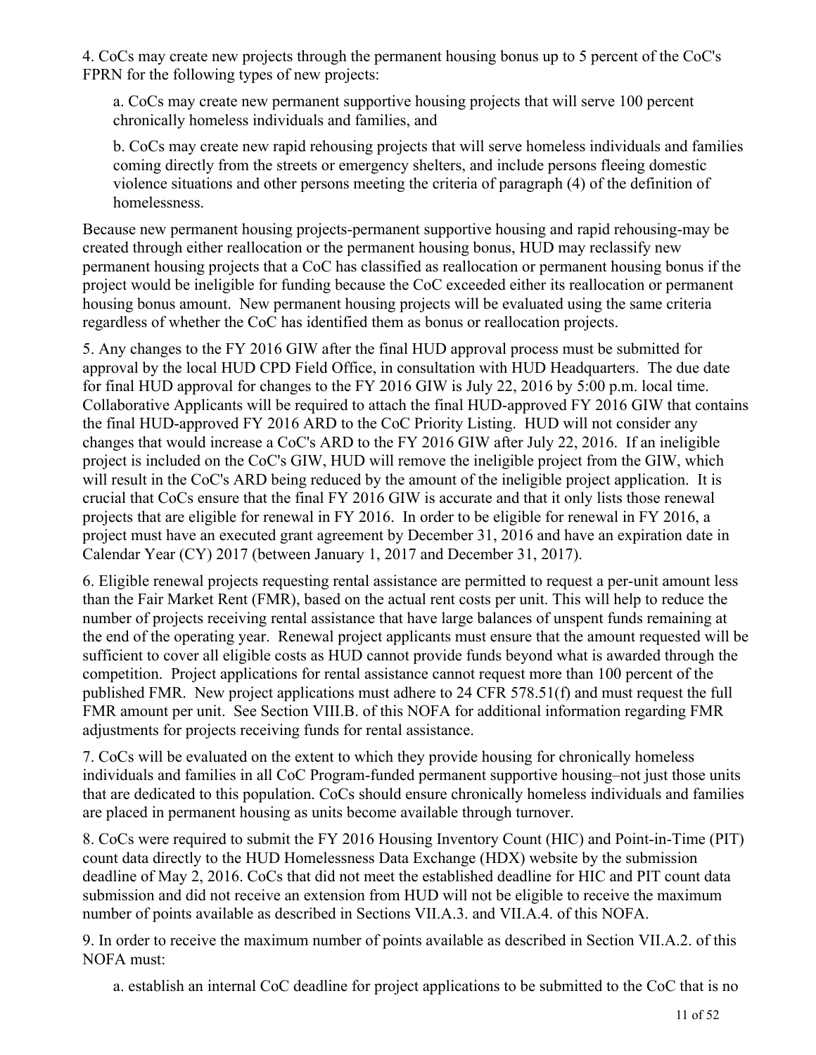4. CoCs may create new projects through the permanent housing bonus up to 5 percent of the CoC's FPRN for the following types of new projects:

   a. CoCs may create new permanent supportive housing projects that will serve 100 percent chronically homeless individuals and families, and

   b. CoCs may create new rapid rehousing projects that will serve homeless individuals and families coming directly from the streets or emergency shelters, and include persons fleeing domestic violence situations and other persons meeting the criteria of paragraph (4) of the definition of homelessness.

Because new permanent housing projects-permanent supportive housing and rapid rehousing-may be created through either reallocation or the permanent housing bonus, HUD may reclassify new permanent housing projects that a CoC has classified as reallocation or permanent housing bonus if the project would be ineligible for funding because the CoC exceeded either its reallocation or permanent housing bonus amount. New permanent housing projects will be evaluated using the same criteria regardless of whether the CoC has identified them as bonus or reallocation projects.

5. Any changes to the FY 2016 GIW after the final HUD approval process must be submitted for approval by the local HUD CPD Field Office, in consultation with HUD Headquarters. The due date for final HUD approval for changes to the FY 2016 GIW is July 22, 2016 by 5:00 p.m. local time. Collaborative Applicants will be required to attach the final HUD-approved FY 2016 GIW that contains the final HUD-approved FY 2016 ARD to the CoC Priority Listing. HUD will not consider any changes that would increase a CoC's ARD to the FY 2016 GIW after July 22, 2016. If an ineligible project is included on the CoC's GIW, HUD will remove the ineligible project from the GIW, which will result in the CoC's ARD being reduced by the amount of the ineligible project application. It is crucial that CoCs ensure that the final FY 2016 GIW is accurate and that it only lists those renewal projects that are eligible for renewal in FY 2016. In order to be eligible for renewal in FY 2016, a project must have an executed grant agreement by December 31, 2016 and have an expiration date in Calendar Year (CY) 2017 (between January 1, 2017 and December 31, 2017).

6. Eligible renewal projects requesting rental assistance are permitted to request a per-unit amount less than the Fair Market Rent (FMR), based on the actual rent costs per unit. This will help to reduce the number of projects receiving rental assistance that have large balances of unspent funds remaining at the end of the operating year. Renewal project applicants must ensure that the amount requested will be sufficient to cover all eligible costs as HUD cannot provide funds beyond what is awarded through the competition. Project applications for rental assistance cannot request more than 100 percent of the published FMR. New project applications must adhere to 24 CFR 578.51(f) and must request the full FMR amount per unit. See Section VIII.B. of this NOFA for additional information regarding FMR adjustments for projects receiving funds for rental assistance.

7. CoCs will be evaluated on the extent to which they provide housing for chronically homeless individuals and families in all CoC Program-funded permanent supportive housing–not just those units that are dedicated to this population. CoCs should ensure chronically homeless individuals and families are placed in permanent housing as units become available through turnover.

8. CoCs were required to submit the FY 2016 Housing Inventory Count (HIC) and Point-in-Time (PIT) count data directly to the HUD Homelessness Data Exchange (HDX) website by the submission deadline of May 2, 2016. CoCs that did not meet the established deadline for HIC and PIT count data submission and did not receive an extension from HUD will not be eligible to receive the maximum number of points available as described in Sections VII.A.3. and VII.A.4. of this NOFA.

9. In order to receive the maximum number of points available as described in Section VII.A.2. of this NOFA must:

   a. establish an internal CoC deadline for project applications to be submitted to the CoC that is no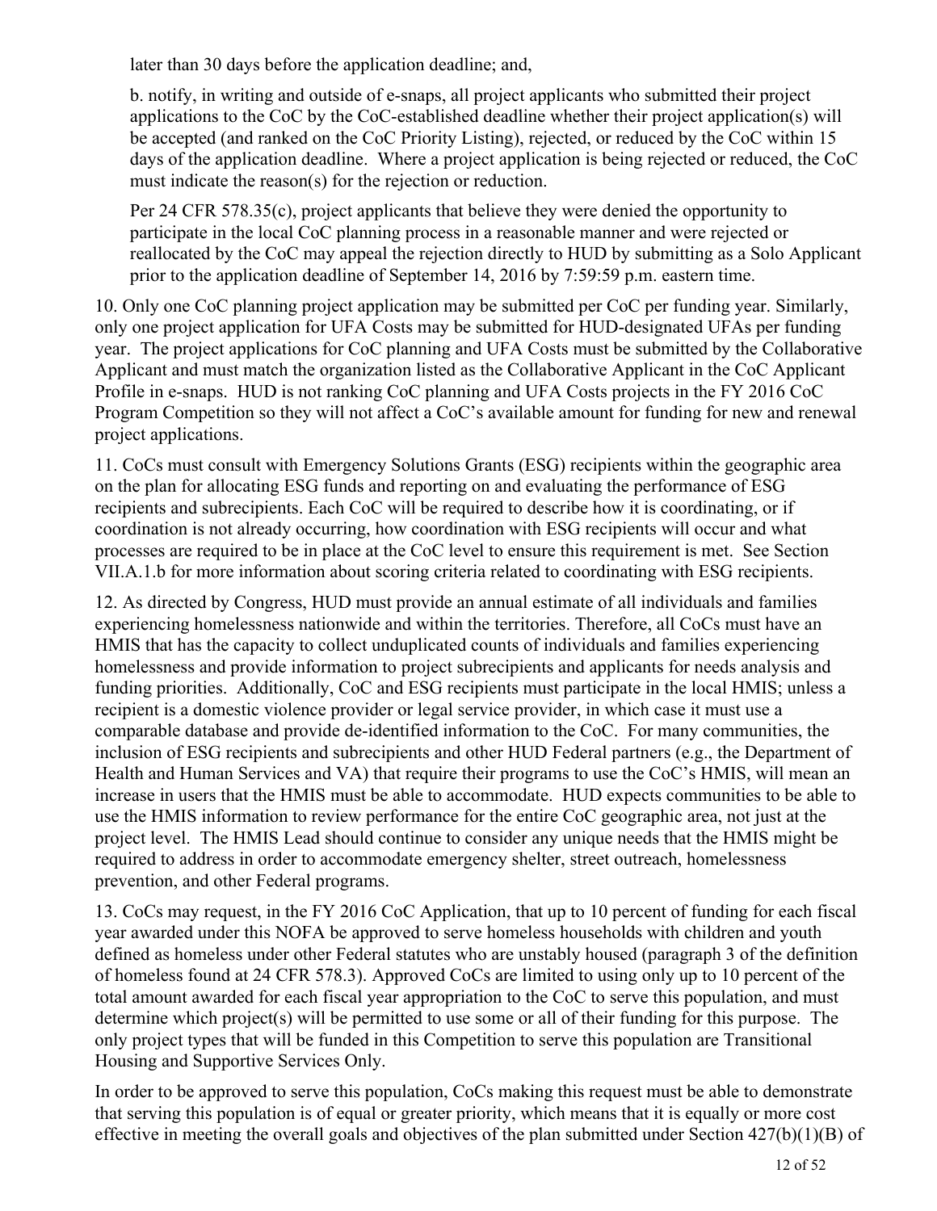later than 30 days before the application deadline; and,

b. notify, in writing and outside of e-snaps, all project applicants who submitted their project applications to the CoC by the CoC-established deadline whether their project application(s) will be accepted (and ranked on the CoC Priority Listing), rejected, or reduced by the CoC within 15 days of the application deadline. Where a project application is being rejected or reduced, the CoC must indicate the reason(s) for the rejection or reduction.

Per 24 CFR 578.35(c), project applicants that believe they were denied the opportunity to participate in the local CoC planning process in a reasonable manner and were rejected or reallocated by the CoC may appeal the rejection directly to HUD by submitting as a Solo Applicant prior to the application deadline of September 14, 2016 by 7:59:59 p.m. eastern time.

10. Only one CoC planning project application may be submitted per CoC per funding year. Similarly, only one project application for UFA Costs may be submitted for HUD-designated UFAs per funding year. The project applications for CoC planning and UFA Costs must be submitted by the Collaborative Applicant and must match the organization listed as the Collaborative Applicant in the CoC Applicant Profile in e-snaps. HUD is not ranking CoC planning and UFA Costs projects in the FY 2016 CoC Program Competition so they will not affect a CoC's available amount for funding for new and renewal project applications.

11. CoCs must consult with Emergency Solutions Grants (ESG) recipients within the geographic area on the plan for allocating ESG funds and reporting on and evaluating the performance of ESG recipients and subrecipients. Each CoC will be required to describe how it is coordinating, or if coordination is not already occurring, how coordination with ESG recipients will occur and what processes are required to be in place at the CoC level to ensure this requirement is met. See Section VII.A.1.b for more information about scoring criteria related to coordinating with ESG recipients.

12. As directed by Congress, HUD must provide an annual estimate of all individuals and families experiencing homelessness nationwide and within the territories. Therefore, all CoCs must have an HMIS that has the capacity to collect unduplicated counts of individuals and families experiencing homelessness and provide information to project subrecipients and applicants for needs analysis and funding priorities. Additionally, CoC and ESG recipients must participate in the local HMIS; unless a recipient is a domestic violence provider or legal service provider, in which case it must use a comparable database and provide de-identified information to the CoC. For many communities, the inclusion of ESG recipients and subrecipients and other HUD Federal partners (e.g., the Department of Health and Human Services and VA) that require their programs to use the CoC's HMIS, will mean an increase in users that the HMIS must be able to accommodate. HUD expects communities to be able to use the HMIS information to review performance for the entire CoC geographic area, not just at the project level. The HMIS Lead should continue to consider any unique needs that the HMIS might be required to address in order to accommodate emergency shelter, street outreach, homelessness prevention, and other Federal programs.

13. CoCs may request, in the FY 2016 CoC Application, that up to 10 percent of funding for each fiscal year awarded under this NOFA be approved to serve homeless households with children and youth defined as homeless under other Federal statutes who are unstably housed (paragraph 3 of the definition of homeless found at 24 CFR 578.3). Approved CoCs are limited to using only up to 10 percent of the total amount awarded for each fiscal year appropriation to the CoC to serve this population, and must determine which project(s) will be permitted to use some or all of their funding for this purpose. The only project types that will be funded in this Competition to serve this population are Transitional Housing and Supportive Services Only.

In order to be approved to serve this population, CoCs making this request must be able to demonstrate that serving this population is of equal or greater priority, which means that it is equally or more cost effective in meeting the overall goals and objectives of the plan submitted under Section 427(b)(1)(B) of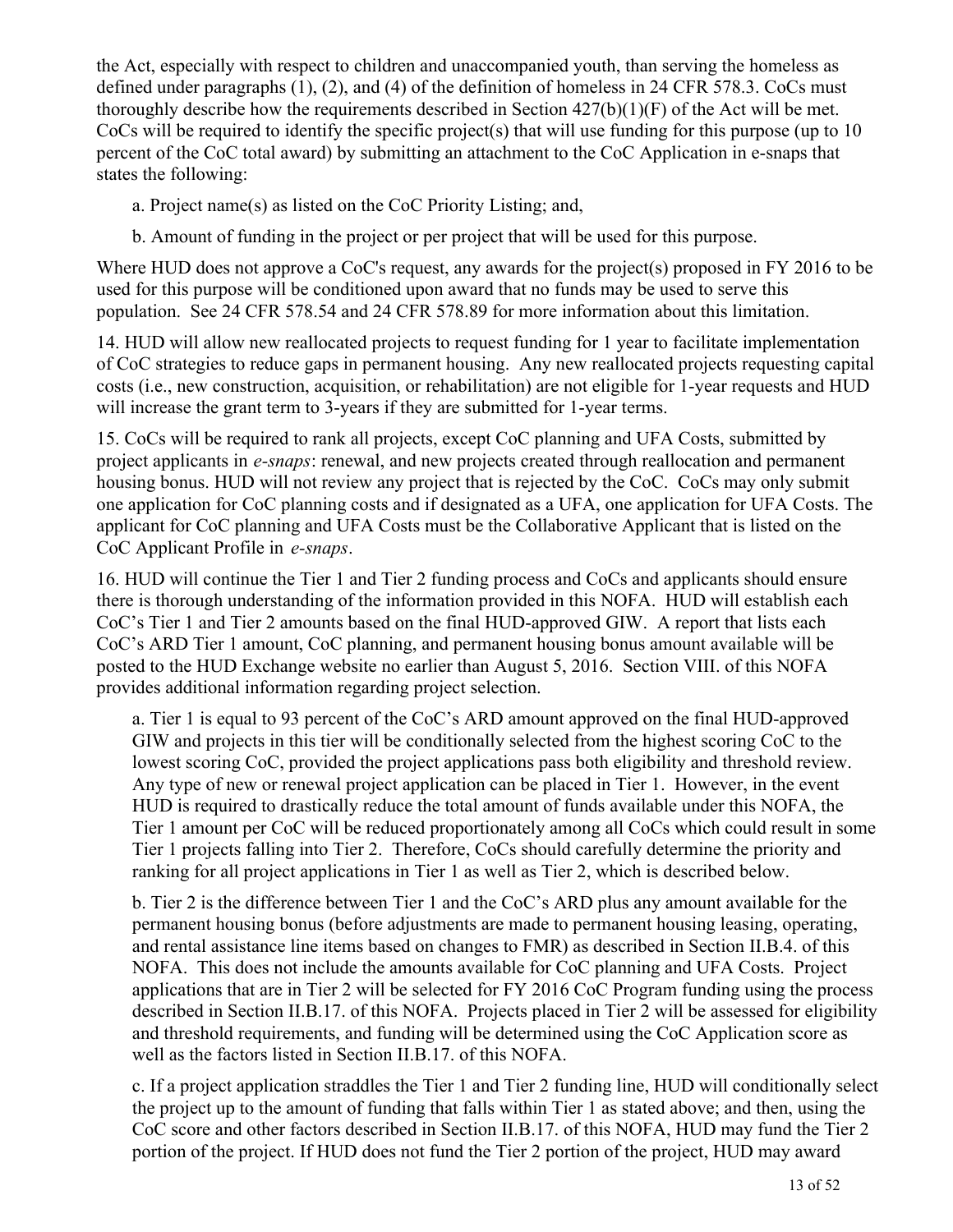the Act, especially with respect to children and unaccompanied youth, than serving the homeless as defined under paragraphs (1), (2), and (4) of the definition of homeless in 24 CFR 578.3. CoCs must thoroughly describe how the requirements described in Section 427(b)(1)(F) of the Act will be met. CoCs will be required to identify the specific project(s) that will use funding for this purpose (up to 10 percent of the CoC total award) by submitting an attachment to the CoC Application in e-snaps that states the following:

a. Project name(s) as listed on the CoC Priority Listing; and,

b. Amount of funding in the project or per project that will be used for this purpose.

Where HUD does not approve a CoC's request, any awards for the project(s) proposed in FY 2016 to be used for this purpose will be conditioned upon award that no funds may be used to serve this population. See 24 CFR 578.54 and 24 CFR 578.89 for more information about this limitation.

14. HUD will allow new reallocated projects to request funding for 1 year to facilitate implementation of CoC strategies to reduce gaps in permanent housing. Any new reallocated projects requesting capital costs (i.e., new construction, acquisition, or rehabilitation) are not eligible for 1-year requests and HUD will increase the grant term to 3-years if they are submitted for 1-year terms.

15. CoCs will be required to rank all projects, except CoC planning and UFA Costs, submitted by project applicants in *e-snaps*: renewal, and new projects created through reallocation and permanent housing bonus. HUD will not review any project that is rejected by the CoC. CoCs may only submit one application for CoC planning costs and if designated as a UFA, one application for UFA Costs. The applicant for CoC planning and UFA Costs must be the Collaborative Applicant that is listed on the CoC Applicant Profile in *e-snaps*.

16. HUD will continue the Tier 1 and Tier 2 funding process and CoCs and applicants should ensure there is thorough understanding of the information provided in this NOFA. HUD will establish each CoC's Tier 1 and Tier 2 amounts based on the final HUD-approved GIW. A report that lists each CoC's ARD Tier 1 amount, CoC planning, and permanent housing bonus amount available will be posted to the HUD Exchange website no earlier than August 5, 2016. Section VIII. of this NOFA provides additional information regarding project selection.

a. Tier 1 is equal to 93 percent of the CoC's ARD amount approved on the final HUD-approved GIW and projects in this tier will be conditionally selected from the highest scoring CoC to the lowest scoring CoC, provided the project applications pass both eligibility and threshold review. Any type of new or renewal project application can be placed in Tier 1. However, in the event HUD is required to drastically reduce the total amount of funds available under this NOFA, the Tier 1 amount per CoC will be reduced proportionately among all CoCs which could result in some Tier 1 projects falling into Tier 2. Therefore, CoCs should carefully determine the priority and ranking for all project applications in Tier 1 as well as Tier 2, which is described below.

b. Tier 2 is the difference between Tier 1 and the CoC's ARD plus any amount available for the permanent housing bonus (before adjustments are made to permanent housing leasing, operating, and rental assistance line items based on changes to FMR) as described in Section II.B.4. of this NOFA. This does not include the amounts available for CoC planning and UFA Costs. Project applications that are in Tier 2 will be selected for FY 2016 CoC Program funding using the process described in Section II.B.17. of this NOFA. Projects placed in Tier 2 will be assessed for eligibility and threshold requirements, and funding will be determined using the CoC Application score as well as the factors listed in Section II.B.17. of this NOFA.

c. If a project application straddles the Tier 1 and Tier 2 funding line, HUD will conditionally select the project up to the amount of funding that falls within Tier 1 as stated above; and then, using the CoC score and other factors described in Section II.B.17. of this NOFA, HUD may fund the Tier 2 portion of the project. If HUD does not fund the Tier 2 portion of the project, HUD may award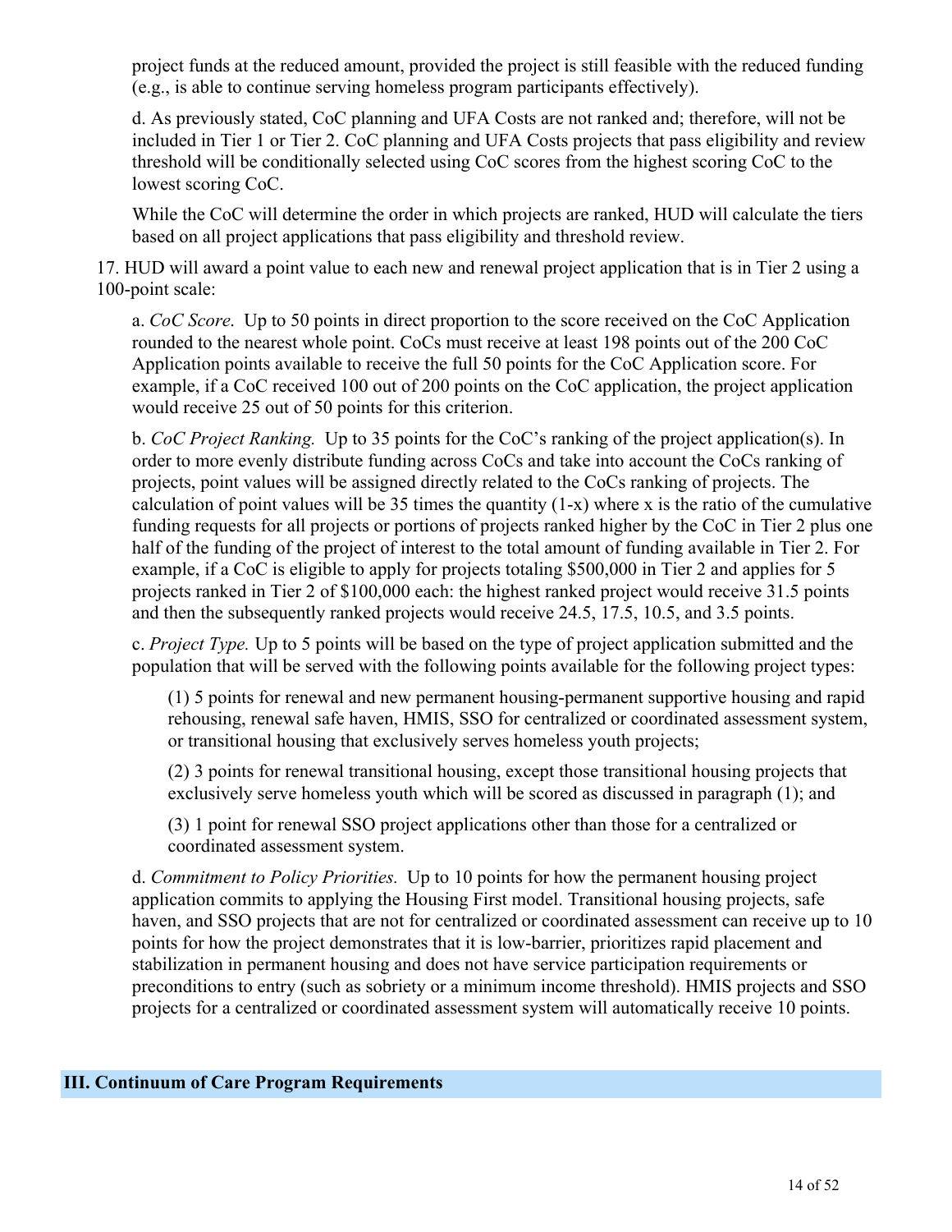project funds at the reduced amount, provided the project is still feasible with the reduced funding (e.g., is able to continue serving homeless program participants effectively).

d. As previously stated, CoC planning and UFA Costs are not ranked and; therefore, will not be included in Tier 1 or Tier 2. CoC planning and UFA Costs projects that pass eligibility and review threshold will be conditionally selected using CoC scores from the highest scoring CoC to the lowest scoring CoC.

While the CoC will determine the order in which projects are ranked, HUD will calculate the tiers based on all project applications that pass eligibility and threshold review.

17. HUD will award a point value to each new and renewal project application that is in Tier 2 using a 100-point scale:

a. *CoC Score.* Up to 50 points in direct proportion to the score received on the CoC Application rounded to the nearest whole point. CoCs must receive at least 198 points out of the 200 CoC Application points available to receive the full 50 points for the CoC Application score. For example, if a CoC received 100 out of 200 points on the CoC application, the project application would receive 25 out of 50 points for this criterion.

b. *CoC Project Ranking.* Up to 35 points for the CoC's ranking of the project application(s). In order to more evenly distribute funding across CoCs and take into account the CoCs ranking of projects, point values will be assigned directly related to the CoCs ranking of projects. The calculation of point values will be 35 times the quantity (1-x) where x is the ratio of the cumulative funding requests for all projects or portions of projects ranked higher by the CoC in Tier 2 plus one half of the funding of the project of interest to the total amount of funding available in Tier 2. For example, if a CoC is eligible to apply for projects totaling $500,000 in Tier 2 and applies for 5 projects ranked in Tier 2 of $100,000 each: the highest ranked project would receive 31.5 points and then the subsequently ranked projects would receive 24.5, 17.5, 10.5, and 3.5 points.

c. *Project Type.* Up to 5 points will be based on the type of project application submitted and the population that will be served with the following points available for the following project types:

(1) 5 points for renewal and new permanent housing-permanent supportive housing and rapid rehousing, renewal safe haven, HMIS, SSO for centralized or coordinated assessment system, or transitional housing that exclusively serves homeless youth projects;

(2) 3 points for renewal transitional housing, except those transitional housing projects that exclusively serve homeless youth which will be scored as discussed in paragraph (1); and

(3) 1 point for renewal SSO project applications other than those for a centralized or coordinated assessment system.

d. *Commitment to Policy Priorities.* Up to 10 points for how the permanent housing project application commits to applying the Housing First model. Transitional housing projects, safe haven, and SSO projects that are not for centralized or coordinated assessment can receive up to 10 points for how the project demonstrates that it is low-barrier, prioritizes rapid placement and stabilization in permanent housing and does not have service participation requirements or preconditions to entry (such as sobriety or a minimum income threshold). HMIS projects and SSO projects for a centralized or coordinated assessment system will automatically receive 10 points.

## III. Continuum of Care Program Requirements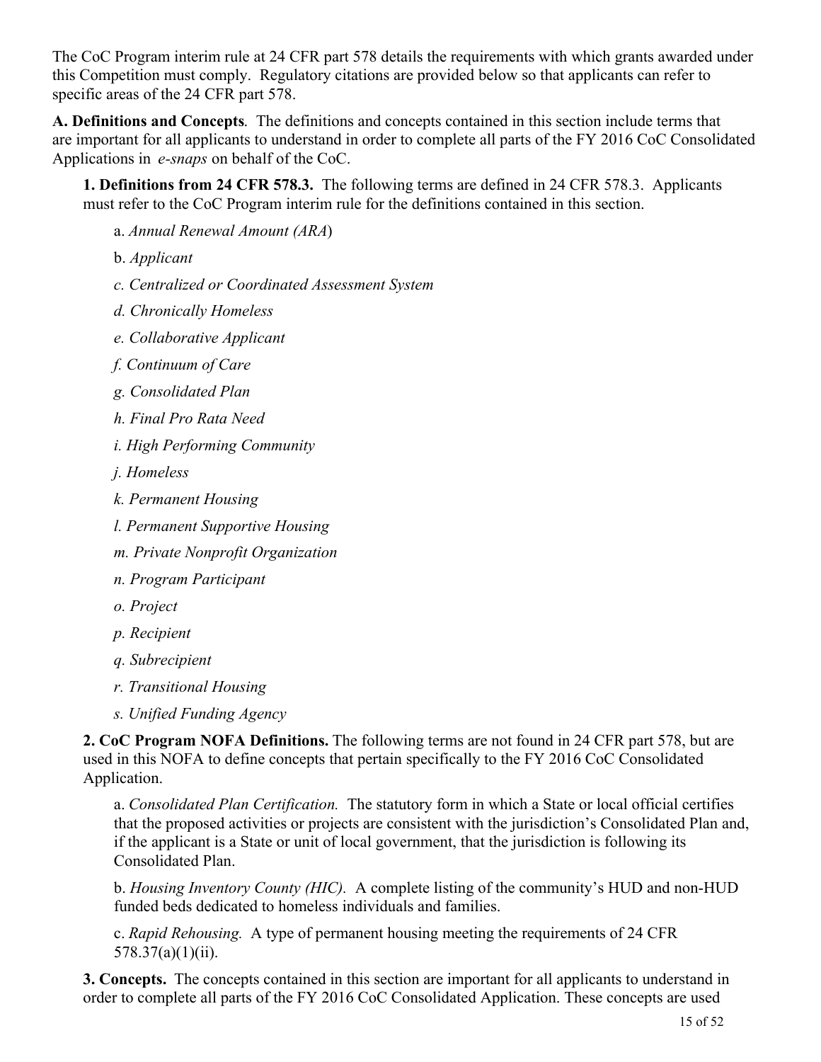The CoC Program interim rule at 24 CFR part 578 details the requirements with which grants awarded under this Competition must comply. Regulatory citations are provided below so that applicants can refer to specific areas of the 24 CFR part 578.

**A. Definitions and Concepts***.* The definitions and concepts contained in this section include terms that are important for all applicants to understand in order to complete all parts of the FY 2016 CoC Consolidated Applications in *e-snaps* on behalf of the CoC.

**1. Definitions from 24 CFR 578.3.** The following terms are defined in 24 CFR 578.3. Applicants must refer to the CoC Program interim rule for the definitions contained in this section.

a. *Annual Renewal Amount (ARA*)

b. *Applicant*

*c. Centralized or Coordinated Assessment System*

*d. Chronically Homeless*

*e. Collaborative Applicant*

*f. Continuum of Care*

*g. Consolidated Plan*

*h. Final Pro Rata Need*

*i. High Performing Community*

*j. Homeless*

*k. Permanent Housing*

*l. Permanent Supportive Housing*

*m. Private Nonprofit Organization*

*n. Program Participant*

*o. Project*

*p. Recipient*

*q. Subrecipient*

*r. Transitional Housing*

*s. Unified Funding Agency*

**2. CoC Program NOFA Definitions.** The following terms are not found in 24 CFR part 578, but are used in this NOFA to define concepts that pertain specifically to the FY 2016 CoC Consolidated Application.

a. *Consolidated Plan Certification.* The statutory form in which a State or local official certifies that the proposed activities or projects are consistent with the jurisdiction's Consolidated Plan and, if the applicant is a State or unit of local government, that the jurisdiction is following its Consolidated Plan.

b. *Housing Inventory County (HIC).* A complete listing of the community's HUD and non-HUD funded beds dedicated to homeless individuals and families.

c. *Rapid Rehousing.* A type of permanent housing meeting the requirements of 24 CFR 578.37(a)(1)(ii).

**3. Concepts.** The concepts contained in this section are important for all applicants to understand in order to complete all parts of the FY 2016 CoC Consolidated Application. These concepts are used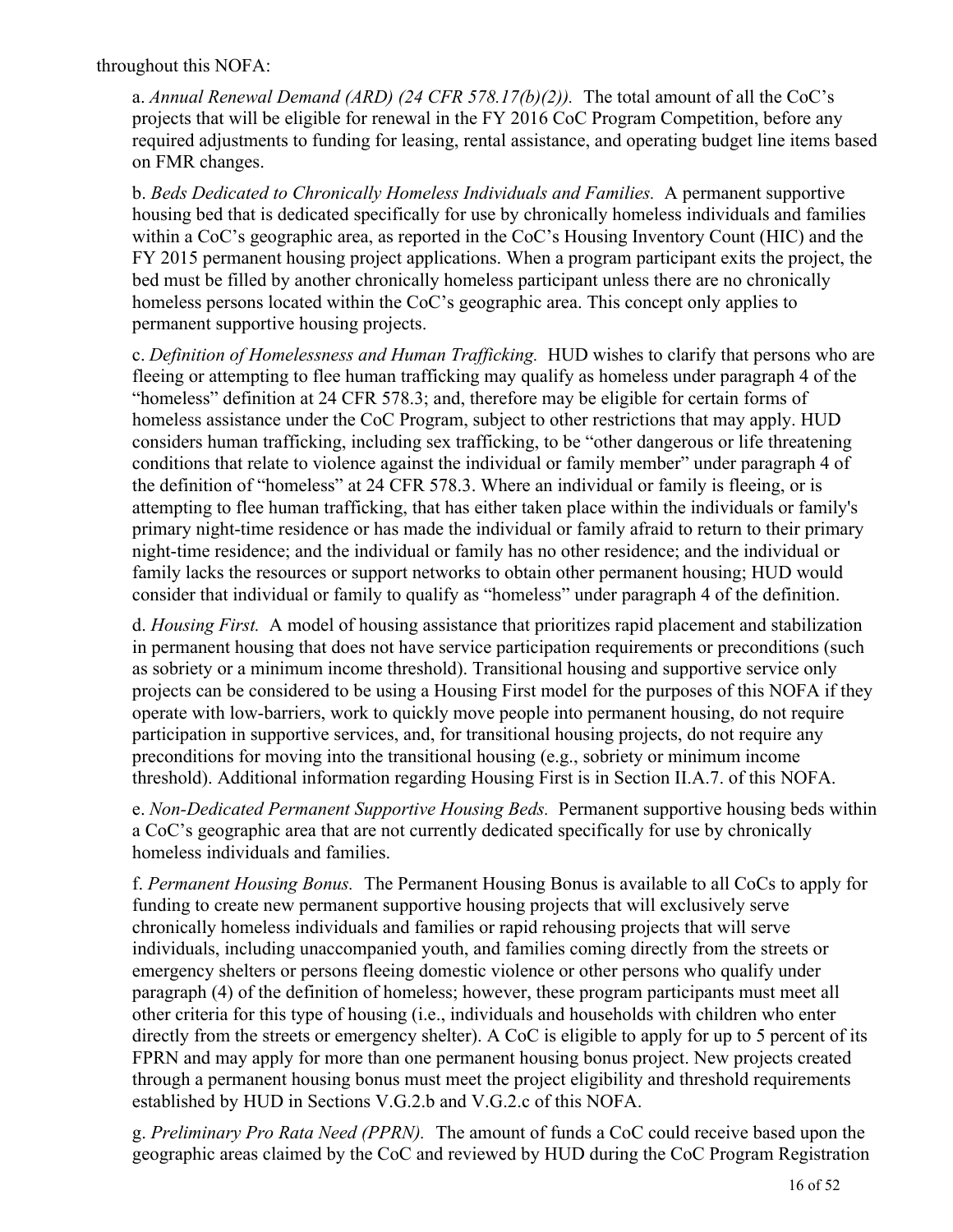throughout this NOFA:

a. *Annual Renewal Demand (ARD) (24 CFR 578.17(b)(2)).* The total amount of all the CoC's projects that will be eligible for renewal in the FY 2016 CoC Program Competition, before any required adjustments to funding for leasing, rental assistance, and operating budget line items based on FMR changes.

b. *Beds Dedicated to Chronically Homeless Individuals and Families.* A permanent supportive housing bed that is dedicated specifically for use by chronically homeless individuals and families within a CoC's geographic area, as reported in the CoC's Housing Inventory Count (HIC) and the FY 2015 permanent housing project applications. When a program participant exits the project, the bed must be filled by another chronically homeless participant unless there are no chronically homeless persons located within the CoC's geographic area. This concept only applies to permanent supportive housing projects.

c. *Definition of Homelessness and Human Trafficking.* HUD wishes to clarify that persons who are fleeing or attempting to flee human trafficking may qualify as homeless under paragraph 4 of the "homeless" definition at 24 CFR 578.3; and, therefore may be eligible for certain forms of homeless assistance under the CoC Program, subject to other restrictions that may apply. HUD considers human trafficking, including sex trafficking, to be "other dangerous or life threatening conditions that relate to violence against the individual or family member" under paragraph 4 of the definition of "homeless" at 24 CFR 578.3. Where an individual or family is fleeing, or is attempting to flee human trafficking, that has either taken place within the individuals or family's primary night-time residence or has made the individual or family afraid to return to their primary night-time residence; and the individual or family has no other residence; and the individual or family lacks the resources or support networks to obtain other permanent housing; HUD would consider that individual or family to qualify as "homeless" under paragraph 4 of the definition.

d. *Housing First.* A model of housing assistance that prioritizes rapid placement and stabilization in permanent housing that does not have service participation requirements or preconditions (such as sobriety or a minimum income threshold). Transitional housing and supportive service only projects can be considered to be using a Housing First model for the purposes of this NOFA if they operate with low-barriers, work to quickly move people into permanent housing, do not require participation in supportive services, and, for transitional housing projects, do not require any preconditions for moving into the transitional housing (e.g., sobriety or minimum income threshold). Additional information regarding Housing First is in Section II.A.7. of this NOFA.

e. *Non-Dedicated Permanent Supportive Housing Beds.* Permanent supportive housing beds within a CoC's geographic area that are not currently dedicated specifically for use by chronically homeless individuals and families.

f. *Permanent Housing Bonus.* The Permanent Housing Bonus is available to all CoCs to apply for funding to create new permanent supportive housing projects that will exclusively serve chronically homeless individuals and families or rapid rehousing projects that will serve individuals, including unaccompanied youth, and families coming directly from the streets or emergency shelters or persons fleeing domestic violence or other persons who qualify under paragraph (4) of the definition of homeless; however, these program participants must meet all other criteria for this type of housing (i.e., individuals and households with children who enter directly from the streets or emergency shelter). A CoC is eligible to apply for up to 5 percent of its FPRN and may apply for more than one permanent housing bonus project. New projects created through a permanent housing bonus must meet the project eligibility and threshold requirements established by HUD in Sections V.G.2.b and V.G.2.c of this NOFA.

g. *Preliminary Pro Rata Need (PPRN).* The amount of funds a CoC could receive based upon the geographic areas claimed by the CoC and reviewed by HUD during the CoC Program Registration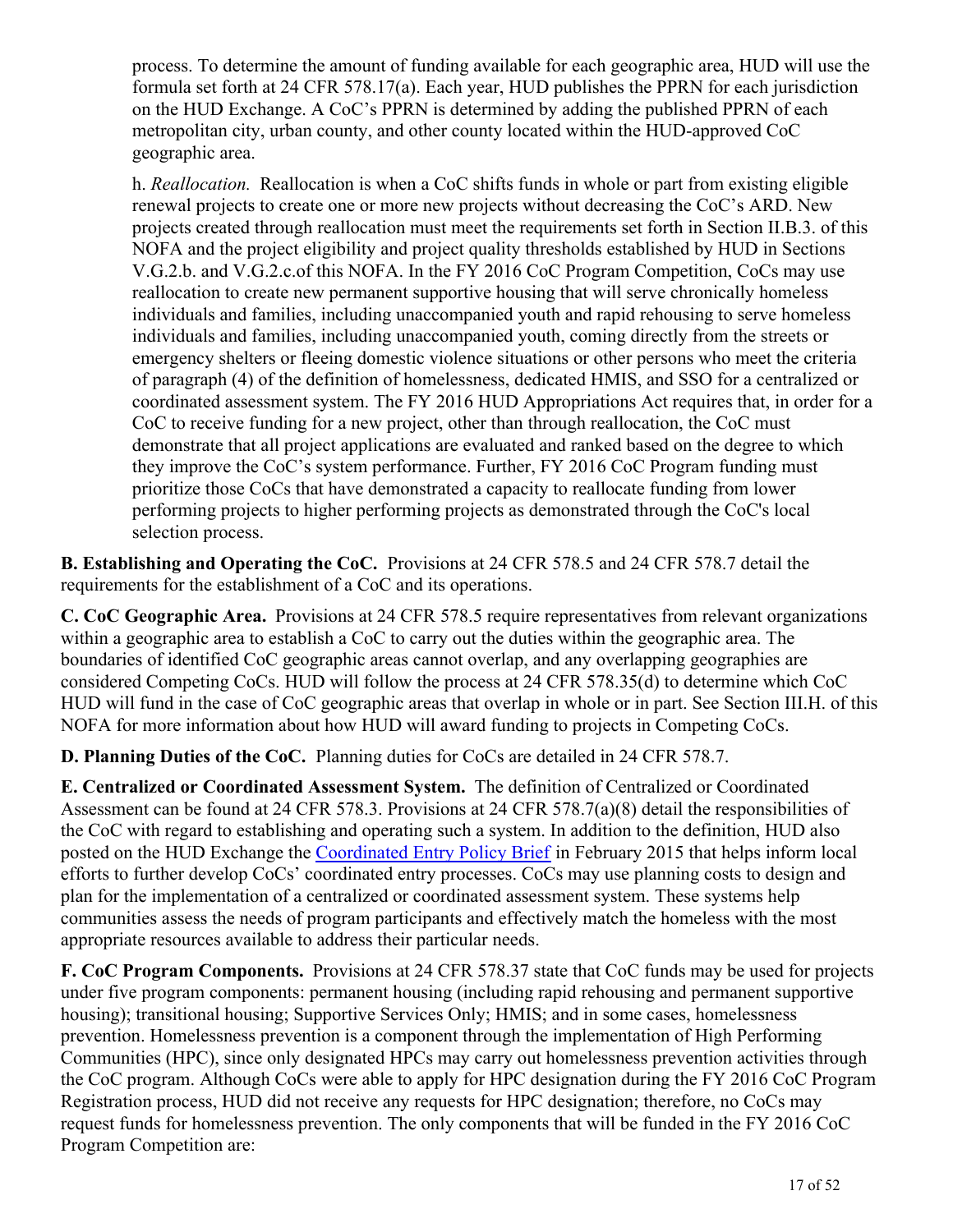process. To determine the amount of funding available for each geographic area, HUD will use the formula set forth at 24 CFR 578.17(a). Each year, HUD publishes the PPRN for each jurisdiction on the HUD Exchange. A CoC's PPRN is determined by adding the published PPRN of each metropolitan city, urban county, and other county located within the HUD-approved CoC geographic area.

h. *Reallocation.* Reallocation is when a CoC shifts funds in whole or part from existing eligible renewal projects to create one or more new projects without decreasing the CoC's ARD. New projects created through reallocation must meet the requirements set forth in Section II.B.3. of this NOFA and the project eligibility and project quality thresholds established by HUD in Sections V.G.2.b. and V.G.2.c.of this NOFA. In the FY 2016 CoC Program Competition, CoCs may use reallocation to create new permanent supportive housing that will serve chronically homeless individuals and families, including unaccompanied youth and rapid rehousing to serve homeless individuals and families, including unaccompanied youth, coming directly from the streets or emergency shelters or fleeing domestic violence situations or other persons who meet the criteria of paragraph (4) of the definition of homelessness, dedicated HMIS, and SSO for a centralized or coordinated assessment system. The FY 2016 HUD Appropriations Act requires that, in order for a CoC to receive funding for a new project, other than through reallocation, the CoC must demonstrate that all project applications are evaluated and ranked based on the degree to which they improve the CoC's system performance. Further, FY 2016 CoC Program funding must prioritize those CoCs that have demonstrated a capacity to reallocate funding from lower performing projects to higher performing projects as demonstrated through the CoC's local selection process.

**B. Establishing and Operating the CoC.** Provisions at 24 CFR 578.5 and 24 CFR 578.7 detail the requirements for the establishment of a CoC and its operations.

**C. CoC Geographic Area.** Provisions at 24 CFR 578.5 require representatives from relevant organizations within a geographic area to establish a CoC to carry out the duties within the geographic area. The boundaries of identified CoC geographic areas cannot overlap, and any overlapping geographies are considered Competing CoCs. HUD will follow the process at 24 CFR 578.35(d) to determine which CoC HUD will fund in the case of CoC geographic areas that overlap in whole or in part. See Section III.H. of this NOFA for more information about how HUD will award funding to projects in Competing CoCs.

**D. Planning Duties of the CoC.** Planning duties for CoCs are detailed in 24 CFR 578.7.

**E. Centralized or Coordinated Assessment System.** The definition of Centralized or Coordinated Assessment can be found at 24 CFR 578.3. Provisions at 24 CFR 578.7(a)(8) detail the responsibilities of the CoC with regard to establishing and operating such a system. In addition to the definition, HUD also posted on the HUD Exchange the Coordinated Entry Policy Brief in February 2015 that helps inform local efforts to further develop CoCs' coordinated entry processes. CoCs may use planning costs to design and plan for the implementation of a centralized or coordinated assessment system. These systems help communities assess the needs of program participants and effectively match the homeless with the most appropriate resources available to address their particular needs.

**F. CoC Program Components.** Provisions at 24 CFR 578.37 state that CoC funds may be used for projects under five program components: permanent housing (including rapid rehousing and permanent supportive housing); transitional housing; Supportive Services Only; HMIS; and in some cases, homelessness prevention. Homelessness prevention is a component through the implementation of High Performing Communities (HPC), since only designated HPCs may carry out homelessness prevention activities through the CoC program. Although CoCs were able to apply for HPC designation during the FY 2016 CoC Program Registration process, HUD did not receive any requests for HPC designation; therefore, no CoCs may request funds for homelessness prevention. The only components that will be funded in the FY 2016 CoC Program Competition are: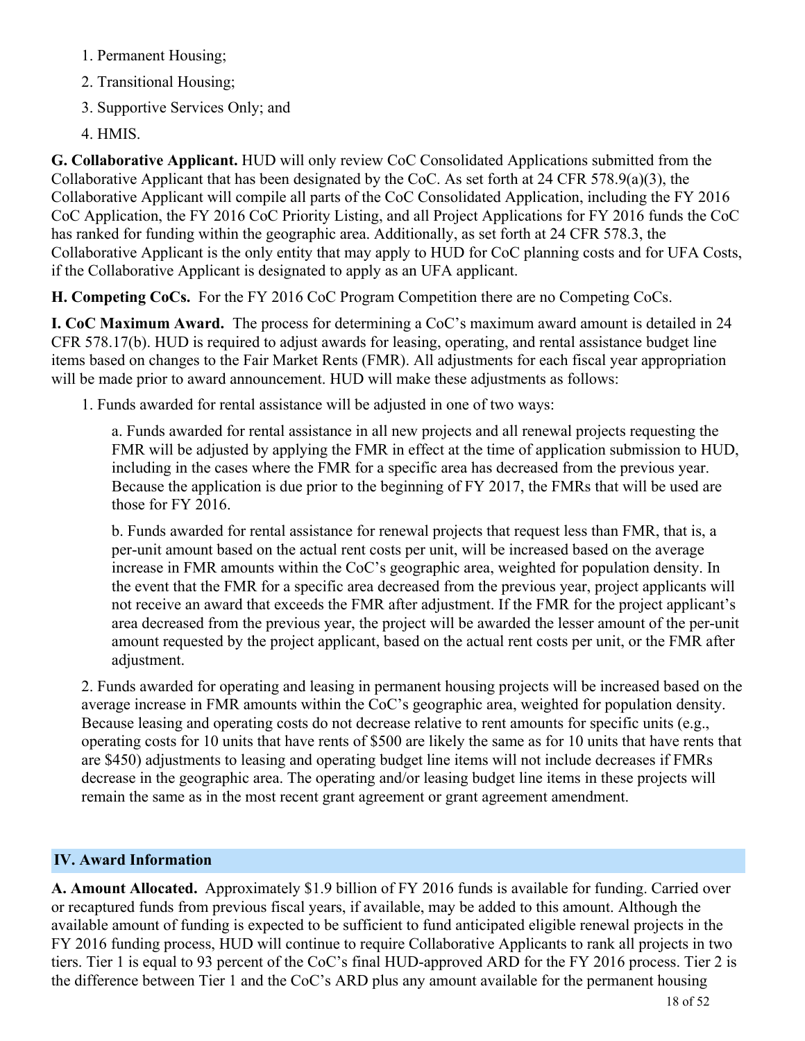1. Permanent Housing;
2. Transitional Housing;
3. Supportive Services Only; and
4. HMIS.

**G. Collaborative Applicant.** HUD will only review CoC Consolidated Applications submitted from the Collaborative Applicant that has been designated by the CoC. As set forth at 24 CFR 578.9(a)(3), the Collaborative Applicant will compile all parts of the CoC Consolidated Application, including the FY 2016 CoC Application, the FY 2016 CoC Priority Listing, and all Project Applications for FY 2016 funds the CoC has ranked for funding within the geographic area. Additionally, as set forth at 24 CFR 578.3, the Collaborative Applicant is the only entity that may apply to HUD for CoC planning costs and for UFA Costs, if the Collaborative Applicant is designated to apply as an UFA applicant.

**H. Competing CoCs.** For the FY 2016 CoC Program Competition there are no Competing CoCs.

**I. CoC Maximum Award.** The process for determining a CoC's maximum award amount is detailed in 24 CFR 578.17(b). HUD is required to adjust awards for leasing, operating, and rental assistance budget line items based on changes to the Fair Market Rents (FMR). All adjustments for each fiscal year appropriation will be made prior to award announcement. HUD will make these adjustments as follows:

1. Funds awarded for rental assistance will be adjusted in one of two ways:

    a. Funds awarded for rental assistance in all new projects and all renewal projects requesting the FMR will be adjusted by applying the FMR in effect at the time of application submission to HUD, including in the cases where the FMR for a specific area has decreased from the previous year. Because the application is due prior to the beginning of FY 2017, the FMRs that will be used are those for FY 2016.

    b. Funds awarded for rental assistance for renewal projects that request less than FMR, that is, a per-unit amount based on the actual rent costs per unit, will be increased based on the average increase in FMR amounts within the CoC's geographic area, weighted for population density. In the event that the FMR for a specific area decreased from the previous year, project applicants will not receive an award that exceeds the FMR after adjustment. If the FMR for the project applicant's area decreased from the previous year, the project will be awarded the lesser amount of the per-unit amount requested by the project applicant, based on the actual rent costs per unit, or the FMR after adjustment.

2. Funds awarded for operating and leasing in permanent housing projects will be increased based on the average increase in FMR amounts within the CoC's geographic area, weighted for population density. Because leasing and operating costs do not decrease relative to rent amounts for specific units (e.g., operating costs for 10 units that have rents of $500 are likely the same as for 10 units that have rents that are $450) adjustments to leasing and operating budget line items will not include decreases if FMRs decrease in the geographic area. The operating and/or leasing budget line items in these projects will remain the same as in the most recent grant agreement or grant agreement amendment.

## IV. Award Information

**A. Amount Allocated.** Approximately $1.9 billion of FY 2016 funds is available for funding. Carried over or recaptured funds from previous fiscal years, if available, may be added to this amount. Although the available amount of funding is expected to be sufficient to fund anticipated eligible renewal projects in the FY 2016 funding process, HUD will continue to require Collaborative Applicants to rank all projects in two tiers. Tier 1 is equal to 93 percent of the CoC's final HUD-approved ARD for the FY 2016 process. Tier 2 is the difference between Tier 1 and the CoC's ARD plus any amount available for the permanent housing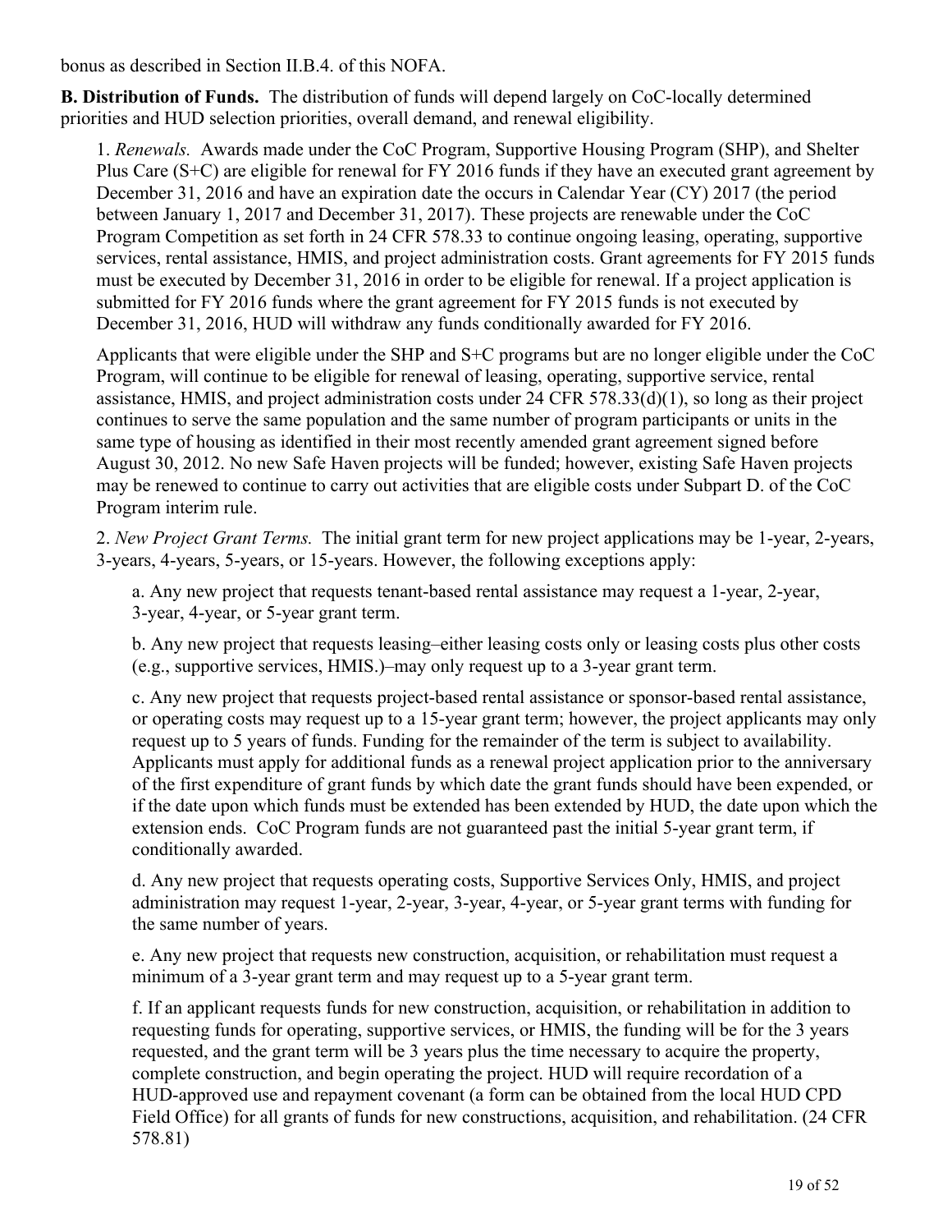bonus as described in Section II.B.4. of this NOFA.

**B. Distribution of Funds.** The distribution of funds will depend largely on CoC-locally determined priorities and HUD selection priorities, overall demand, and renewal eligibility.

1. *Renewals.* Awards made under the CoC Program, Supportive Housing Program (SHP), and Shelter Plus Care (S+C) are eligible for renewal for FY 2016 funds if they have an executed grant agreement by December 31, 2016 and have an expiration date the occurs in Calendar Year (CY) 2017 (the period between January 1, 2017 and December 31, 2017). These projects are renewable under the CoC Program Competition as set forth in 24 CFR 578.33 to continue ongoing leasing, operating, supportive services, rental assistance, HMIS, and project administration costs. Grant agreements for FY 2015 funds must be executed by December 31, 2016 in order to be eligible for renewal. If a project application is submitted for FY 2016 funds where the grant agreement for FY 2015 funds is not executed by December 31, 2016, HUD will withdraw any funds conditionally awarded for FY 2016.

Applicants that were eligible under the SHP and S+C programs but are no longer eligible under the CoC Program, will continue to be eligible for renewal of leasing, operating, supportive service, rental assistance, HMIS, and project administration costs under 24 CFR 578.33(d)(1), so long as their project continues to serve the same population and the same number of program participants or units in the same type of housing as identified in their most recently amended grant agreement signed before August 30, 2012. No new Safe Haven projects will be funded; however, existing Safe Haven projects may be renewed to continue to carry out activities that are eligible costs under Subpart D. of the CoC Program interim rule.

2. *New Project Grant Terms.* The initial grant term for new project applications may be 1-year, 2-years, 3-years, 4-years, 5-years, or 15-years. However, the following exceptions apply:

a. Any new project that requests tenant-based rental assistance may request a 1-year, 2-year, 3-year, 4-year, or 5-year grant term.

b. Any new project that requests leasing–either leasing costs only or leasing costs plus other costs (e.g., supportive services, HMIS.)–may only request up to a 3-year grant term.

c. Any new project that requests project-based rental assistance or sponsor-based rental assistance, or operating costs may request up to a 15-year grant term; however, the project applicants may only request up to 5 years of funds. Funding for the remainder of the term is subject to availability. Applicants must apply for additional funds as a renewal project application prior to the anniversary of the first expenditure of grant funds by which date the grant funds should have been expended, or if the date upon which funds must be extended has been extended by HUD, the date upon which the extension ends. CoC Program funds are not guaranteed past the initial 5-year grant term, if conditionally awarded.

d. Any new project that requests operating costs, Supportive Services Only, HMIS, and project administration may request 1-year, 2-year, 3-year, 4-year, or 5-year grant terms with funding for the same number of years.

e. Any new project that requests new construction, acquisition, or rehabilitation must request a minimum of a 3-year grant term and may request up to a 5-year grant term.

f. If an applicant requests funds for new construction, acquisition, or rehabilitation in addition to requesting funds for operating, supportive services, or HMIS, the funding will be for the 3 years requested, and the grant term will be 3 years plus the time necessary to acquire the property, complete construction, and begin operating the project. HUD will require recordation of a HUD-approved use and repayment covenant (a form can be obtained from the local HUD CPD Field Office) for all grants of funds for new constructions, acquisition, and rehabilitation. (24 CFR 578.81)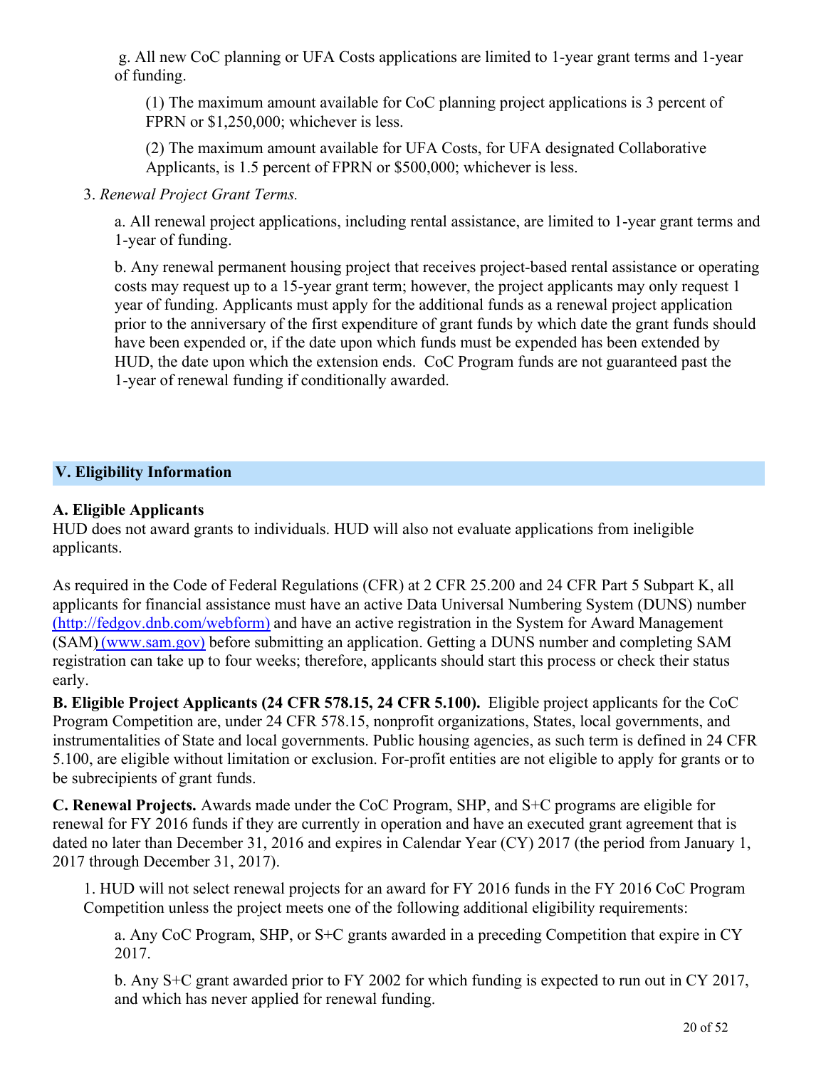g. All new CoC planning or UFA Costs applications are limited to 1-year grant terms and 1-year of funding.

(1) The maximum amount available for CoC planning project applications is 3 percent of FPRN or $1,250,000; whichever is less.

(2) The maximum amount available for UFA Costs, for UFA designated Collaborative Applicants, is 1.5 percent of FPRN or $500,000; whichever is less.

3. *Renewal Project Grant Terms.*

a. All renewal project applications, including rental assistance, are limited to 1-year grant terms and 1-year of funding.

b. Any renewal permanent housing project that receives project-based rental assistance or operating costs may request up to a 15-year grant term; however, the project applicants may only request 1 year of funding. Applicants must apply for the additional funds as a renewal project application prior to the anniversary of the first expenditure of grant funds by which date the grant funds should have been expended or, if the date upon which funds must be expended has been extended by HUD, the date upon which the extension ends. CoC Program funds are not guaranteed past the 1-year of renewal funding if conditionally awarded.

## V. Eligibility Information

### A. Eligible Applicants

HUD does not award grants to individuals. HUD will also not evaluate applications from ineligible applicants.

As required in the Code of Federal Regulations (CFR) at 2 CFR 25.200 and 24 CFR Part 5 Subpart K, all applicants for financial assistance must have an active Data Universal Numbering System (DUNS) number (http://fedgov.dnb.com/webform) and have an active registration in the System for Award Management (SAM) (www.sam.gov) before submitting an application. Getting a DUNS number and completing SAM registration can take up to four weeks; therefore, applicants should start this process or check their status early.

**B. Eligible Project Applicants (24 CFR 578.15, 24 CFR 5.100).** Eligible project applicants for the CoC Program Competition are, under 24 CFR 578.15, nonprofit organizations, States, local governments, and instrumentalities of State and local governments. Public housing agencies, as such term is defined in 24 CFR 5.100, are eligible without limitation or exclusion. For-profit entities are not eligible to apply for grants or to be subrecipients of grant funds.

**C. Renewal Projects.** Awards made under the CoC Program, SHP, and S+C programs are eligible for renewal for FY 2016 funds if they are currently in operation and have an executed grant agreement that is dated no later than December 31, 2016 and expires in Calendar Year (CY) 2017 (the period from January 1, 2017 through December 31, 2017).

1. HUD will not select renewal projects for an award for FY 2016 funds in the FY 2016 CoC Program Competition unless the project meets one of the following additional eligibility requirements:

a. Any CoC Program, SHP, or S+C grants awarded in a preceding Competition that expire in CY 2017.

b. Any S+C grant awarded prior to FY 2002 for which funding is expected to run out in CY 2017, and which has never applied for renewal funding.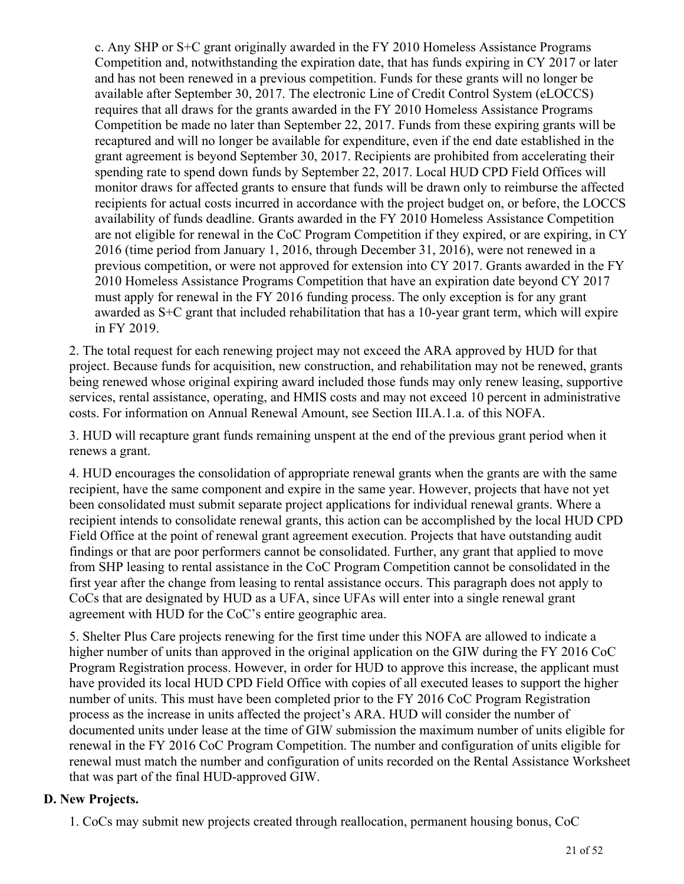c. Any SHP or S+C grant originally awarded in the FY 2010 Homeless Assistance Programs Competition and, notwithstanding the expiration date, that has funds expiring in CY 2017 or later and has not been renewed in a previous competition. Funds for these grants will no longer be available after September 30, 2017. The electronic Line of Credit Control System (eLOCCS) requires that all draws for the grants awarded in the FY 2010 Homeless Assistance Programs Competition be made no later than September 22, 2017. Funds from these expiring grants will be recaptured and will no longer be available for expenditure, even if the end date established in the grant agreement is beyond September 30, 2017. Recipients are prohibited from accelerating their spending rate to spend down funds by September 22, 2017. Local HUD CPD Field Offices will monitor draws for affected grants to ensure that funds will be drawn only to reimburse the affected recipients for actual costs incurred in accordance with the project budget on, or before, the LOCCS availability of funds deadline. Grants awarded in the FY 2010 Homeless Assistance Competition are not eligible for renewal in the CoC Program Competition if they expired, or are expiring, in CY 2016 (time period from January 1, 2016, through December 31, 2016), were not renewed in a previous competition, or were not approved for extension into CY 2017. Grants awarded in the FY 2010 Homeless Assistance Programs Competition that have an expiration date beyond CY 2017 must apply for renewal in the FY 2016 funding process. The only exception is for any grant awarded as S+C grant that included rehabilitation that has a 10-year grant term, which will expire in FY 2019.

2. The total request for each renewing project may not exceed the ARA approved by HUD for that project. Because funds for acquisition, new construction, and rehabilitation may not be renewed, grants being renewed whose original expiring award included those funds may only renew leasing, supportive services, rental assistance, operating, and HMIS costs and may not exceed 10 percent in administrative costs. For information on Annual Renewal Amount, see Section III.A.1.a. of this NOFA.

3. HUD will recapture grant funds remaining unspent at the end of the previous grant period when it renews a grant.

4. HUD encourages the consolidation of appropriate renewal grants when the grants are with the same recipient, have the same component and expire in the same year. However, projects that have not yet been consolidated must submit separate project applications for individual renewal grants. Where a recipient intends to consolidate renewal grants, this action can be accomplished by the local HUD CPD Field Office at the point of renewal grant agreement execution. Projects that have outstanding audit findings or that are poor performers cannot be consolidated. Further, any grant that applied to move from SHP leasing to rental assistance in the CoC Program Competition cannot be consolidated in the first year after the change from leasing to rental assistance occurs. This paragraph does not apply to CoCs that are designated by HUD as a UFA, since UFAs will enter into a single renewal grant agreement with HUD for the CoC's entire geographic area.

5. Shelter Plus Care projects renewing for the first time under this NOFA are allowed to indicate a higher number of units than approved in the original application on the GIW during the FY 2016 CoC Program Registration process. However, in order for HUD to approve this increase, the applicant must have provided its local HUD CPD Field Office with copies of all executed leases to support the higher number of units. This must have been completed prior to the FY 2016 CoC Program Registration process as the increase in units affected the project's ARA. HUD will consider the number of documented units under lease at the time of GIW submission the maximum number of units eligible for renewal in the FY 2016 CoC Program Competition. The number and configuration of units eligible for renewal must match the number and configuration of units recorded on the Rental Assistance Worksheet that was part of the final HUD-approved GIW.

**D. New Projects.**

1. CoCs may submit new projects created through reallocation, permanent housing bonus, CoC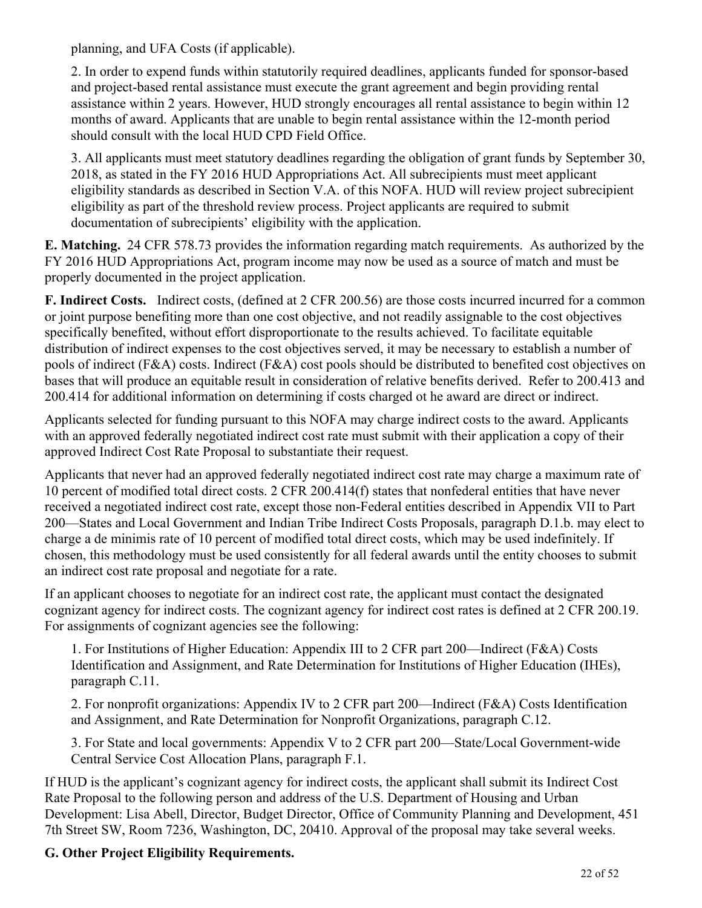planning, and UFA Costs (if applicable).

2. In order to expend funds within statutorily required deadlines, applicants funded for sponsor-based and project-based rental assistance must execute the grant agreement and begin providing rental assistance within 2 years. However, HUD strongly encourages all rental assistance to begin within 12 months of award. Applicants that are unable to begin rental assistance within the 12-month period should consult with the local HUD CPD Field Office.

3. All applicants must meet statutory deadlines regarding the obligation of grant funds by September 30, 2018, as stated in the FY 2016 HUD Appropriations Act. All subrecipients must meet applicant eligibility standards as described in Section V.A. of this NOFA. HUD will review project subrecipient eligibility as part of the threshold review process. Project applicants are required to submit documentation of subrecipients' eligibility with the application.

**E. Matching.** 24 CFR 578.73 provides the information regarding match requirements. As authorized by the FY 2016 HUD Appropriations Act, program income may now be used as a source of match and must be properly documented in the project application.

**F. Indirect Costs.** Indirect costs, (defined at 2 CFR 200.56) are those costs incurred incurred for a common or joint purpose benefiting more than one cost objective, and not readily assignable to the cost objectives specifically benefited, without effort disproportionate to the results achieved. To facilitate equitable distribution of indirect expenses to the cost objectives served, it may be necessary to establish a number of pools of indirect (F&A) costs. Indirect (F&A) cost pools should be distributed to benefited cost objectives on bases that will produce an equitable result in consideration of relative benefits derived. Refer to 200.413 and 200.414 for additional information on determining if costs charged ot he award are direct or indirect.

Applicants selected for funding pursuant to this NOFA may charge indirect costs to the award. Applicants with an approved federally negotiated indirect cost rate must submit with their application a copy of their approved Indirect Cost Rate Proposal to substantiate their request.

Applicants that never had an approved federally negotiated indirect cost rate may charge a maximum rate of 10 percent of modified total direct costs. 2 CFR 200.414(f) states that nonfederal entities that have never received a negotiated indirect cost rate, except those non-Federal entities described in Appendix VII to Part 200—States and Local Government and Indian Tribe Indirect Costs Proposals, paragraph D.1.b. may elect to charge a de minimis rate of 10 percent of modified total direct costs, which may be used indefinitely. If chosen, this methodology must be used consistently for all federal awards until the entity chooses to submit an indirect cost rate proposal and negotiate for a rate.

If an applicant chooses to negotiate for an indirect cost rate, the applicant must contact the designated cognizant agency for indirect costs. The cognizant agency for indirect cost rates is defined at 2 CFR 200.19. For assignments of cognizant agencies see the following:

1. For Institutions of Higher Education: Appendix III to 2 CFR part 200—Indirect (F&A) Costs Identification and Assignment, and Rate Determination for Institutions of Higher Education (IHEs), paragraph C.11.

2. For nonprofit organizations: Appendix IV to 2 CFR part 200—Indirect (F&A) Costs Identification and Assignment, and Rate Determination for Nonprofit Organizations, paragraph C.12.

3. For State and local governments: Appendix V to 2 CFR part 200—State/Local Government-wide Central Service Cost Allocation Plans, paragraph F.1.

If HUD is the applicant's cognizant agency for indirect costs, the applicant shall submit its Indirect Cost Rate Proposal to the following person and address of the U.S. Department of Housing and Urban Development: Lisa Abell, Director, Budget Director, Office of Community Planning and Development, 451 7th Street SW, Room 7236, Washington, DC, 20410. Approval of the proposal may take several weeks.

**G. Other Project Eligibility Requirements.**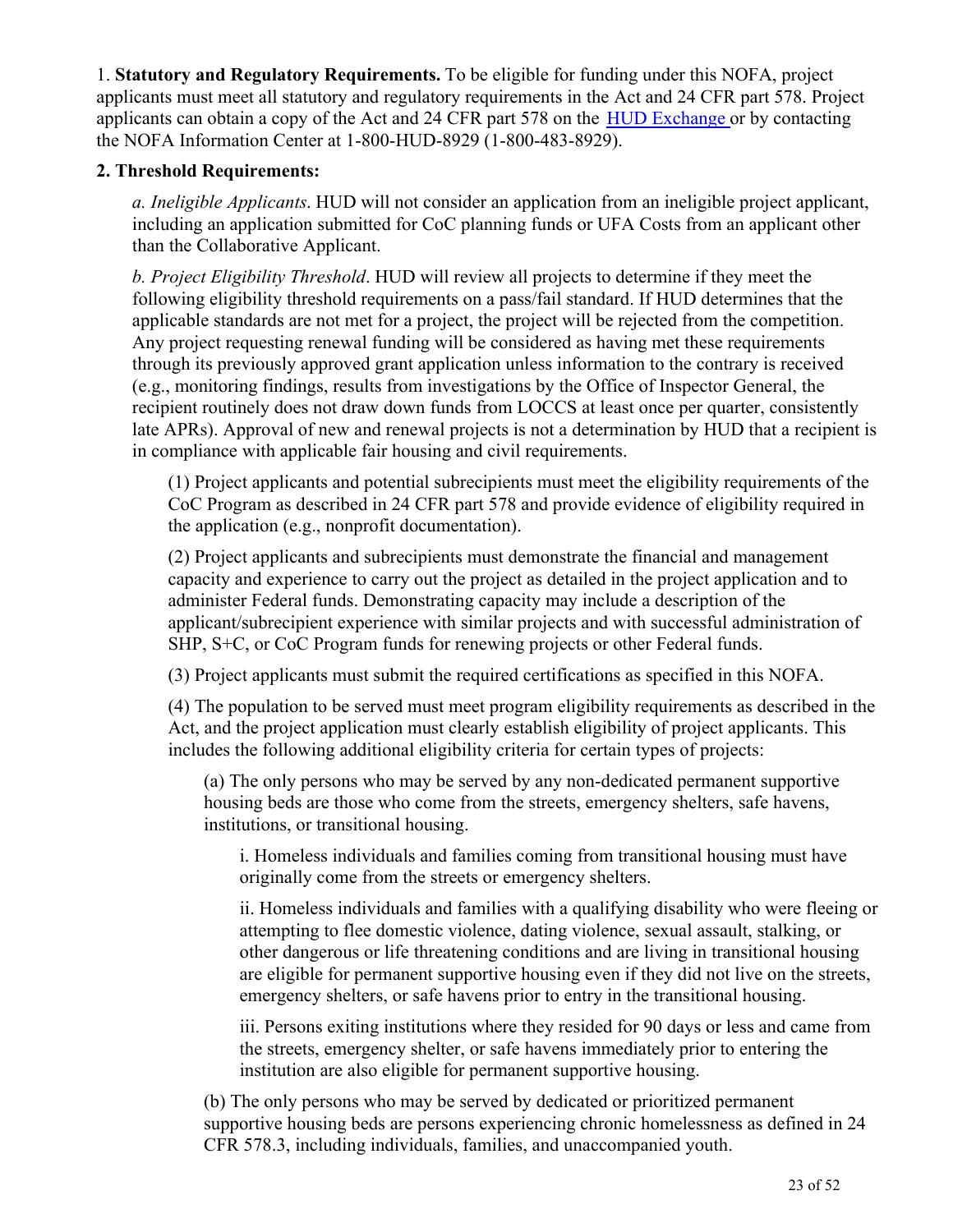1. **Statutory and Regulatory Requirements.** To be eligible for funding under this NOFA, project applicants must meet all statutory and regulatory requirements in the Act and 24 CFR part 578. Project applicants can obtain a copy of the Act and 24 CFR part 578 on the [HUD Exchange](HUD Exchange) or by contacting the NOFA Information Center at 1-800-HUD-8929 (1-800-483-8929).

**2. Threshold Requirements:**

*a. Ineligible Applicants*. HUD will not consider an application from an ineligible project applicant, including an application submitted for CoC planning funds or UFA Costs from an applicant other than the Collaborative Applicant.

*b. Project Eligibility Threshold*. HUD will review all projects to determine if they meet the following eligibility threshold requirements on a pass/fail standard. If HUD determines that the applicable standards are not met for a project, the project will be rejected from the competition. Any project requesting renewal funding will be considered as having met these requirements through its previously approved grant application unless information to the contrary is received (e.g., monitoring findings, results from investigations by the Office of Inspector General, the recipient routinely does not draw down funds from LOCCS at least once per quarter, consistently late APRs). Approval of new and renewal projects is not a determination by HUD that a recipient is in compliance with applicable fair housing and civil requirements.

(1) Project applicants and potential subrecipients must meet the eligibility requirements of the CoC Program as described in 24 CFR part 578 and provide evidence of eligibility required in the application (e.g., nonprofit documentation).

(2) Project applicants and subrecipients must demonstrate the financial and management capacity and experience to carry out the project as detailed in the project application and to administer Federal funds. Demonstrating capacity may include a description of the applicant/subrecipient experience with similar projects and with successful administration of SHP, S+C, or CoC Program funds for renewing projects or other Federal funds.

(3) Project applicants must submit the required certifications as specified in this NOFA.

(4) The population to be served must meet program eligibility requirements as described in the Act, and the project application must clearly establish eligibility of project applicants. This includes the following additional eligibility criteria for certain types of projects:

(a) The only persons who may be served by any non-dedicated permanent supportive housing beds are those who come from the streets, emergency shelters, safe havens, institutions, or transitional housing.

i. Homeless individuals and families coming from transitional housing must have originally come from the streets or emergency shelters.

ii. Homeless individuals and families with a qualifying disability who were fleeing or attempting to flee domestic violence, dating violence, sexual assault, stalking, or other dangerous or life threatening conditions and are living in transitional housing are eligible for permanent supportive housing even if they did not live on the streets, emergency shelters, or safe havens prior to entry in the transitional housing.

iii. Persons exiting institutions where they resided for 90 days or less and came from the streets, emergency shelter, or safe havens immediately prior to entering the institution are also eligible for permanent supportive housing.

(b) The only persons who may be served by dedicated or prioritized permanent supportive housing beds are persons experiencing chronic homelessness as defined in 24 CFR 578.3, including individuals, families, and unaccompanied youth.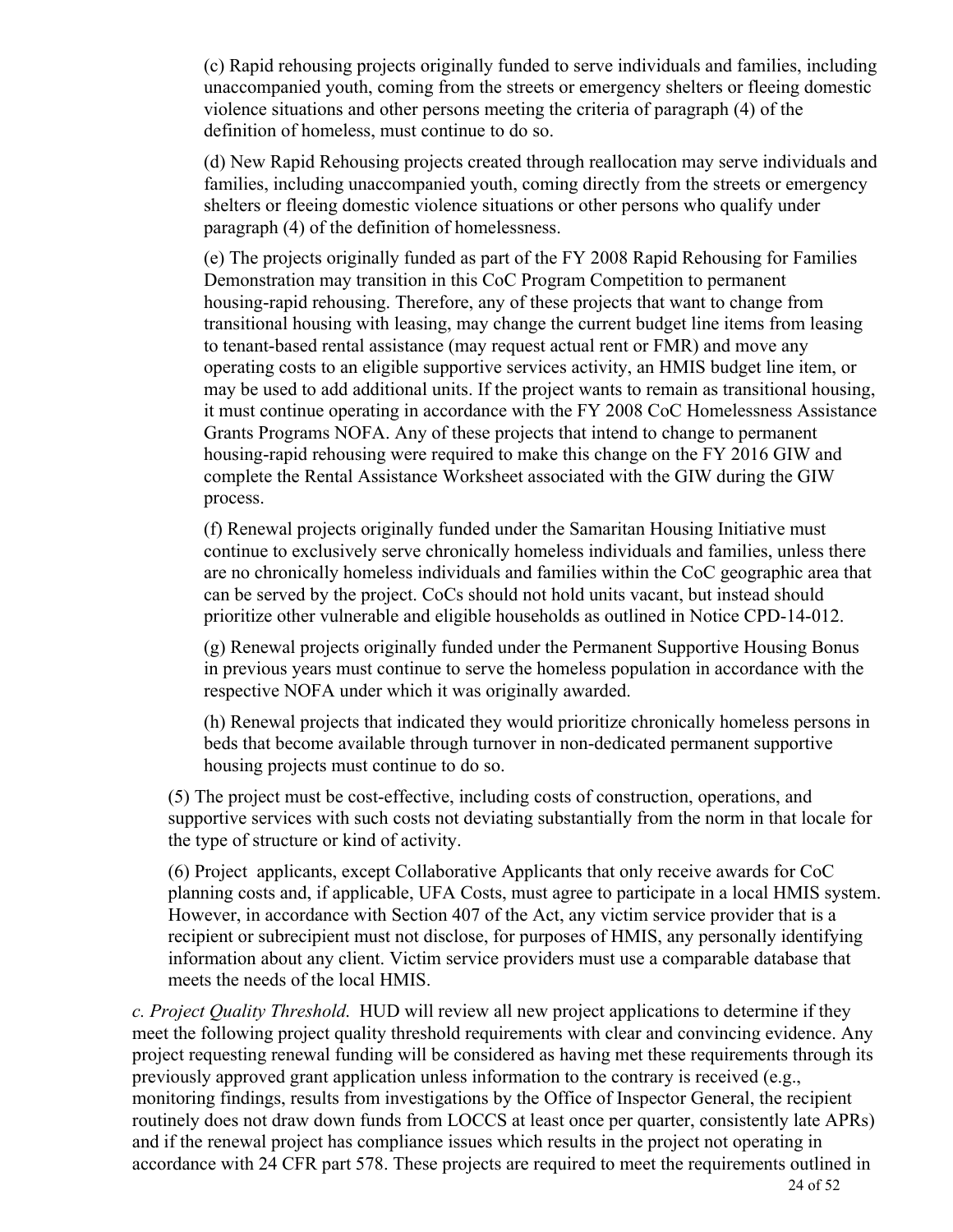(c) Rapid rehousing projects originally funded to serve individuals and families, including unaccompanied youth, coming from the streets or emergency shelters or fleeing domestic violence situations and other persons meeting the criteria of paragraph (4) of the definition of homeless, must continue to do so.

(d) New Rapid Rehousing projects created through reallocation may serve individuals and families, including unaccompanied youth, coming directly from the streets or emergency shelters or fleeing domestic violence situations or other persons who qualify under paragraph (4) of the definition of homelessness.

(e) The projects originally funded as part of the FY 2008 Rapid Rehousing for Families Demonstration may transition in this CoC Program Competition to permanent housing-rapid rehousing. Therefore, any of these projects that want to change from transitional housing with leasing, may change the current budget line items from leasing to tenant-based rental assistance (may request actual rent or FMR) and move any operating costs to an eligible supportive services activity, an HMIS budget line item, or may be used to add additional units. If the project wants to remain as transitional housing, it must continue operating in accordance with the FY 2008 CoC Homelessness Assistance Grants Programs NOFA. Any of these projects that intend to change to permanent housing-rapid rehousing were required to make this change on the FY 2016 GIW and complete the Rental Assistance Worksheet associated with the GIW during the GIW process.

(f) Renewal projects originally funded under the Samaritan Housing Initiative must continue to exclusively serve chronically homeless individuals and families, unless there are no chronically homeless individuals and families within the CoC geographic area that can be served by the project. CoCs should not hold units vacant, but instead should prioritize other vulnerable and eligible households as outlined in Notice CPD-14-012.

(g) Renewal projects originally funded under the Permanent Supportive Housing Bonus in previous years must continue to serve the homeless population in accordance with the respective NOFA under which it was originally awarded.

(h) Renewal projects that indicated they would prioritize chronically homeless persons in beds that become available through turnover in non-dedicated permanent supportive housing projects must continue to do so.

(5) The project must be cost-effective, including costs of construction, operations, and supportive services with such costs not deviating substantially from the norm in that locale for the type of structure or kind of activity.

(6) Project applicants, except Collaborative Applicants that only receive awards for CoC planning costs and, if applicable, UFA Costs, must agree to participate in a local HMIS system. However, in accordance with Section 407 of the Act, any victim service provider that is a recipient or subrecipient must not disclose, for purposes of HMIS, any personally identifying information about any client. Victim service providers must use a comparable database that meets the needs of the local HMIS.

*c. Project Quality Threshold.* HUD will review all new project applications to determine if they meet the following project quality threshold requirements with clear and convincing evidence. Any project requesting renewal funding will be considered as having met these requirements through its previously approved grant application unless information to the contrary is received (e.g., monitoring findings, results from investigations by the Office of Inspector General, the recipient routinely does not draw down funds from LOCCS at least once per quarter, consistently late APRs) and if the renewal project has compliance issues which results in the project not operating in accordance with 24 CFR part 578. These projects are required to meet the requirements outlined in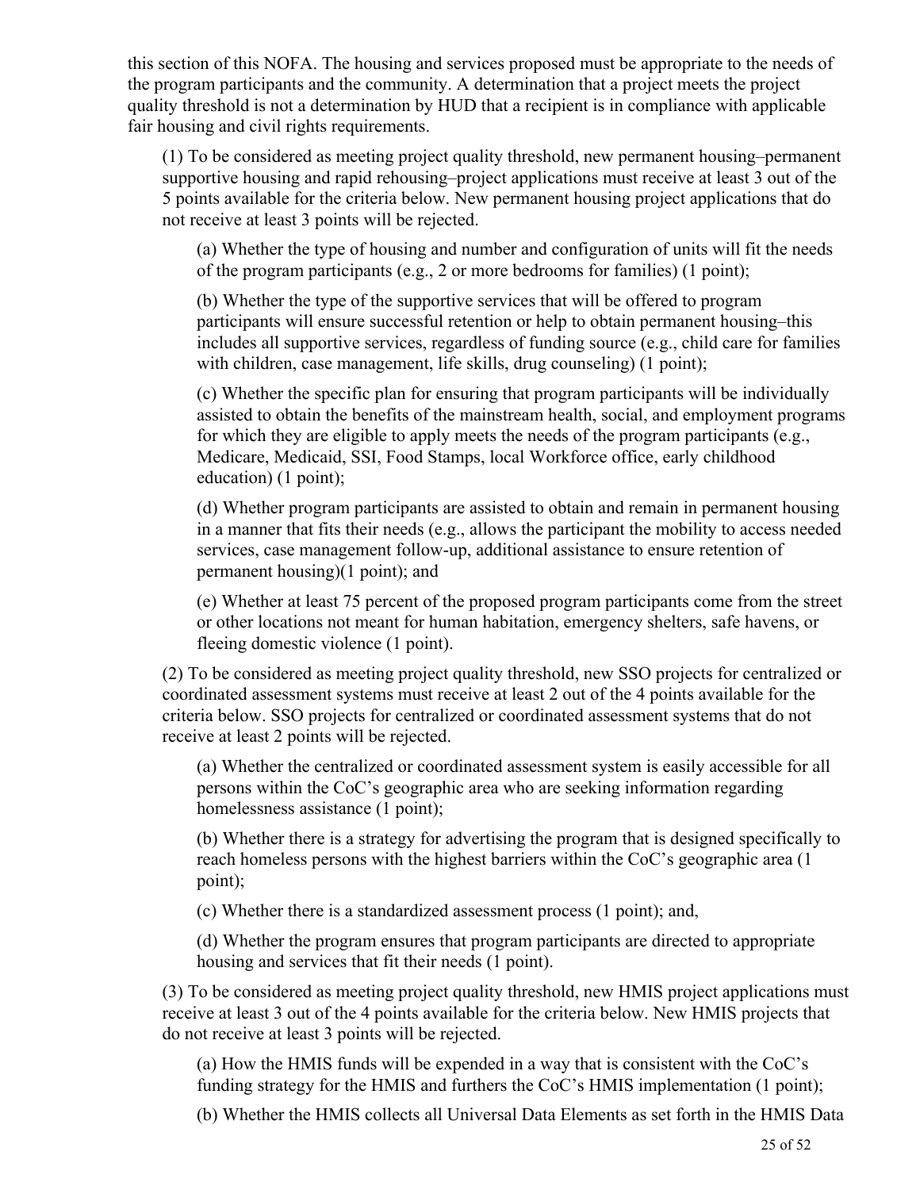this section of this NOFA. The housing and services proposed must be appropriate to the needs of the program participants and the community. A determination that a project meets the project quality threshold is not a determination by HUD that a recipient is in compliance with applicable fair housing and civil rights requirements.

(1) To be considered as meeting project quality threshold, new permanent housing–permanent supportive housing and rapid rehousing–project applications must receive at least 3 out of the 5 points available for the criteria below. New permanent housing project applications that do not receive at least 3 points will be rejected.

(a) Whether the type of housing and number and configuration of units will fit the needs of the program participants (e.g., 2 or more bedrooms for families) (1 point);

(b) Whether the type of the supportive services that will be offered to program participants will ensure successful retention or help to obtain permanent housing–this includes all supportive services, regardless of funding source (e.g., child care for families with children, case management, life skills, drug counseling) (1 point);

(c) Whether the specific plan for ensuring that program participants will be individually assisted to obtain the benefits of the mainstream health, social, and employment programs for which they are eligible to apply meets the needs of the program participants (e.g., Medicare, Medicaid, SSI, Food Stamps, local Workforce office, early childhood education) (1 point);

(d) Whether program participants are assisted to obtain and remain in permanent housing in a manner that fits their needs (e.g., allows the participant the mobility to access needed services, case management follow-up, additional assistance to ensure retention of permanent housing)(1 point); and

(e) Whether at least 75 percent of the proposed program participants come from the street or other locations not meant for human habitation, emergency shelters, safe havens, or fleeing domestic violence (1 point).

(2) To be considered as meeting project quality threshold, new SSO projects for centralized or coordinated assessment systems must receive at least 2 out of the 4 points available for the criteria below. SSO projects for centralized or coordinated assessment systems that do not receive at least 2 points will be rejected.

(a) Whether the centralized or coordinated assessment system is easily accessible for all persons within the CoC's geographic area who are seeking information regarding homelessness assistance (1 point);

(b) Whether there is a strategy for advertising the program that is designed specifically to reach homeless persons with the highest barriers within the CoC's geographic area (1 point);

(c) Whether there is a standardized assessment process (1 point); and,

(d) Whether the program ensures that program participants are directed to appropriate housing and services that fit their needs (1 point).

(3) To be considered as meeting project quality threshold, new HMIS project applications must receive at least 3 out of the 4 points available for the criteria below. New HMIS projects that do not receive at least 3 points will be rejected.

(a) How the HMIS funds will be expended in a way that is consistent with the CoC's funding strategy for the HMIS and furthers the CoC's HMIS implementation (1 point);

(b) Whether the HMIS collects all Universal Data Elements as set forth in the HMIS Data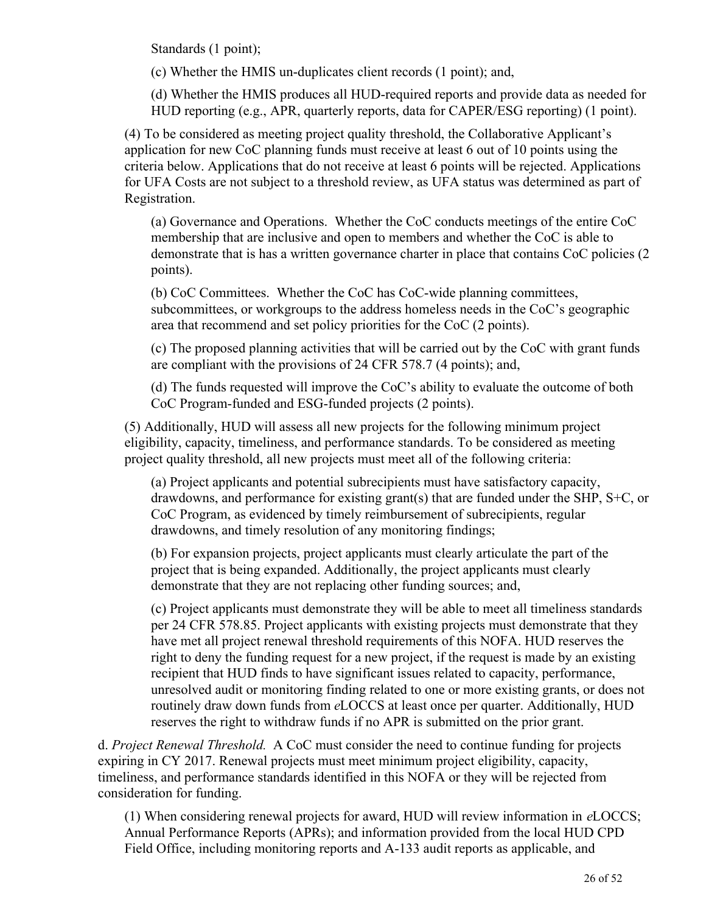Standards (1 point);

(c) Whether the HMIS un-duplicates client records (1 point); and,

(d) Whether the HMIS produces all HUD-required reports and provide data as needed for HUD reporting (e.g., APR, quarterly reports, data for CAPER/ESG reporting) (1 point).

(4) To be considered as meeting project quality threshold, the Collaborative Applicant's application for new CoC planning funds must receive at least 6 out of 10 points using the criteria below. Applications that do not receive at least 6 points will be rejected. Applications for UFA Costs are not subject to a threshold review, as UFA status was determined as part of Registration.

(a) Governance and Operations. Whether the CoC conducts meetings of the entire CoC membership that are inclusive and open to members and whether the CoC is able to demonstrate that is has a written governance charter in place that contains CoC policies (2 points).

(b) CoC Committees. Whether the CoC has CoC-wide planning committees, subcommittees, or workgroups to the address homeless needs in the CoC's geographic area that recommend and set policy priorities for the CoC (2 points).

(c) The proposed planning activities that will be carried out by the CoC with grant funds are compliant with the provisions of 24 CFR 578.7 (4 points); and,

(d) The funds requested will improve the CoC's ability to evaluate the outcome of both CoC Program-funded and ESG-funded projects (2 points).

(5) Additionally, HUD will assess all new projects for the following minimum project eligibility, capacity, timeliness, and performance standards. To be considered as meeting project quality threshold, all new projects must meet all of the following criteria:

(a) Project applicants and potential subrecipients must have satisfactory capacity, drawdowns, and performance for existing grant(s) that are funded under the SHP, S+C, or CoC Program, as evidenced by timely reimbursement of subrecipients, regular drawdowns, and timely resolution of any monitoring findings;

(b) For expansion projects, project applicants must clearly articulate the part of the project that is being expanded. Additionally, the project applicants must clearly demonstrate that they are not replacing other funding sources; and,

(c) Project applicants must demonstrate they will be able to meet all timeliness standards per 24 CFR 578.85. Project applicants with existing projects must demonstrate that they have met all project renewal threshold requirements of this NOFA. HUD reserves the right to deny the funding request for a new project, if the request is made by an existing recipient that HUD finds to have significant issues related to capacity, performance, unresolved audit or monitoring finding related to one or more existing grants, or does not routinely draw down funds from *e*LOCCS at least once per quarter. Additionally, HUD reserves the right to withdraw funds if no APR is submitted on the prior grant.

d. *Project Renewal Threshold.* A CoC must consider the need to continue funding for projects expiring in CY 2017. Renewal projects must meet minimum project eligibility, capacity, timeliness, and performance standards identified in this NOFA or they will be rejected from consideration for funding.

(1) When considering renewal projects for award, HUD will review information in *e*LOCCS; Annual Performance Reports (APRs); and information provided from the local HUD CPD Field Office, including monitoring reports and A-133 audit reports as applicable, and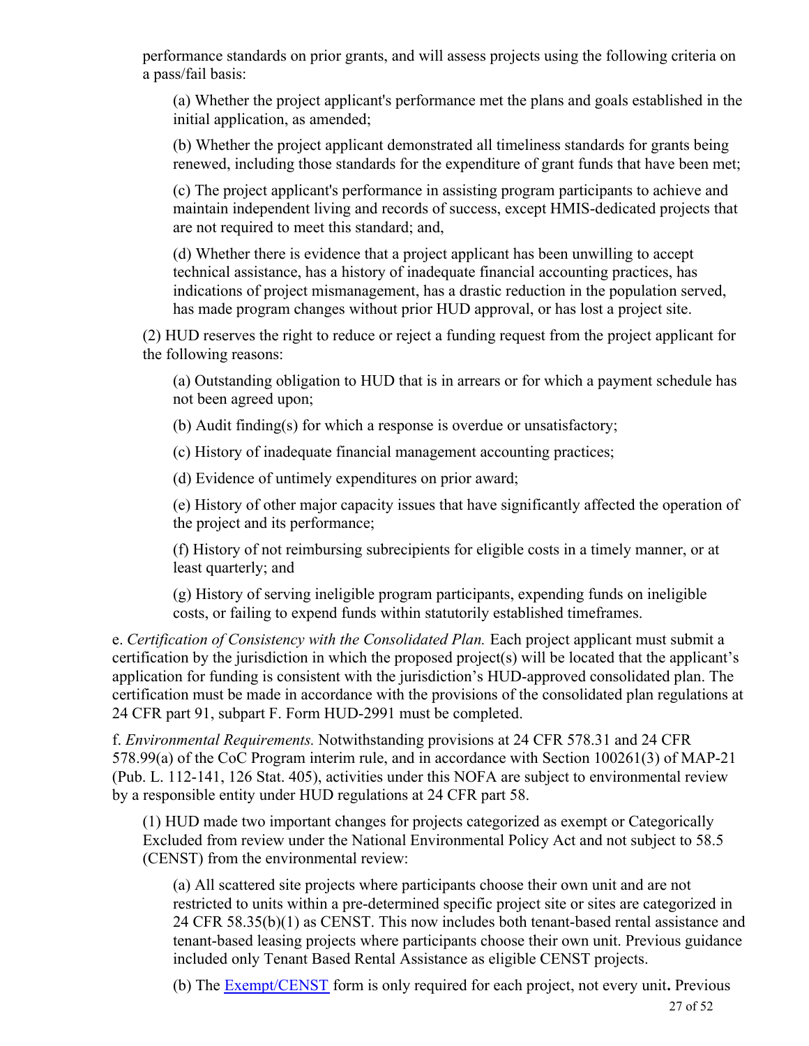performance standards on prior grants, and will assess projects using the following criteria on a pass/fail basis:

(a) Whether the project applicant's performance met the plans and goals established in the initial application, as amended;

(b) Whether the project applicant demonstrated all timeliness standards for grants being renewed, including those standards for the expenditure of grant funds that have been met;

(c) The project applicant's performance in assisting program participants to achieve and maintain independent living and records of success, except HMIS-dedicated projects that are not required to meet this standard; and,

(d) Whether there is evidence that a project applicant has been unwilling to accept technical assistance, has a history of inadequate financial accounting practices, has indications of project mismanagement, has a drastic reduction in the population served, has made program changes without prior HUD approval, or has lost a project site.

(2) HUD reserves the right to reduce or reject a funding request from the project applicant for the following reasons:

(a) Outstanding obligation to HUD that is in arrears or for which a payment schedule has not been agreed upon;

(b) Audit finding(s) for which a response is overdue or unsatisfactory;

(c) History of inadequate financial management accounting practices;

(d) Evidence of untimely expenditures on prior award;

(e) History of other major capacity issues that have significantly affected the operation of the project and its performance;

(f) History of not reimbursing subrecipients for eligible costs in a timely manner, or at least quarterly; and

(g) History of serving ineligible program participants, expending funds on ineligible costs, or failing to expend funds within statutorily established timeframes.

e. *Certification of Consistency with the Consolidated Plan.* Each project applicant must submit a certification by the jurisdiction in which the proposed project(s) will be located that the applicant's application for funding is consistent with the jurisdiction's HUD-approved consolidated plan. The certification must be made in accordance with the provisions of the consolidated plan regulations at 24 CFR part 91, subpart F. Form HUD-2991 must be completed.

f. *Environmental Requirements.* Notwithstanding provisions at 24 CFR 578.31 and 24 CFR 578.99(a) of the CoC Program interim rule, and in accordance with Section 100261(3) of MAP-21 (Pub. L. 112-141, 126 Stat. 405), activities under this NOFA are subject to environmental review by a responsible entity under HUD regulations at 24 CFR part 58.

(1) HUD made two important changes for projects categorized as exempt or Categorically Excluded from review under the National Environmental Policy Act and not subject to 58.5 (CENST) from the environmental review:

(a) All scattered site projects where participants choose their own unit and are not restricted to units within a pre-determined specific project site or sites are categorized in 24 CFR 58.35(b)(1) as CENST. This now includes both tenant-based rental assistance and tenant-based leasing projects where participants choose their own unit. Previous guidance included only Tenant Based Rental Assistance as eligible CENST projects.

(b) The Exempt/CENST form is only required for each project, not every unit**.** Previous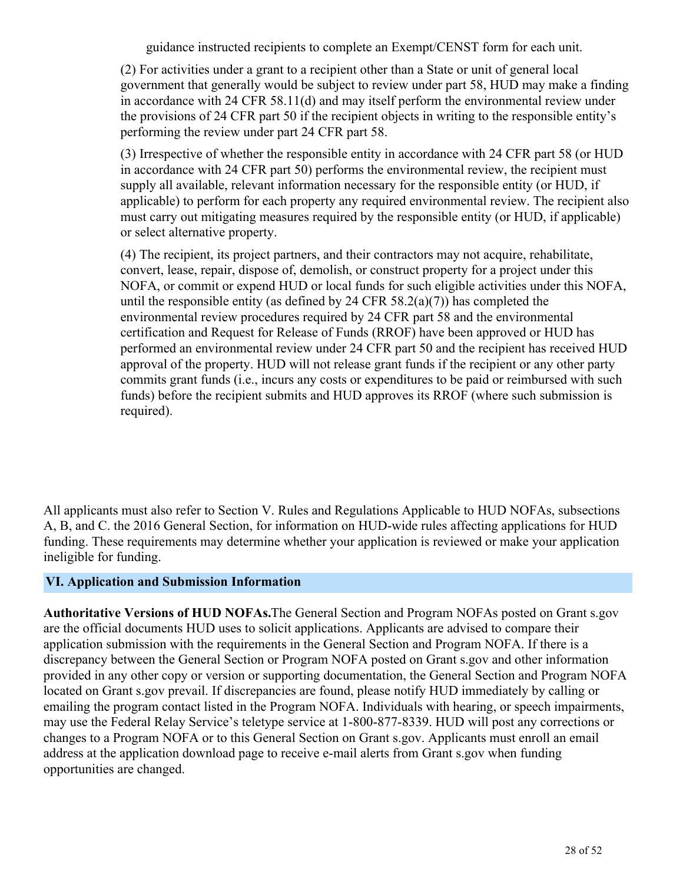guidance instructed recipients to complete an Exempt/CENST form for each unit.

(2) For activities under a grant to a recipient other than a State or unit of general local government that generally would be subject to review under part 58, HUD may make a finding in accordance with 24 CFR 58.11(d) and may itself perform the environmental review under the provisions of 24 CFR part 50 if the recipient objects in writing to the responsible entity's performing the review under part 24 CFR part 58.

(3) Irrespective of whether the responsible entity in accordance with 24 CFR part 58 (or HUD in accordance with 24 CFR part 50) performs the environmental review, the recipient must supply all available, relevant information necessary for the responsible entity (or HUD, if applicable) to perform for each property any required environmental review. The recipient also must carry out mitigating measures required by the responsible entity (or HUD, if applicable) or select alternative property.

(4) The recipient, its project partners, and their contractors may not acquire, rehabilitate, convert, lease, repair, dispose of, demolish, or construct property for a project under this NOFA, or commit or expend HUD or local funds for such eligible activities under this NOFA, until the responsible entity (as defined by 24 CFR 58.2(a)(7)) has completed the environmental review procedures required by 24 CFR part 58 and the environmental certification and Request for Release of Funds (RROF) have been approved or HUD has performed an environmental review under 24 CFR part 50 and the recipient has received HUD approval of the property. HUD will not release grant funds if the recipient or any other party commits grant funds (i.e., incurs any costs or expenditures to be paid or reimbursed with such funds) before the recipient submits and HUD approves its RROF (where such submission is required).

All applicants must also refer to Section V. Rules and Regulations Applicable to HUD NOFAs, subsections A, B, and C. the 2016 General Section, for information on HUD-wide rules affecting applications for HUD funding. These requirements may determine whether your application is reviewed or make your application ineligible for funding.

## VI. Application and Submission Information

**Authoritative Versions of HUD NOFAs.** The General Section and Program NOFAs posted on Grant s.gov are the official documents HUD uses to solicit applications. Applicants are advised to compare their application submission with the requirements in the General Section and Program NOFA. If there is a discrepancy between the General Section or Program NOFA posted on Grant s.gov and other information provided in any other copy or version or supporting documentation, the General Section and Program NOFA located on Grant s.gov prevail. If discrepancies are found, please notify HUD immediately by calling or emailing the program contact listed in the Program NOFA. Individuals with hearing, or speech impairments, may use the Federal Relay Service's teletype service at 1-800-877-8339. HUD will post any corrections or changes to a Program NOFA or to this General Section on Grant s.gov. Applicants must enroll an email address at the application download page to receive e-mail alerts from Grant s.gov when funding opportunities are changed.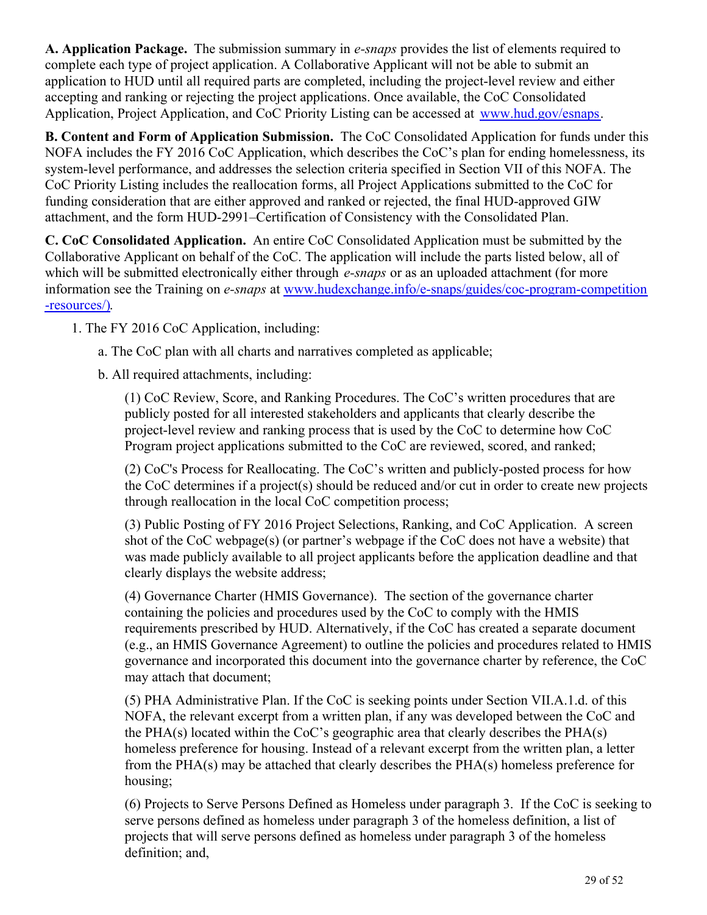**A. Application Package.** The submission summary in *e-snaps* provides the list of elements required to complete each type of project application. A Collaborative Applicant will not be able to submit an application to HUD until all required parts are completed, including the project-level review and either accepting and ranking or rejecting the project applications. Once available, the CoC Consolidated Application, Project Application, and CoC Priority Listing can be accessed at www.hud.gov/esnaps.

**B. Content and Form of Application Submission.** The CoC Consolidated Application for funds under this NOFA includes the FY 2016 CoC Application, which describes the CoC's plan for ending homelessness, its system-level performance, and addresses the selection criteria specified in Section VII of this NOFA. The CoC Priority Listing includes the reallocation forms, all Project Applications submitted to the CoC for funding consideration that are either approved and ranked or rejected, the final HUD-approved GIW attachment, and the form HUD-2991–Certification of Consistency with the Consolidated Plan.

**C. CoC Consolidated Application.** An entire CoC Consolidated Application must be submitted by the Collaborative Applicant on behalf of the CoC. The application will include the parts listed below, all of which will be submitted electronically either through *e-snaps* or as an uploaded attachment (for more information see the Training on *e-snaps* at www.hudexchange.info/e-snaps/guides/coc-program-competition-resources/).

1. The FY 2016 CoC Application, including:

   a. The CoC plan with all charts and narratives completed as applicable;

   b. All required attachments, including:

      (1) CoC Review, Score, and Ranking Procedures. The CoC's written procedures that are publicly posted for all interested stakeholders and applicants that clearly describe the project-level review and ranking process that is used by the CoC to determine how CoC Program project applications submitted to the CoC are reviewed, scored, and ranked;

      (2) CoC's Process for Reallocating. The CoC's written and publicly-posted process for how the CoC determines if a project(s) should be reduced and/or cut in order to create new projects through reallocation in the local CoC competition process;

      (3) Public Posting of FY 2016 Project Selections, Ranking, and CoC Application. A screen shot of the CoC webpage(s) (or partner's webpage if the CoC does not have a website) that was made publicly available to all project applicants before the application deadline and that clearly displays the website address;

      (4) Governance Charter (HMIS Governance). The section of the governance charter containing the policies and procedures used by the CoC to comply with the HMIS requirements prescribed by HUD. Alternatively, if the CoC has created a separate document (e.g., an HMIS Governance Agreement) to outline the policies and procedures related to HMIS governance and incorporated this document into the governance charter by reference, the CoC may attach that document;

      (5) PHA Administrative Plan. If the CoC is seeking points under Section VII.A.1.d. of this NOFA, the relevant excerpt from a written plan, if any was developed between the CoC and the PHA(s) located within the CoC's geographic area that clearly describes the PHA(s) homeless preference for housing. Instead of a relevant excerpt from the written plan, a letter from the PHA(s) may be attached that clearly describes the PHA(s) homeless preference for housing;

      (6) Projects to Serve Persons Defined as Homeless under paragraph 3. If the CoC is seeking to serve persons defined as homeless under paragraph 3 of the homeless definition, a list of projects that will serve persons defined as homeless under paragraph 3 of the homeless definition; and,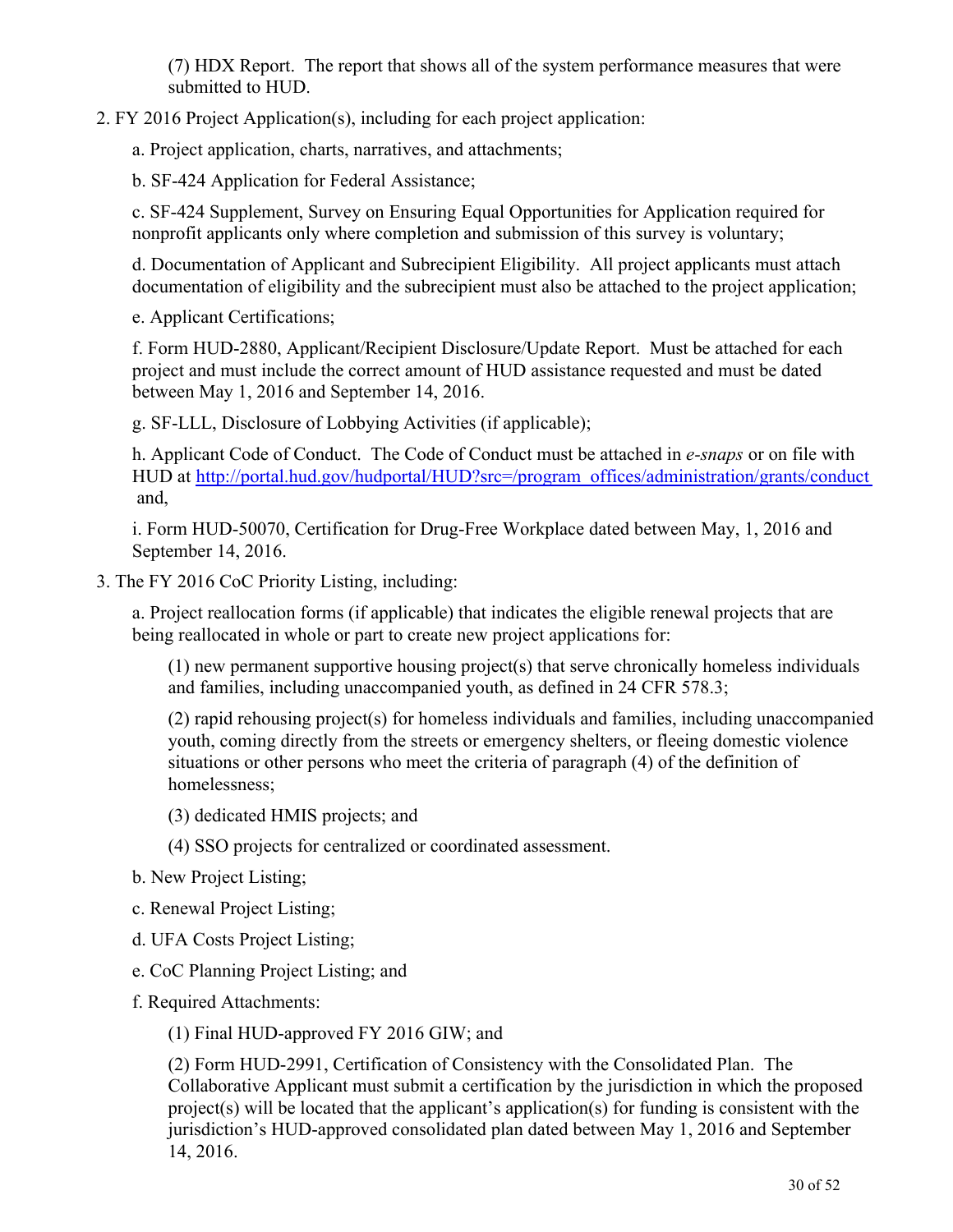(7) HDX Report. The report that shows all of the system performance measures that were submitted to HUD.

2. FY 2016 Project Application(s), including for each project application:

    a. Project application, charts, narratives, and attachments;

    b. SF-424 Application for Federal Assistance;

    c. SF-424 Supplement, Survey on Ensuring Equal Opportunities for Application required for nonprofit applicants only where completion and submission of this survey is voluntary;

    d. Documentation of Applicant and Subrecipient Eligibility. All project applicants must attach documentation of eligibility and the subrecipient must also be attached to the project application;

    e. Applicant Certifications;

    f. Form HUD-2880, Applicant/Recipient Disclosure/Update Report. Must be attached for each project and must include the correct amount of HUD assistance requested and must be dated between May 1, 2016 and September 14, 2016.

    g. SF-LLL, Disclosure of Lobbying Activities (if applicable);

    h. Applicant Code of Conduct. The Code of Conduct must be attached in *e-snaps* or on file with HUD at [http://portal.hud.gov/hudportal/HUD?src=/program_offices/administration/grants/conduct](http://portal.hud.gov/hudportal/HUD?src=/program_offices/administration/grants/conduct) and,

    i. Form HUD-50070, Certification for Drug-Free Workplace dated between May, 1, 2016 and September 14, 2016.

3. The FY 2016 CoC Priority Listing, including:

    a. Project reallocation forms (if applicable) that indicates the eligible renewal projects that are being reallocated in whole or part to create new project applications for:

        (1) new permanent supportive housing project(s) that serve chronically homeless individuals and families, including unaccompanied youth, as defined in 24 CFR 578.3;

        (2) rapid rehousing project(s) for homeless individuals and families, including unaccompanied youth, coming directly from the streets or emergency shelters, or fleeing domestic violence situations or other persons who meet the criteria of paragraph (4) of the definition of homelessness;

        (3) dedicated HMIS projects; and

        (4) SSO projects for centralized or coordinated assessment.

    b. New Project Listing;

    c. Renewal Project Listing;

    d. UFA Costs Project Listing;

    e. CoC Planning Project Listing; and

    f. Required Attachments:

        (1) Final HUD-approved FY 2016 GIW; and

        (2) Form HUD-2991, Certification of Consistency with the Consolidated Plan. The Collaborative Applicant must submit a certification by the jurisdiction in which the proposed project(s) will be located that the applicant's application(s) for funding is consistent with the jurisdiction's HUD-approved consolidated plan dated between May 1, 2016 and September 14, 2016.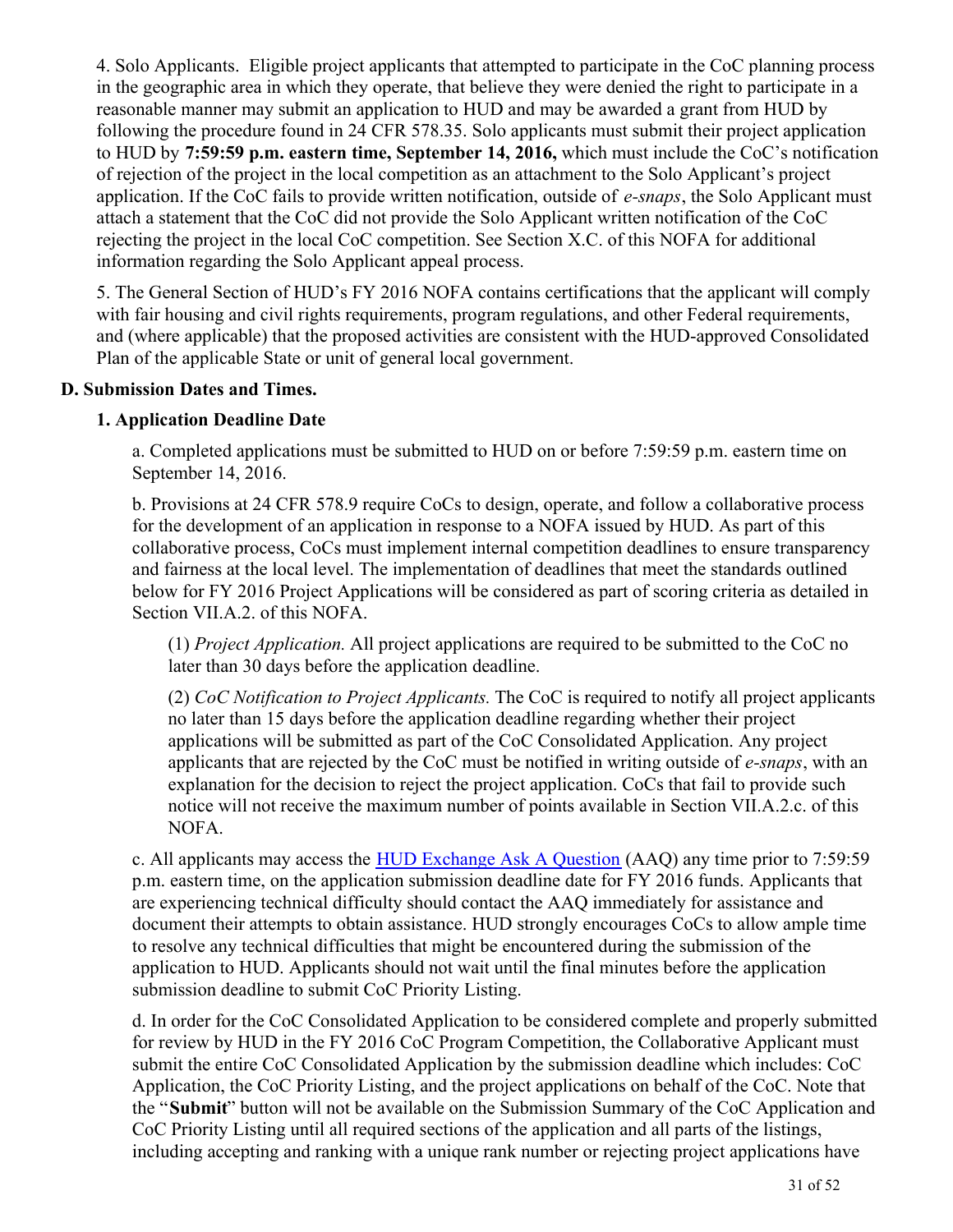4. Solo Applicants. Eligible project applicants that attempted to participate in the CoC planning process in the geographic area in which they operate, that believe they were denied the right to participate in a reasonable manner may submit an application to HUD and may be awarded a grant from HUD by following the procedure found in 24 CFR 578.35. Solo applicants must submit their project application to HUD by **7:59:59 p.m. eastern time, September 14, 2016,** which must include the CoC's notification of rejection of the project in the local competition as an attachment to the Solo Applicant's project application. If the CoC fails to provide written notification, outside of *e-snaps*, the Solo Applicant must attach a statement that the CoC did not provide the Solo Applicant written notification of the CoC rejecting the project in the local CoC competition. See Section X.C. of this NOFA for additional information regarding the Solo Applicant appeal process.

5. The General Section of HUD's FY 2016 NOFA contains certifications that the applicant will comply with fair housing and civil rights requirements, program regulations, and other Federal requirements, and (where applicable) that the proposed activities are consistent with the HUD-approved Consolidated Plan of the applicable State or unit of general local government.

**D. Submission Dates and Times.**

**1. Application Deadline Date**

a. Completed applications must be submitted to HUD on or before 7:59:59 p.m. eastern time on September 14, 2016.

b. Provisions at 24 CFR 578.9 require CoCs to design, operate, and follow a collaborative process for the development of an application in response to a NOFA issued by HUD. As part of this collaborative process, CoCs must implement internal competition deadlines to ensure transparency and fairness at the local level. The implementation of deadlines that meet the standards outlined below for FY 2016 Project Applications will be considered as part of scoring criteria as detailed in Section VII.A.2. of this NOFA.

(1) *Project Application.* All project applications are required to be submitted to the CoC no later than 30 days before the application deadline.

(2) *CoC Notification to Project Applicants.* The CoC is required to notify all project applicants no later than 15 days before the application deadline regarding whether their project applications will be submitted as part of the CoC Consolidated Application. Any project applicants that are rejected by the CoC must be notified in writing outside of *e-snaps*, with an explanation for the decision to reject the project application. CoCs that fail to provide such notice will not receive the maximum number of points available in Section VII.A.2.c. of this NOFA.

c. All applicants may access the HUD Exchange Ask A Question (AAQ) any time prior to 7:59:59 p.m. eastern time, on the application submission deadline date for FY 2016 funds. Applicants that are experiencing technical difficulty should contact the AAQ immediately for assistance and document their attempts to obtain assistance. HUD strongly encourages CoCs to allow ample time to resolve any technical difficulties that might be encountered during the submission of the application to HUD. Applicants should not wait until the final minutes before the application submission deadline to submit CoC Priority Listing.

d. In order for the CoC Consolidated Application to be considered complete and properly submitted for review by HUD in the FY 2016 CoC Program Competition, the Collaborative Applicant must submit the entire CoC Consolidated Application by the submission deadline which includes: CoC Application, the CoC Priority Listing, and the project applications on behalf of the CoC. Note that the "**Submit**" button will not be available on the Submission Summary of the CoC Application and CoC Priority Listing until all required sections of the application and all parts of the listings, including accepting and ranking with a unique rank number or rejecting project applications have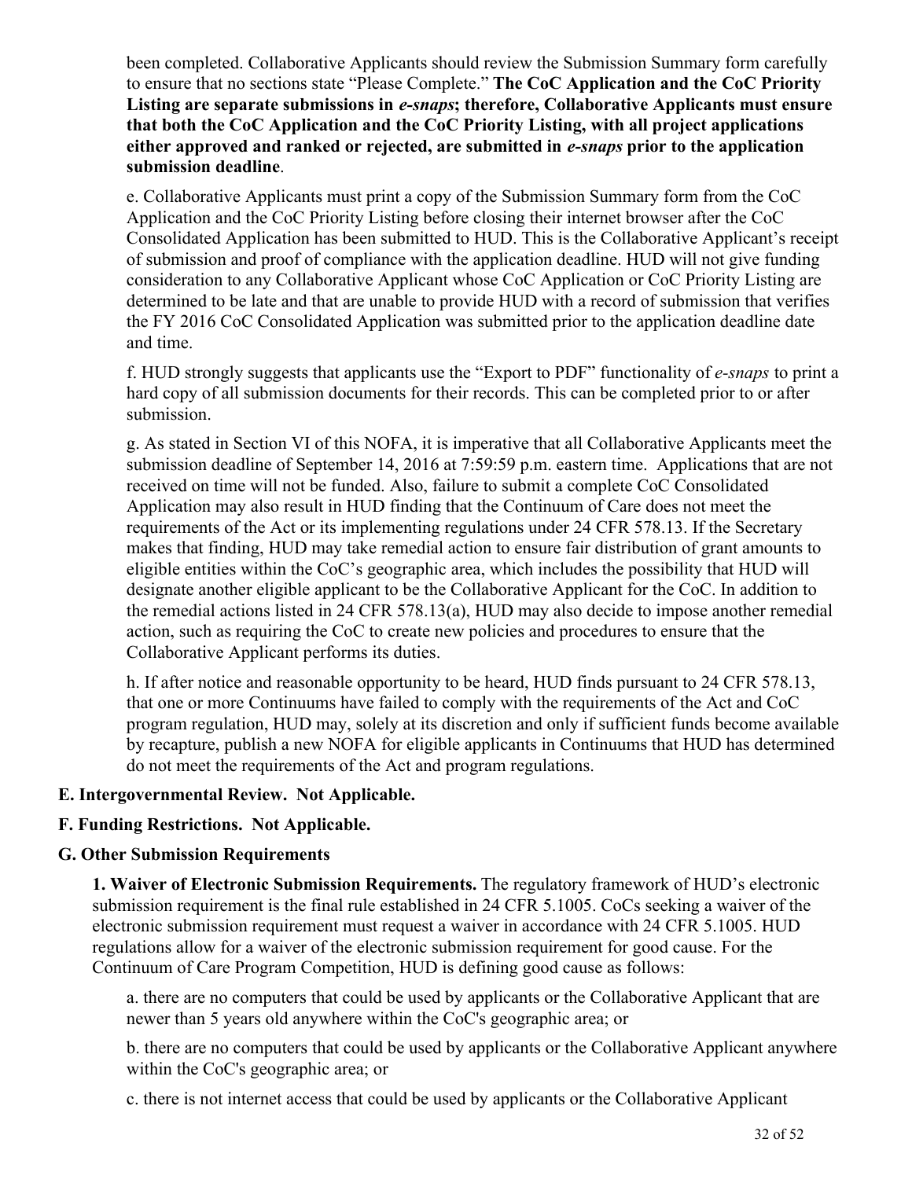been completed. Collaborative Applicants should review the Submission Summary form carefully to ensure that no sections state "Please Complete." **The CoC Application and the CoC Priority Listing are separate submissions in *e-snaps*; therefore, Collaborative Applicants must ensure that both the CoC Application and the CoC Priority Listing, with all project applications either approved and ranked or rejected, are submitted in *e-snaps* prior to the application submission deadline**.

e. Collaborative Applicants must print a copy of the Submission Summary form from the CoC Application and the CoC Priority Listing before closing their internet browser after the CoC Consolidated Application has been submitted to HUD. This is the Collaborative Applicant's receipt of submission and proof of compliance with the application deadline. HUD will not give funding consideration to any Collaborative Applicant whose CoC Application or CoC Priority Listing are determined to be late and that are unable to provide HUD with a record of submission that verifies the FY 2016 CoC Consolidated Application was submitted prior to the application deadline date and time.

f. HUD strongly suggests that applicants use the "Export to PDF" functionality of *e-snaps* to print a hard copy of all submission documents for their records. This can be completed prior to or after submission.

g. As stated in Section VI of this NOFA, it is imperative that all Collaborative Applicants meet the submission deadline of September 14, 2016 at 7:59:59 p.m. eastern time. Applications that are not received on time will not be funded. Also, failure to submit a complete CoC Consolidated Application may also result in HUD finding that the Continuum of Care does not meet the requirements of the Act or its implementing regulations under 24 CFR 578.13. If the Secretary makes that finding, HUD may take remedial action to ensure fair distribution of grant amounts to eligible entities within the CoC's geographic area, which includes the possibility that HUD will designate another eligible applicant to be the Collaborative Applicant for the CoC. In addition to the remedial actions listed in 24 CFR 578.13(a), HUD may also decide to impose another remedial action, such as requiring the CoC to create new policies and procedures to ensure that the Collaborative Applicant performs its duties.

h. If after notice and reasonable opportunity to be heard, HUD finds pursuant to 24 CFR 578.13, that one or more Continuums have failed to comply with the requirements of the Act and CoC program regulation, HUD may, solely at its discretion and only if sufficient funds become available by recapture, publish a new NOFA for eligible applicants in Continuums that HUD has determined do not meet the requirements of the Act and program regulations.

**E. Intergovernmental Review. Not Applicable.**

**F. Funding Restrictions. Not Applicable.**

**G. Other Submission Requirements**

**1. Waiver of Electronic Submission Requirements.** The regulatory framework of HUD's electronic submission requirement is the final rule established in 24 CFR 5.1005. CoCs seeking a waiver of the electronic submission requirement must request a waiver in accordance with 24 CFR 5.1005. HUD regulations allow for a waiver of the electronic submission requirement for good cause. For the Continuum of Care Program Competition, HUD is defining good cause as follows:

a. there are no computers that could be used by applicants or the Collaborative Applicant that are newer than 5 years old anywhere within the CoC's geographic area; or

b. there are no computers that could be used by applicants or the Collaborative Applicant anywhere within the CoC's geographic area; or

c. there is not internet access that could be used by applicants or the Collaborative Applicant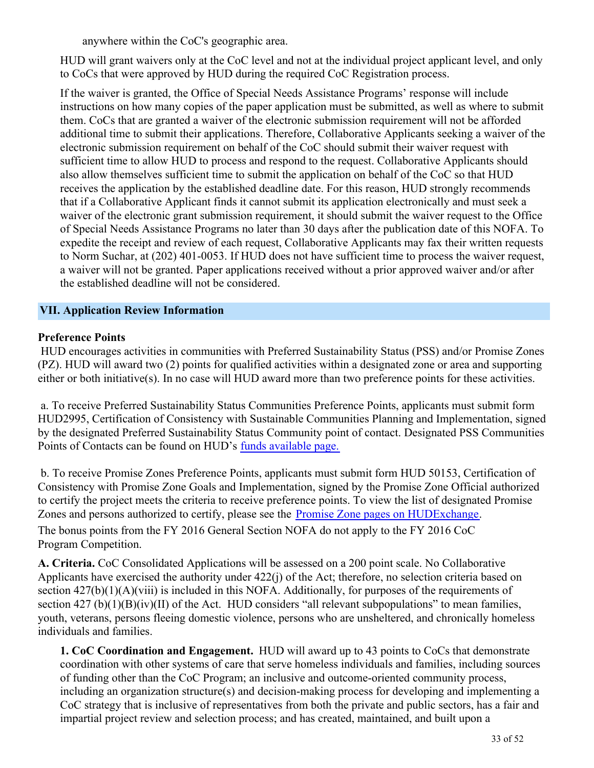anywhere within the CoC's geographic area.

HUD will grant waivers only at the CoC level and not at the individual project applicant level, and only to CoCs that were approved by HUD during the required CoC Registration process.

If the waiver is granted, the Office of Special Needs Assistance Programs' response will include instructions on how many copies of the paper application must be submitted, as well as where to submit them. CoCs that are granted a waiver of the electronic submission requirement will not be afforded additional time to submit their applications. Therefore, Collaborative Applicants seeking a waiver of the electronic submission requirement on behalf of the CoC should submit their waiver request with sufficient time to allow HUD to process and respond to the request. Collaborative Applicants should also allow themselves sufficient time to submit the application on behalf of the CoC so that HUD receives the application by the established deadline date. For this reason, HUD strongly recommends that if a Collaborative Applicant finds it cannot submit its application electronically and must seek a waiver of the electronic grant submission requirement, it should submit the waiver request to the Office of Special Needs Assistance Programs no later than 30 days after the publication date of this NOFA. To expedite the receipt and review of each request, Collaborative Applicants may fax their written requests to Norm Suchar, at (202) 401-0053. If HUD does not have sufficient time to process the waiver request, a waiver will not be granted. Paper applications received without a prior approved waiver and/or after the established deadline will not be considered.

## VII. Application Review Information

**Preference Points**

HUD encourages activities in communities with Preferred Sustainability Status (PSS) and/or Promise Zones (PZ). HUD will award two (2) points for qualified activities within a designated zone or area and supporting either or both initiative(s). In no case will HUD award more than two preference points for these activities.

a. To receive Preferred Sustainability Status Communities Preference Points, applicants must submit form HUD2995, Certification of Consistency with Sustainable Communities Planning and Implementation, signed by the designated Preferred Sustainability Status Community point of contact. Designated PSS Communities Points of Contacts can be found on HUD's funds available page.

b. To receive Promise Zones Preference Points, applicants must submit form HUD 50153, Certification of Consistency with Promise Zone Goals and Implementation, signed by the Promise Zone Official authorized to certify the project meets the criteria to receive preference points. To view the list of designated Promise Zones and persons authorized to certify, please see the Promise Zone pages on HUDExchange.

The bonus points from the FY 2016 General Section NOFA do not apply to the FY 2016 CoC Program Competition.

**A. Criteria.** CoC Consolidated Applications will be assessed on a 200 point scale. No Collaborative Applicants have exercised the authority under 422(j) of the Act; therefore, no selection criteria based on section 427(b)(1)(A)(viii) is included in this NOFA. Additionally, for purposes of the requirements of section 427 (b)(1)(B)(iv)(II) of the Act. HUD considers "all relevant subpopulations" to mean families, youth, veterans, persons fleeing domestic violence, persons who are unsheltered, and chronically homeless individuals and families.

**1. CoC Coordination and Engagement.** HUD will award up to 43 points to CoCs that demonstrate coordination with other systems of care that serve homeless individuals and families, including sources of funding other than the CoC Program; an inclusive and outcome-oriented community process, including an organization structure(s) and decision-making process for developing and implementing a CoC strategy that is inclusive of representatives from both the private and public sectors, has a fair and impartial project review and selection process; and has created, maintained, and built upon a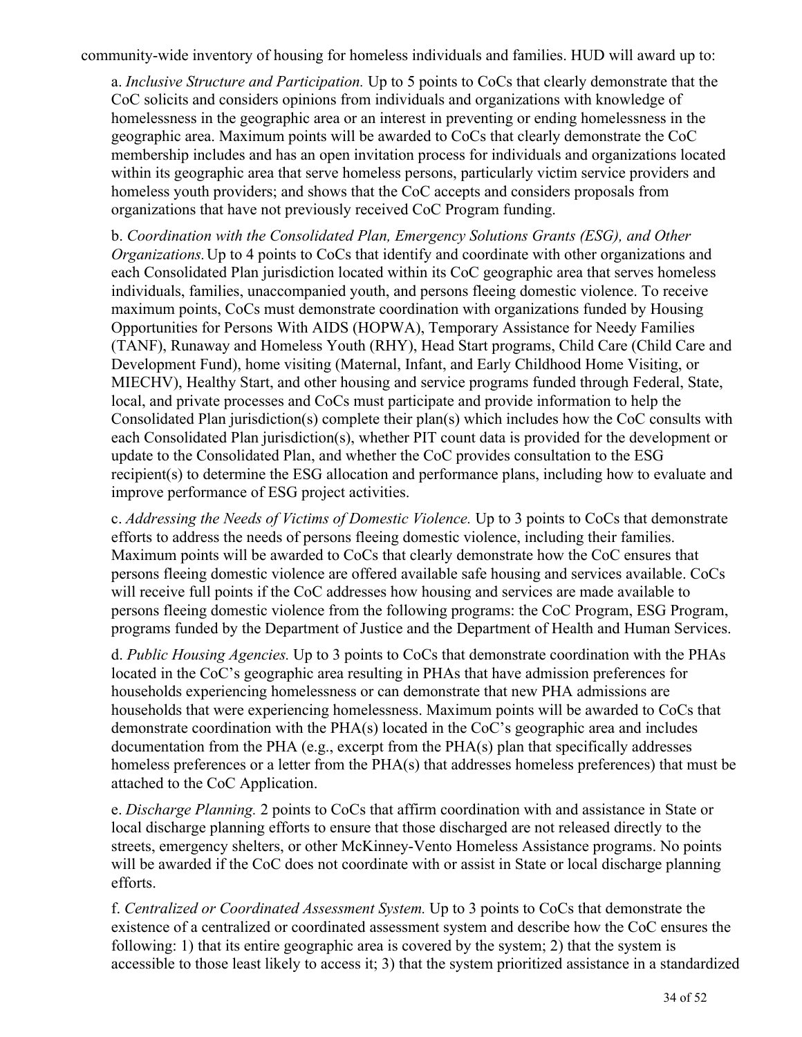community-wide inventory of housing for homeless individuals and families. HUD will award up to:

a. *Inclusive Structure and Participation.* Up to 5 points to CoCs that clearly demonstrate that the CoC solicits and considers opinions from individuals and organizations with knowledge of homelessness in the geographic area or an interest in preventing or ending homelessness in the geographic area. Maximum points will be awarded to CoCs that clearly demonstrate the CoC membership includes and has an open invitation process for individuals and organizations located within its geographic area that serve homeless persons, particularly victim service providers and homeless youth providers; and shows that the CoC accepts and considers proposals from organizations that have not previously received CoC Program funding.

b. *Coordination with the Consolidated Plan, Emergency Solutions Grants (ESG), and Other Organizations.* Up to 4 points to CoCs that identify and coordinate with other organizations and each Consolidated Plan jurisdiction located within its CoC geographic area that serves homeless individuals, families, unaccompanied youth, and persons fleeing domestic violence. To receive maximum points, CoCs must demonstrate coordination with organizations funded by Housing Opportunities for Persons With AIDS (HOPWA), Temporary Assistance for Needy Families (TANF), Runaway and Homeless Youth (RHY), Head Start programs, Child Care (Child Care and Development Fund), home visiting (Maternal, Infant, and Early Childhood Home Visiting, or MIECHV), Healthy Start, and other housing and service programs funded through Federal, State, local, and private processes and CoCs must participate and provide information to help the Consolidated Plan jurisdiction(s) complete their plan(s) which includes how the CoC consults with each Consolidated Plan jurisdiction(s), whether PIT count data is provided for the development or update to the Consolidated Plan, and whether the CoC provides consultation to the ESG recipient(s) to determine the ESG allocation and performance plans, including how to evaluate and improve performance of ESG project activities.

c. *Addressing the Needs of Victims of Domestic Violence.* Up to 3 points to CoCs that demonstrate efforts to address the needs of persons fleeing domestic violence, including their families. Maximum points will be awarded to CoCs that clearly demonstrate how the CoC ensures that persons fleeing domestic violence are offered available safe housing and services available. CoCs will receive full points if the CoC addresses how housing and services are made available to persons fleeing domestic violence from the following programs: the CoC Program, ESG Program, programs funded by the Department of Justice and the Department of Health and Human Services.

d. *Public Housing Agencies.* Up to 3 points to CoCs that demonstrate coordination with the PHAs located in the CoC's geographic area resulting in PHAs that have admission preferences for households experiencing homelessness or can demonstrate that new PHA admissions are households that were experiencing homelessness. Maximum points will be awarded to CoCs that demonstrate coordination with the PHA(s) located in the CoC's geographic area and includes documentation from the PHA (e.g., excerpt from the PHA(s) plan that specifically addresses homeless preferences or a letter from the PHA(s) that addresses homeless preferences) that must be attached to the CoC Application.

e. *Discharge Planning.* 2 points to CoCs that affirm coordination with and assistance in State or local discharge planning efforts to ensure that those discharged are not released directly to the streets, emergency shelters, or other McKinney-Vento Homeless Assistance programs. No points will be awarded if the CoC does not coordinate with or assist in State or local discharge planning efforts.

f. *Centralized or Coordinated Assessment System.* Up to 3 points to CoCs that demonstrate the existence of a centralized or coordinated assessment system and describe how the CoC ensures the following: 1) that its entire geographic area is covered by the system; 2) that the system is accessible to those least likely to access it; 3) that the system prioritized assistance in a standardized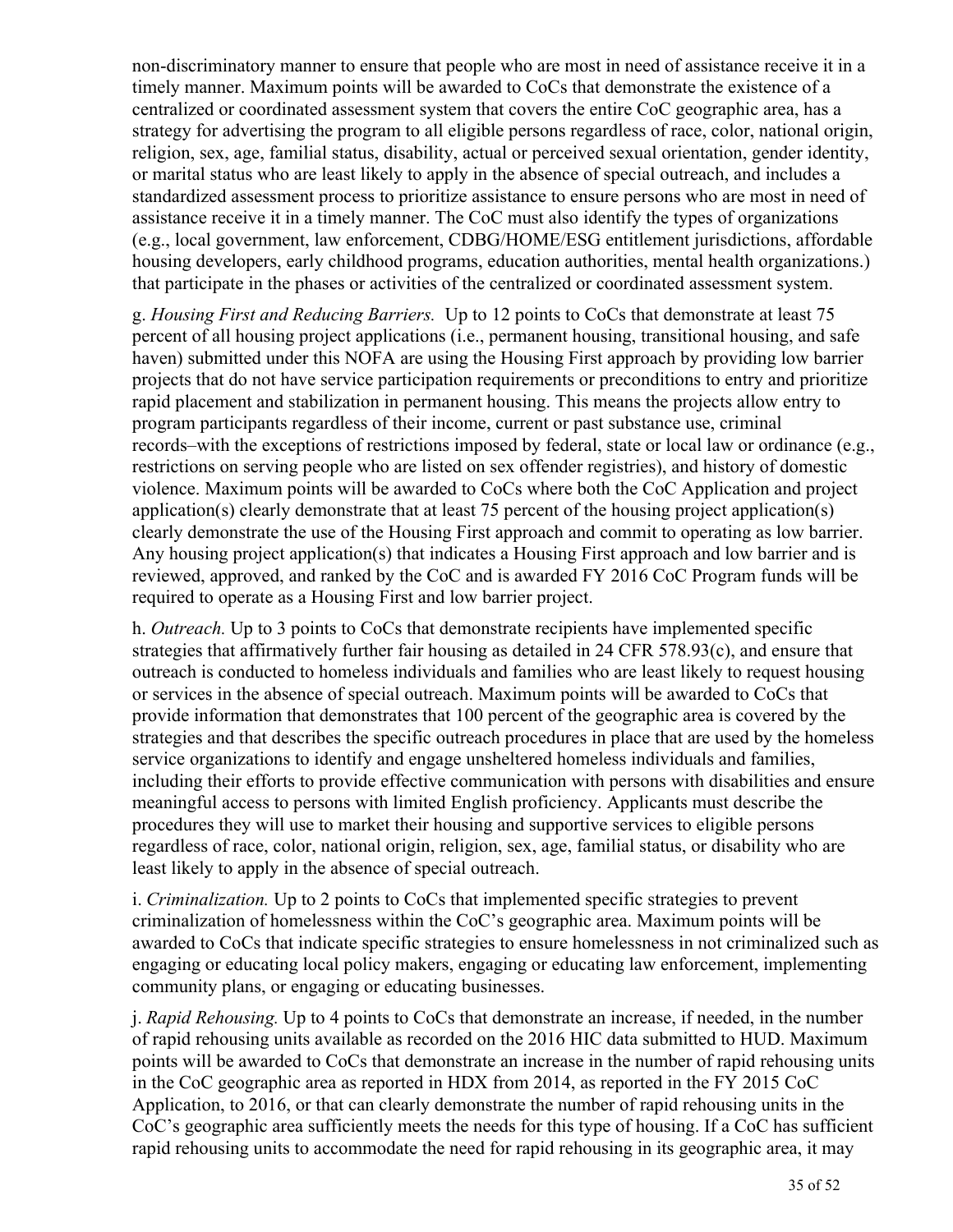non-discriminatory manner to ensure that people who are most in need of assistance receive it in a timely manner. Maximum points will be awarded to CoCs that demonstrate the existence of a centralized or coordinated assessment system that covers the entire CoC geographic area, has a strategy for advertising the program to all eligible persons regardless of race, color, national origin, religion, sex, age, familial status, disability, actual or perceived sexual orientation, gender identity, or marital status who are least likely to apply in the absence of special outreach, and includes a standardized assessment process to prioritize assistance to ensure persons who are most in need of assistance receive it in a timely manner. The CoC must also identify the types of organizations (e.g., local government, law enforcement, CDBG/HOME/ESG entitlement jurisdictions, affordable housing developers, early childhood programs, education authorities, mental health organizations.) that participate in the phases or activities of the centralized or coordinated assessment system.

g. *Housing First and Reducing Barriers.* Up to 12 points to CoCs that demonstrate at least 75 percent of all housing project applications (i.e., permanent housing, transitional housing, and safe haven) submitted under this NOFA are using the Housing First approach by providing low barrier projects that do not have service participation requirements or preconditions to entry and prioritize rapid placement and stabilization in permanent housing. This means the projects allow entry to program participants regardless of their income, current or past substance use, criminal records–with the exceptions of restrictions imposed by federal, state or local law or ordinance (e.g., restrictions on serving people who are listed on sex offender registries), and history of domestic violence. Maximum points will be awarded to CoCs where both the CoC Application and project application(s) clearly demonstrate that at least 75 percent of the housing project application(s) clearly demonstrate the use of the Housing First approach and commit to operating as low barrier. Any housing project application(s) that indicates a Housing First approach and low barrier and is reviewed, approved, and ranked by the CoC and is awarded FY 2016 CoC Program funds will be required to operate as a Housing First and low barrier project.

h. *Outreach.* Up to 3 points to CoCs that demonstrate recipients have implemented specific strategies that affirmatively further fair housing as detailed in 24 CFR 578.93(c), and ensure that outreach is conducted to homeless individuals and families who are least likely to request housing or services in the absence of special outreach. Maximum points will be awarded to CoCs that provide information that demonstrates that 100 percent of the geographic area is covered by the strategies and that describes the specific outreach procedures in place that are used by the homeless service organizations to identify and engage unsheltered homeless individuals and families, including their efforts to provide effective communication with persons with disabilities and ensure meaningful access to persons with limited English proficiency. Applicants must describe the procedures they will use to market their housing and supportive services to eligible persons regardless of race, color, national origin, religion, sex, age, familial status, or disability who are least likely to apply in the absence of special outreach.

i. *Criminalization.* Up to 2 points to CoCs that implemented specific strategies to prevent criminalization of homelessness within the CoC's geographic area. Maximum points will be awarded to CoCs that indicate specific strategies to ensure homelessness in not criminalized such as engaging or educating local policy makers, engaging or educating law enforcement, implementing community plans, or engaging or educating businesses.

j. *Rapid Rehousing.* Up to 4 points to CoCs that demonstrate an increase, if needed, in the number of rapid rehousing units available as recorded on the 2016 HIC data submitted to HUD. Maximum points will be awarded to CoCs that demonstrate an increase in the number of rapid rehousing units in the CoC geographic area as reported in HDX from 2014, as reported in the FY 2015 CoC Application, to 2016, or that can clearly demonstrate the number of rapid rehousing units in the CoC's geographic area sufficiently meets the needs for this type of housing. If a CoC has sufficient rapid rehousing units to accommodate the need for rapid rehousing in its geographic area, it may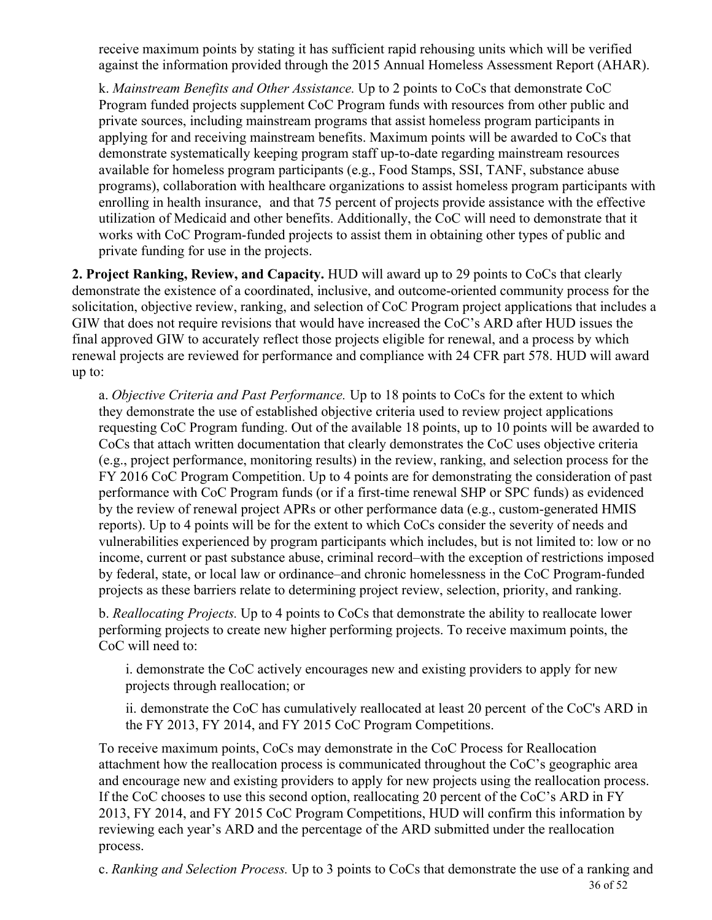receive maximum points by stating it has sufficient rapid rehousing units which will be verified against the information provided through the 2015 Annual Homeless Assessment Report (AHAR).

k. *Mainstream Benefits and Other Assistance.* Up to 2 points to CoCs that demonstrate CoC Program funded projects supplement CoC Program funds with resources from other public and private sources, including mainstream programs that assist homeless program participants in applying for and receiving mainstream benefits. Maximum points will be awarded to CoCs that demonstrate systematically keeping program staff up-to-date regarding mainstream resources available for homeless program participants (e.g., Food Stamps, SSI, TANF, substance abuse programs), collaboration with healthcare organizations to assist homeless program participants with enrolling in health insurance, and that 75 percent of projects provide assistance with the effective utilization of Medicaid and other benefits. Additionally, the CoC will need to demonstrate that it works with CoC Program-funded projects to assist them in obtaining other types of public and private funding for use in the projects.

**2. Project Ranking, Review, and Capacity.** HUD will award up to 29 points to CoCs that clearly demonstrate the existence of a coordinated, inclusive, and outcome-oriented community process for the solicitation, objective review, ranking, and selection of CoC Program project applications that includes a GIW that does not require revisions that would have increased the CoC's ARD after HUD issues the final approved GIW to accurately reflect those projects eligible for renewal, and a process by which renewal projects are reviewed for performance and compliance with 24 CFR part 578. HUD will award up to:

a. *Objective Criteria and Past Performance.* Up to 18 points to CoCs for the extent to which they demonstrate the use of established objective criteria used to review project applications requesting CoC Program funding. Out of the available 18 points, up to 10 points will be awarded to CoCs that attach written documentation that clearly demonstrates the CoC uses objective criteria (e.g., project performance, monitoring results) in the review, ranking, and selection process for the FY 2016 CoC Program Competition. Up to 4 points are for demonstrating the consideration of past performance with CoC Program funds (or if a first-time renewal SHP or SPC funds) as evidenced by the review of renewal project APRs or other performance data (e.g., custom-generated HMIS reports). Up to 4 points will be for the extent to which CoCs consider the severity of needs and vulnerabilities experienced by program participants which includes, but is not limited to: low or no income, current or past substance abuse, criminal record–with the exception of restrictions imposed by federal, state, or local law or ordinance–and chronic homelessness in the CoC Program-funded projects as these barriers relate to determining project review, selection, priority, and ranking.

b. *Reallocating Projects.* Up to 4 points to CoCs that demonstrate the ability to reallocate lower performing projects to create new higher performing projects. To receive maximum points, the CoC will need to:

i. demonstrate the CoC actively encourages new and existing providers to apply for new projects through reallocation; or

ii. demonstrate the CoC has cumulatively reallocated at least 20 percent of the CoC's ARD in the FY 2013, FY 2014, and FY 2015 CoC Program Competitions.

To receive maximum points, CoCs may demonstrate in the CoC Process for Reallocation attachment how the reallocation process is communicated throughout the CoC's geographic area and encourage new and existing providers to apply for new projects using the reallocation process. If the CoC chooses to use this second option, reallocating 20 percent of the CoC's ARD in FY 2013, FY 2014, and FY 2015 CoC Program Competitions, HUD will confirm this information by reviewing each year's ARD and the percentage of the ARD submitted under the reallocation process.

c. *Ranking and Selection Process.* Up to 3 points to CoCs that demonstrate the use of a ranking and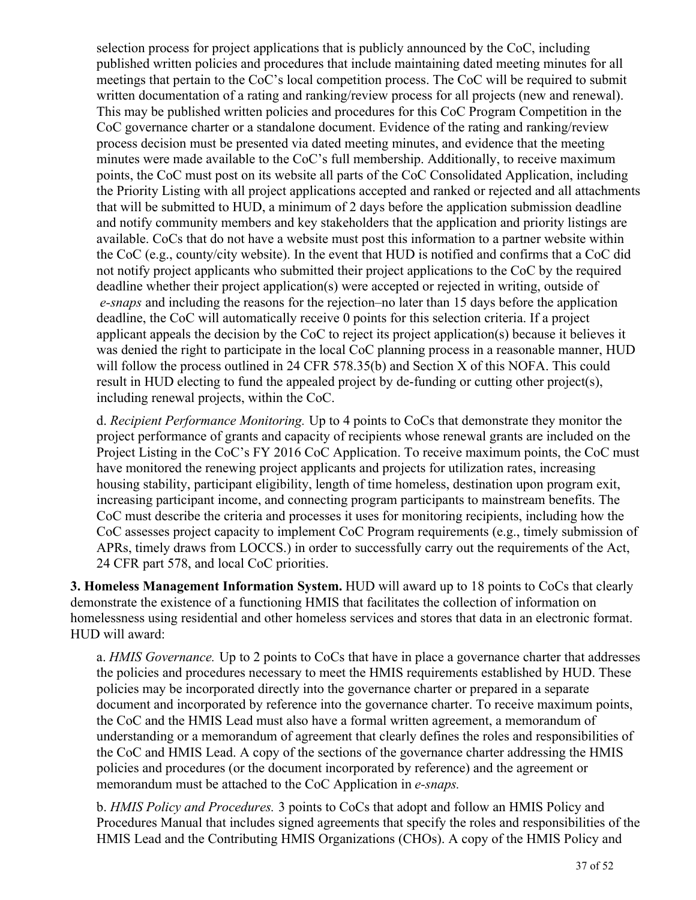selection process for project applications that is publicly announced by the CoC, including published written policies and procedures that include maintaining dated meeting minutes for all meetings that pertain to the CoC's local competition process. The CoC will be required to submit written documentation of a rating and ranking/review process for all projects (new and renewal). This may be published written policies and procedures for this CoC Program Competition in the CoC governance charter or a standalone document. Evidence of the rating and ranking/review process decision must be presented via dated meeting minutes, and evidence that the meeting minutes were made available to the CoC's full membership. Additionally, to receive maximum points, the CoC must post on its website all parts of the CoC Consolidated Application, including the Priority Listing with all project applications accepted and ranked or rejected and all attachments that will be submitted to HUD, a minimum of 2 days before the application submission deadline and notify community members and key stakeholders that the application and priority listings are available. CoCs that do not have a website must post this information to a partner website within the CoC (e.g., county/city website). In the event that HUD is notified and confirms that a CoC did not notify project applicants who submitted their project applications to the CoC by the required deadline whether their project application(s) were accepted or rejected in writing, outside of *e-snaps* and including the reasons for the rejection–no later than 15 days before the application deadline, the CoC will automatically receive 0 points for this selection criteria. If a project applicant appeals the decision by the CoC to reject its project application(s) because it believes it was denied the right to participate in the local CoC planning process in a reasonable manner, HUD will follow the process outlined in 24 CFR 578.35(b) and Section X of this NOFA. This could result in HUD electing to fund the appealed project by de-funding or cutting other project(s), including renewal projects, within the CoC.

d. *Recipient Performance Monitoring.* Up to 4 points to CoCs that demonstrate they monitor the project performance of grants and capacity of recipients whose renewal grants are included on the Project Listing in the CoC's FY 2016 CoC Application. To receive maximum points, the CoC must have monitored the renewing project applicants and projects for utilization rates, increasing housing stability, participant eligibility, length of time homeless, destination upon program exit, increasing participant income, and connecting program participants to mainstream benefits. The CoC must describe the criteria and processes it uses for monitoring recipients, including how the CoC assesses project capacity to implement CoC Program requirements (e.g., timely submission of APRs, timely draws from LOCCS.) in order to successfully carry out the requirements of the Act, 24 CFR part 578, and local CoC priorities.

**3. Homeless Management Information System.** HUD will award up to 18 points to CoCs that clearly demonstrate the existence of a functioning HMIS that facilitates the collection of information on homelessness using residential and other homeless services and stores that data in an electronic format. HUD will award:

a. *HMIS Governance.* Up to 2 points to CoCs that have in place a governance charter that addresses the policies and procedures necessary to meet the HMIS requirements established by HUD. These policies may be incorporated directly into the governance charter or prepared in a separate document and incorporated by reference into the governance charter. To receive maximum points, the CoC and the HMIS Lead must also have a formal written agreement, a memorandum of understanding or a memorandum of agreement that clearly defines the roles and responsibilities of the CoC and HMIS Lead. A copy of the sections of the governance charter addressing the HMIS policies and procedures (or the document incorporated by reference) and the agreement or memorandum must be attached to the CoC Application in *e-snaps.*

b. *HMIS Policy and Procedures.* 3 points to CoCs that adopt and follow an HMIS Policy and Procedures Manual that includes signed agreements that specify the roles and responsibilities of the HMIS Lead and the Contributing HMIS Organizations (CHOs). A copy of the HMIS Policy and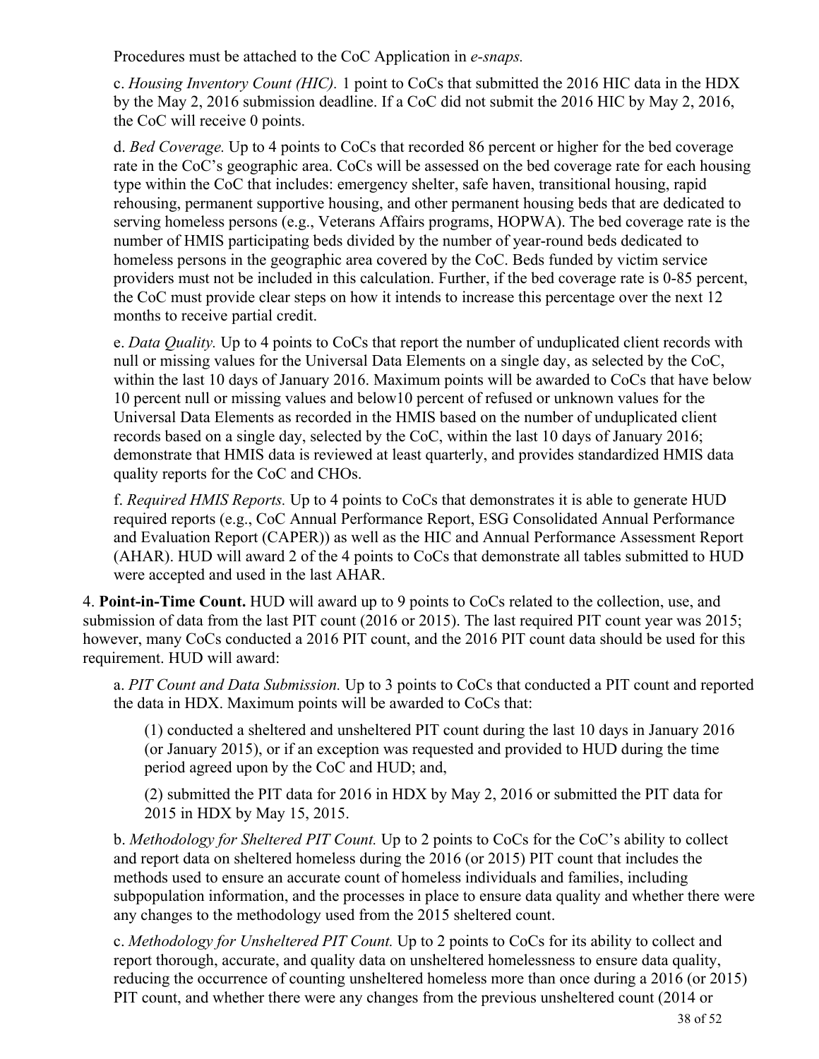Procedures must be attached to the CoC Application in *e-snaps.*

c. *Housing Inventory Count (HIC).* 1 point to CoCs that submitted the 2016 HIC data in the HDX by the May 2, 2016 submission deadline. If a CoC did not submit the 2016 HIC by May 2, 2016, the CoC will receive 0 points.

d. *Bed Coverage.* Up to 4 points to CoCs that recorded 86 percent or higher for the bed coverage rate in the CoC's geographic area. CoCs will be assessed on the bed coverage rate for each housing type within the CoC that includes: emergency shelter, safe haven, transitional housing, rapid rehousing, permanent supportive housing, and other permanent housing beds that are dedicated to serving homeless persons (e.g., Veterans Affairs programs, HOPWA). The bed coverage rate is the number of HMIS participating beds divided by the number of year-round beds dedicated to homeless persons in the geographic area covered by the CoC. Beds funded by victim service providers must not be included in this calculation. Further, if the bed coverage rate is 0-85 percent, the CoC must provide clear steps on how it intends to increase this percentage over the next 12 months to receive partial credit.

e. *Data Quality.* Up to 4 points to CoCs that report the number of unduplicated client records with null or missing values for the Universal Data Elements on a single day, as selected by the CoC, within the last 10 days of January 2016. Maximum points will be awarded to CoCs that have below 10 percent null or missing values and below10 percent of refused or unknown values for the Universal Data Elements as recorded in the HMIS based on the number of unduplicated client records based on a single day, selected by the CoC, within the last 10 days of January 2016; demonstrate that HMIS data is reviewed at least quarterly, and provides standardized HMIS data quality reports for the CoC and CHOs.

f. *Required HMIS Reports.* Up to 4 points to CoCs that demonstrates it is able to generate HUD required reports (e.g., CoC Annual Performance Report, ESG Consolidated Annual Performance and Evaluation Report (CAPER)) as well as the HIC and Annual Performance Assessment Report (AHAR). HUD will award 2 of the 4 points to CoCs that demonstrate all tables submitted to HUD were accepted and used in the last AHAR.

4. **Point-in-Time Count.** HUD will award up to 9 points to CoCs related to the collection, use, and submission of data from the last PIT count (2016 or 2015). The last required PIT count year was 2015; however, many CoCs conducted a 2016 PIT count, and the 2016 PIT count data should be used for this requirement. HUD will award:

a. *PIT Count and Data Submission.* Up to 3 points to CoCs that conducted a PIT count and reported the data in HDX. Maximum points will be awarded to CoCs that:

(1) conducted a sheltered and unsheltered PIT count during the last 10 days in January 2016 (or January 2015), or if an exception was requested and provided to HUD during the time period agreed upon by the CoC and HUD; and,

(2) submitted the PIT data for 2016 in HDX by May 2, 2016 or submitted the PIT data for 2015 in HDX by May 15, 2015.

b. *Methodology for Sheltered PIT Count.* Up to 2 points to CoCs for the CoC's ability to collect and report data on sheltered homeless during the 2016 (or 2015) PIT count that includes the methods used to ensure an accurate count of homeless individuals and families, including subpopulation information, and the processes in place to ensure data quality and whether there were any changes to the methodology used from the 2015 sheltered count.

c. *Methodology for Unsheltered PIT Count.* Up to 2 points to CoCs for its ability to collect and report thorough, accurate, and quality data on unsheltered homelessness to ensure data quality, reducing the occurrence of counting unsheltered homeless more than once during a 2016 (or 2015) PIT count, and whether there were any changes from the previous unsheltered count (2014 or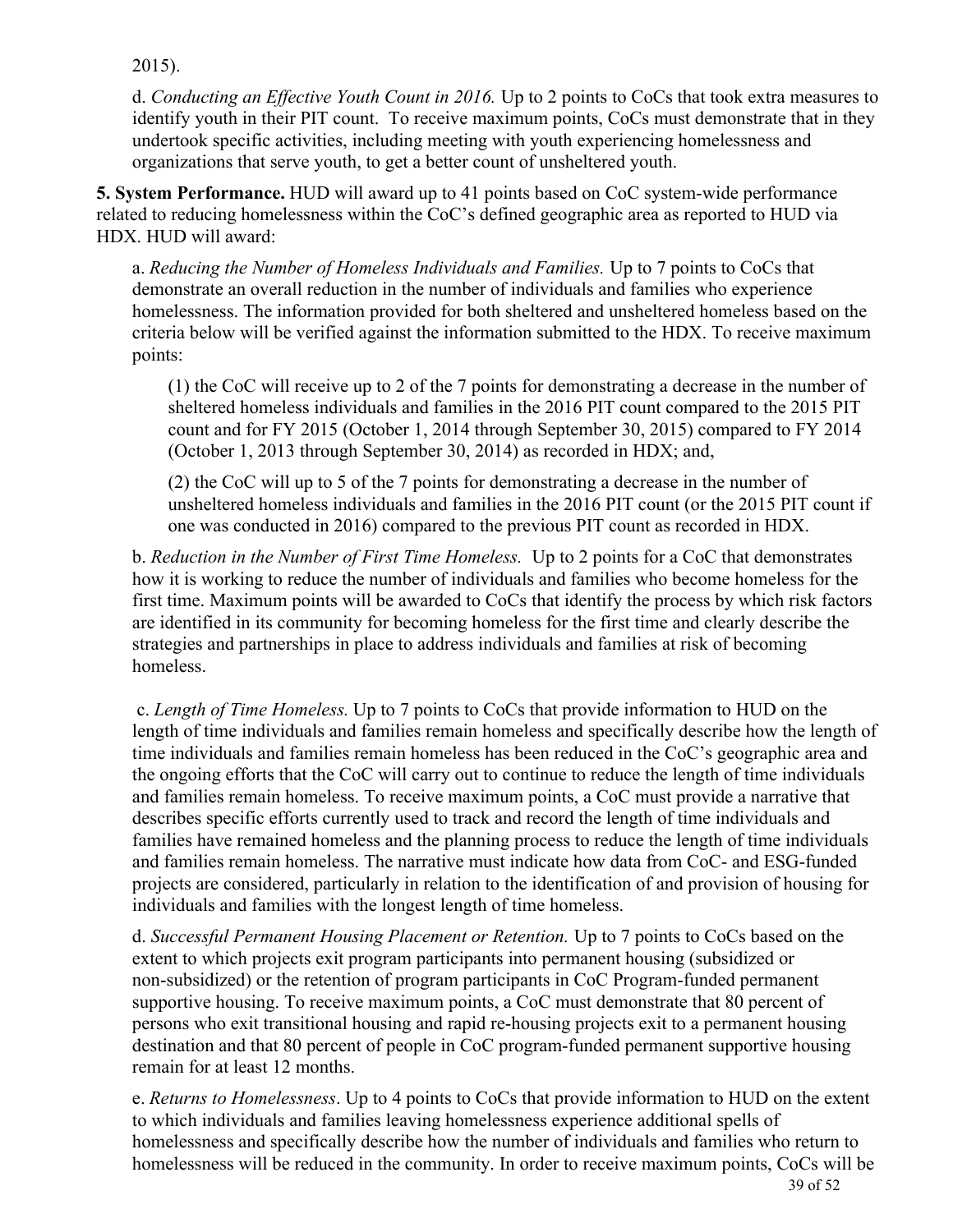2015).

d. *Conducting an Effective Youth Count in 2016.* Up to 2 points to CoCs that took extra measures to identify youth in their PIT count. To receive maximum points, CoCs must demonstrate that in they undertook specific activities, including meeting with youth experiencing homelessness and organizations that serve youth, to get a better count of unsheltered youth.

**5. System Performance.** HUD will award up to 41 points based on CoC system-wide performance related to reducing homelessness within the CoC's defined geographic area as reported to HUD via HDX. HUD will award:

a. *Reducing the Number of Homeless Individuals and Families.* Up to 7 points to CoCs that demonstrate an overall reduction in the number of individuals and families who experience homelessness. The information provided for both sheltered and unsheltered homeless based on the criteria below will be verified against the information submitted to the HDX. To receive maximum points:

(1) the CoC will receive up to 2 of the 7 points for demonstrating a decrease in the number of sheltered homeless individuals and families in the 2016 PIT count compared to the 2015 PIT count and for FY 2015 (October 1, 2014 through September 30, 2015) compared to FY 2014 (October 1, 2013 through September 30, 2014) as recorded in HDX; and,

(2) the CoC will up to 5 of the 7 points for demonstrating a decrease in the number of unsheltered homeless individuals and families in the 2016 PIT count (or the 2015 PIT count if one was conducted in 2016) compared to the previous PIT count as recorded in HDX.

b. *Reduction in the Number of First Time Homeless.* Up to 2 points for a CoC that demonstrates how it is working to reduce the number of individuals and families who become homeless for the first time. Maximum points will be awarded to CoCs that identify the process by which risk factors are identified in its community for becoming homeless for the first time and clearly describe the strategies and partnerships in place to address individuals and families at risk of becoming homeless.

c. *Length of Time Homeless.* Up to 7 points to CoCs that provide information to HUD on the length of time individuals and families remain homeless and specifically describe how the length of time individuals and families remain homeless has been reduced in the CoC's geographic area and the ongoing efforts that the CoC will carry out to continue to reduce the length of time individuals and families remain homeless. To receive maximum points, a CoC must provide a narrative that describes specific efforts currently used to track and record the length of time individuals and families have remained homeless and the planning process to reduce the length of time individuals and families remain homeless. The narrative must indicate how data from CoC- and ESG-funded projects are considered, particularly in relation to the identification of and provision of housing for individuals and families with the longest length of time homeless.

d. *Successful Permanent Housing Placement or Retention.* Up to 7 points to CoCs based on the extent to which projects exit program participants into permanent housing (subsidized or non-subsidized) or the retention of program participants in CoC Program-funded permanent supportive housing. To receive maximum points, a CoC must demonstrate that 80 percent of persons who exit transitional housing and rapid re-housing projects exit to a permanent housing destination and that 80 percent of people in CoC program-funded permanent supportive housing remain for at least 12 months.

e. *Returns to Homelessness*. Up to 4 points to CoCs that provide information to HUD on the extent to which individuals and families leaving homelessness experience additional spells of homelessness and specifically describe how the number of individuals and families who return to homelessness will be reduced in the community. In order to receive maximum points, CoCs will be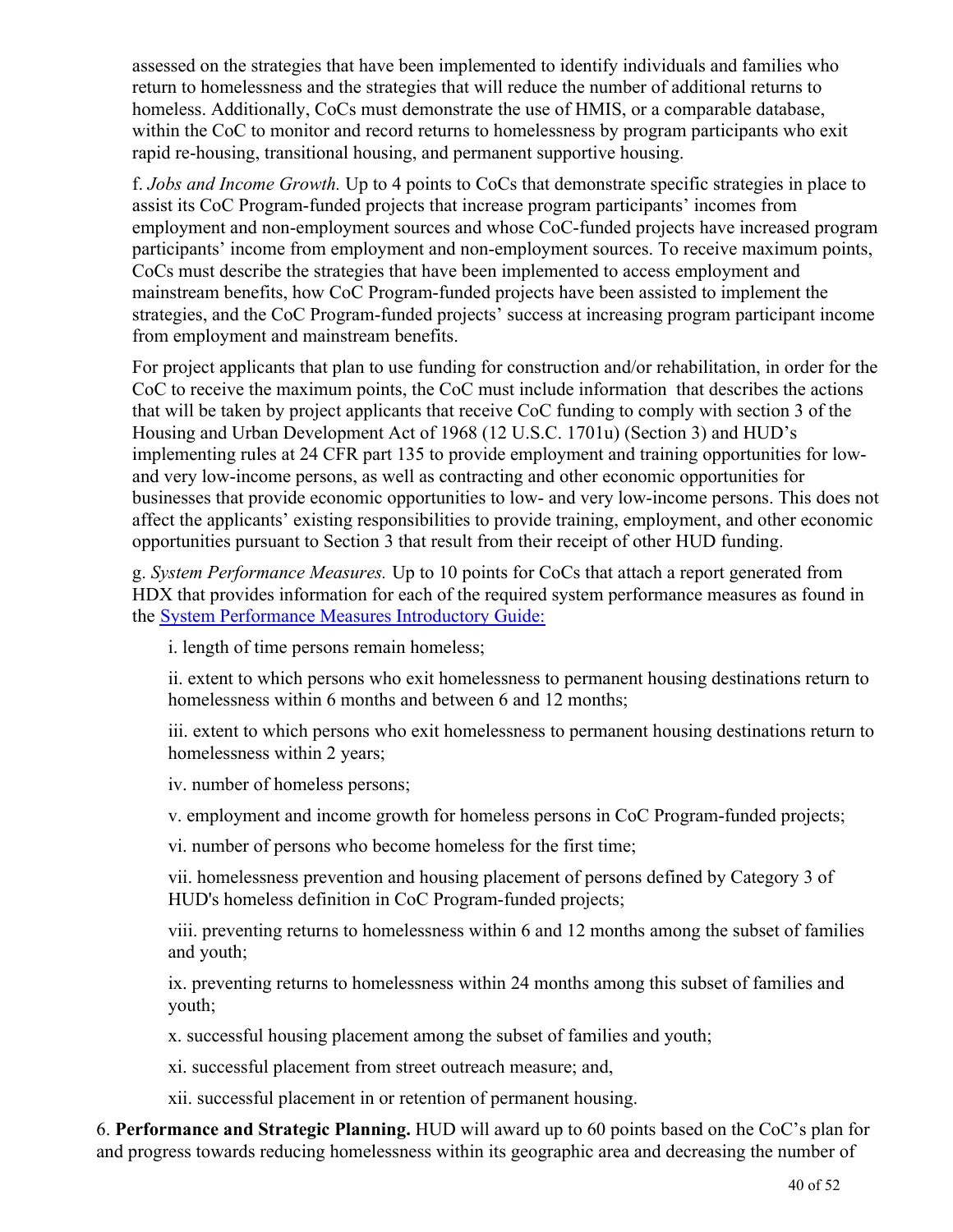assessed on the strategies that have been implemented to identify individuals and families who return to homelessness and the strategies that will reduce the number of additional returns to homeless. Additionally, CoCs must demonstrate the use of HMIS, or a comparable database, within the CoC to monitor and record returns to homelessness by program participants who exit rapid re-housing, transitional housing, and permanent supportive housing.

f. *Jobs and Income Growth.* Up to 4 points to CoCs that demonstrate specific strategies in place to assist its CoC Program-funded projects that increase program participants' incomes from employment and non-employment sources and whose CoC-funded projects have increased program participants' income from employment and non-employment sources. To receive maximum points, CoCs must describe the strategies that have been implemented to access employment and mainstream benefits, how CoC Program-funded projects have been assisted to implement the strategies, and the CoC Program-funded projects' success at increasing program participant income from employment and mainstream benefits.

For project applicants that plan to use funding for construction and/or rehabilitation, in order for the CoC to receive the maximum points, the CoC must include information that describes the actions that will be taken by project applicants that receive CoC funding to comply with section 3 of the Housing and Urban Development Act of 1968 (12 U.S.C. 1701u) (Section 3) and HUD's implementing rules at 24 CFR part 135 to provide employment and training opportunities for low- and very low-income persons, as well as contracting and other economic opportunities for businesses that provide economic opportunities to low- and very low-income persons. This does not affect the applicants' existing responsibilities to provide training, employment, and other economic opportunities pursuant to Section 3 that result from their receipt of other HUD funding.

g. *System Performance Measures.* Up to 10 points for CoCs that attach a report generated from HDX that provides information for each of the required system performance measures as found in the [System Performance Measures Introductory Guide:]

i. length of time persons remain homeless;

ii. extent to which persons who exit homelessness to permanent housing destinations return to homelessness within 6 months and between 6 and 12 months;

iii. extent to which persons who exit homelessness to permanent housing destinations return to homelessness within 2 years;

iv. number of homeless persons;

v. employment and income growth for homeless persons in CoC Program-funded projects;

vi. number of persons who become homeless for the first time;

vii. homelessness prevention and housing placement of persons defined by Category 3 of HUD's homeless definition in CoC Program-funded projects;

viii. preventing returns to homelessness within 6 and 12 months among the subset of families and youth;

ix. preventing returns to homelessness within 24 months among this subset of families and youth;

x. successful housing placement among the subset of families and youth;

xi. successful placement from street outreach measure; and,

xii. successful placement in or retention of permanent housing.

6. **Performance and Strategic Planning.** HUD will award up to 60 points based on the CoC's plan for and progress towards reducing homelessness within its geographic area and decreasing the number of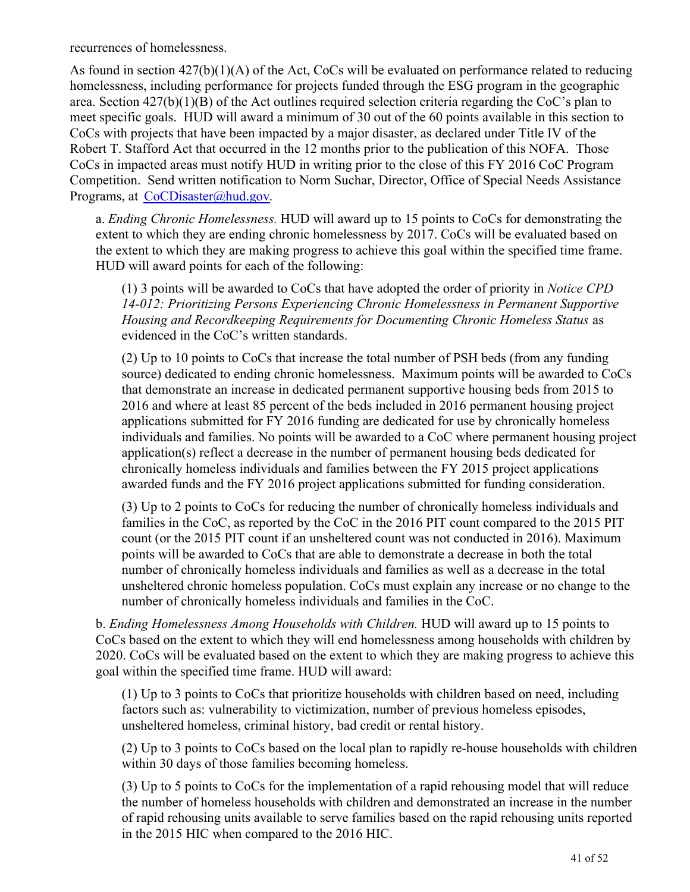recurrences of homelessness.

As found in section 427(b)(1)(A) of the Act, CoCs will be evaluated on performance related to reducing homelessness, including performance for projects funded through the ESG program in the geographic area. Section 427(b)(1)(B) of the Act outlines required selection criteria regarding the CoC's plan to meet specific goals. HUD will award a minimum of 30 out of the 60 points available in this section to CoCs with projects that have been impacted by a major disaster, as declared under Title IV of the Robert T. Stafford Act that occurred in the 12 months prior to the publication of this NOFA. Those CoCs in impacted areas must notify HUD in writing prior to the close of this FY 2016 CoC Program Competition. Send written notification to Norm Suchar, Director, Office of Special Needs Assistance Programs, at CoCDisaster@hud.gov.

a. *Ending Chronic Homelessness.* HUD will award up to 15 points to CoCs for demonstrating the extent to which they are ending chronic homelessness by 2017. CoCs will be evaluated based on the extent to which they are making progress to achieve this goal within the specified time frame. HUD will award points for each of the following:

(1) 3 points will be awarded to CoCs that have adopted the order of priority in *Notice CPD 14-012: Prioritizing Persons Experiencing Chronic Homelessness in Permanent Supportive Housing and Recordkeeping Requirements for Documenting Chronic Homeless Status* as evidenced in the CoC's written standards.

(2) Up to 10 points to CoCs that increase the total number of PSH beds (from any funding source) dedicated to ending chronic homelessness. Maximum points will be awarded to CoCs that demonstrate an increase in dedicated permanent supportive housing beds from 2015 to 2016 and where at least 85 percent of the beds included in 2016 permanent housing project applications submitted for FY 2016 funding are dedicated for use by chronically homeless individuals and families. No points will be awarded to a CoC where permanent housing project application(s) reflect a decrease in the number of permanent housing beds dedicated for chronically homeless individuals and families between the FY 2015 project applications awarded funds and the FY 2016 project applications submitted for funding consideration.

(3) Up to 2 points to CoCs for reducing the number of chronically homeless individuals and families in the CoC, as reported by the CoC in the 2016 PIT count compared to the 2015 PIT count (or the 2015 PIT count if an unsheltered count was not conducted in 2016). Maximum points will be awarded to CoCs that are able to demonstrate a decrease in both the total number of chronically homeless individuals and families as well as a decrease in the total unsheltered chronic homeless population. CoCs must explain any increase or no change to the number of chronically homeless individuals and families in the CoC.

b. *Ending Homelessness Among Households with Children.* HUD will award up to 15 points to CoCs based on the extent to which they will end homelessness among households with children by 2020. CoCs will be evaluated based on the extent to which they are making progress to achieve this goal within the specified time frame. HUD will award:

(1) Up to 3 points to CoCs that prioritize households with children based on need, including factors such as: vulnerability to victimization, number of previous homeless episodes, unsheltered homeless, criminal history, bad credit or rental history.

(2) Up to 3 points to CoCs based on the local plan to rapidly re-house households with children within 30 days of those families becoming homeless.

(3) Up to 5 points to CoCs for the implementation of a rapid rehousing model that will reduce the number of homeless households with children and demonstrated an increase in the number of rapid rehousing units available to serve families based on the rapid rehousing units reported in the 2015 HIC when compared to the 2016 HIC.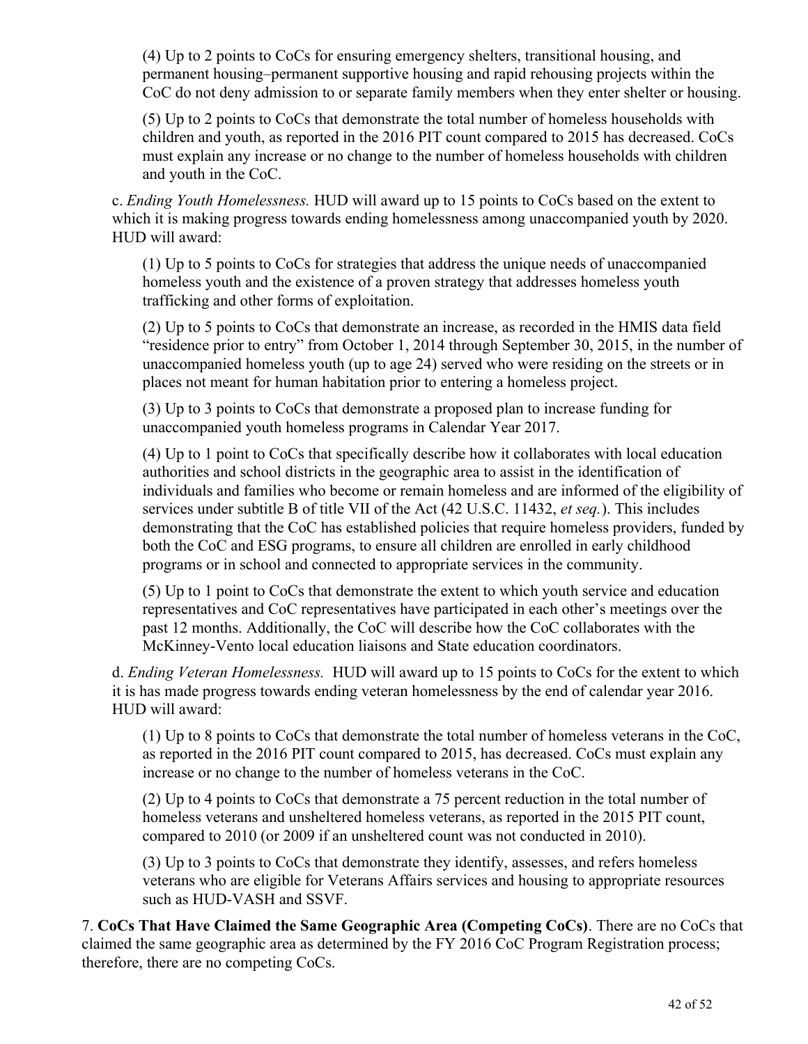(4) Up to 2 points to CoCs for ensuring emergency shelters, transitional housing, and permanent housing–permanent supportive housing and rapid rehousing projects within the CoC do not deny admission to or separate family members when they enter shelter or housing.

(5) Up to 2 points to CoCs that demonstrate the total number of homeless households with children and youth, as reported in the 2016 PIT count compared to 2015 has decreased. CoCs must explain any increase or no change to the number of homeless households with children and youth in the CoC.

c. *Ending Youth Homelessness.* HUD will award up to 15 points to CoCs based on the extent to which it is making progress towards ending homelessness among unaccompanied youth by 2020. HUD will award:

(1) Up to 5 points to CoCs for strategies that address the unique needs of unaccompanied homeless youth and the existence of a proven strategy that addresses homeless youth trafficking and other forms of exploitation.

(2) Up to 5 points to CoCs that demonstrate an increase, as recorded in the HMIS data field "residence prior to entry" from October 1, 2014 through September 30, 2015, in the number of unaccompanied homeless youth (up to age 24) served who were residing on the streets or in places not meant for human habitation prior to entering a homeless project.

(3) Up to 3 points to CoCs that demonstrate a proposed plan to increase funding for unaccompanied youth homeless programs in Calendar Year 2017.

(4) Up to 1 point to CoCs that specifically describe how it collaborates with local education authorities and school districts in the geographic area to assist in the identification of individuals and families who become or remain homeless and are informed of the eligibility of services under subtitle B of title VII of the Act (42 U.S.C. 11432, *et seq.*). This includes demonstrating that the CoC has established policies that require homeless providers, funded by both the CoC and ESG programs, to ensure all children are enrolled in early childhood programs or in school and connected to appropriate services in the community.

(5) Up to 1 point to CoCs that demonstrate the extent to which youth service and education representatives and CoC representatives have participated in each other's meetings over the past 12 months. Additionally, the CoC will describe how the CoC collaborates with the McKinney-Vento local education liaisons and State education coordinators.

d. *Ending Veteran Homelessness.* HUD will award up to 15 points to CoCs for the extent to which it is has made progress towards ending veteran homelessness by the end of calendar year 2016. HUD will award:

(1) Up to 8 points to CoCs that demonstrate the total number of homeless veterans in the CoC, as reported in the 2016 PIT count compared to 2015, has decreased. CoCs must explain any increase or no change to the number of homeless veterans in the CoC.

(2) Up to 4 points to CoCs that demonstrate a 75 percent reduction in the total number of homeless veterans and unsheltered homeless veterans, as reported in the 2015 PIT count, compared to 2010 (or 2009 if an unsheltered count was not conducted in 2010).

(3) Up to 3 points to CoCs that demonstrate they identify, assesses, and refers homeless veterans who are eligible for Veterans Affairs services and housing to appropriate resources such as HUD-VASH and SSVF.

7. **CoCs That Have Claimed the Same Geographic Area (Competing CoCs)**. There are no CoCs that claimed the same geographic area as determined by the FY 2016 CoC Program Registration process; therefore, there are no competing CoCs.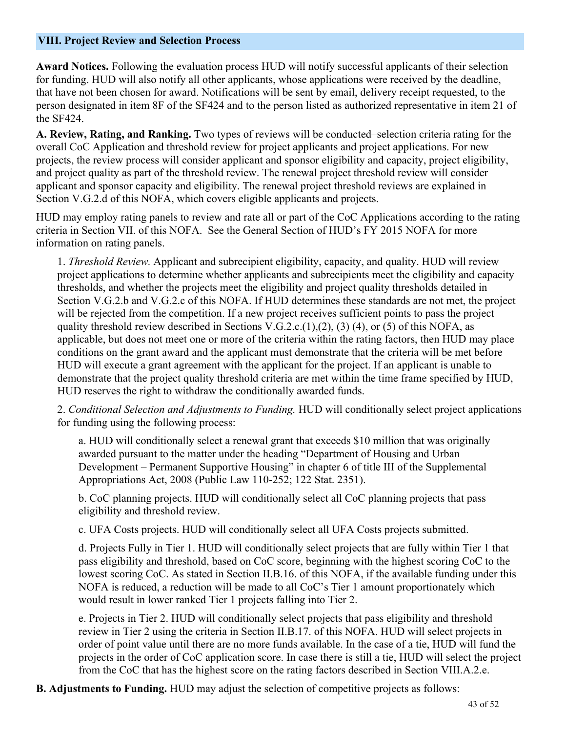## VIII. Project Review and Selection Process

**Award Notices.** Following the evaluation process HUD will notify successful applicants of their selection for funding. HUD will also notify all other applicants, whose applications were received by the deadline, that have not been chosen for award. Notifications will be sent by email, delivery receipt requested, to the person designated in item 8F of the SF424 and to the person listed as authorized representative in item 21 of the SF424.

**A. Review, Rating, and Ranking.** Two types of reviews will be conducted–selection criteria rating for the overall CoC Application and threshold review for project applicants and project applications. For new projects, the review process will consider applicant and sponsor eligibility and capacity, project eligibility, and project quality as part of the threshold review. The renewal project threshold review will consider applicant and sponsor capacity and eligibility. The renewal project threshold reviews are explained in Section V.G.2.d of this NOFA, which covers eligible applicants and projects.

HUD may employ rating panels to review and rate all or part of the CoC Applications according to the rating criteria in Section VII. of this NOFA. See the General Section of HUD's FY 2015 NOFA for more information on rating panels.

1. *Threshold Review.* Applicant and subrecipient eligibility, capacity, and quality. HUD will review project applications to determine whether applicants and subrecipients meet the eligibility and capacity thresholds, and whether the projects meet the eligibility and project quality thresholds detailed in Section V.G.2.b and V.G.2.c of this NOFA. If HUD determines these standards are not met, the project will be rejected from the competition. If a new project receives sufficient points to pass the project quality threshold review described in Sections V.G.2.c.(1),(2), (3) (4), or (5) of this NOFA, as applicable, but does not meet one or more of the criteria within the rating factors, then HUD may place conditions on the grant award and the applicant must demonstrate that the criteria will be met before HUD will execute a grant agreement with the applicant for the project. If an applicant is unable to demonstrate that the project quality threshold criteria are met within the time frame specified by HUD, HUD reserves the right to withdraw the conditionally awarded funds.

2. *Conditional Selection and Adjustments to Funding.* HUD will conditionally select project applications for funding using the following process:

   a. HUD will conditionally select a renewal grant that exceeds $10 million that was originally awarded pursuant to the matter under the heading "Department of Housing and Urban Development – Permanent Supportive Housing" in chapter 6 of title III of the Supplemental Appropriations Act, 2008 (Public Law 110-252; 122 Stat. 2351).

   b. CoC planning projects. HUD will conditionally select all CoC planning projects that pass eligibility and threshold review.

   c. UFA Costs projects. HUD will conditionally select all UFA Costs projects submitted.

   d. Projects Fully in Tier 1. HUD will conditionally select projects that are fully within Tier 1 that pass eligibility and threshold, based on CoC score, beginning with the highest scoring CoC to the lowest scoring CoC. As stated in Section II.B.16. of this NOFA, if the available funding under this NOFA is reduced, a reduction will be made to all CoC's Tier 1 amount proportionately which would result in lower ranked Tier 1 projects falling into Tier 2.

   e. Projects in Tier 2. HUD will conditionally select projects that pass eligibility and threshold review in Tier 2 using the criteria in Section II.B.17. of this NOFA. HUD will select projects in order of point value until there are no more funds available. In the case of a tie, HUD will fund the projects in the order of CoC application score. In case there is still a tie, HUD will select the project from the CoC that has the highest score on the rating factors described in Section VIII.A.2.e.

**B. Adjustments to Funding.** HUD may adjust the selection of competitive projects as follows: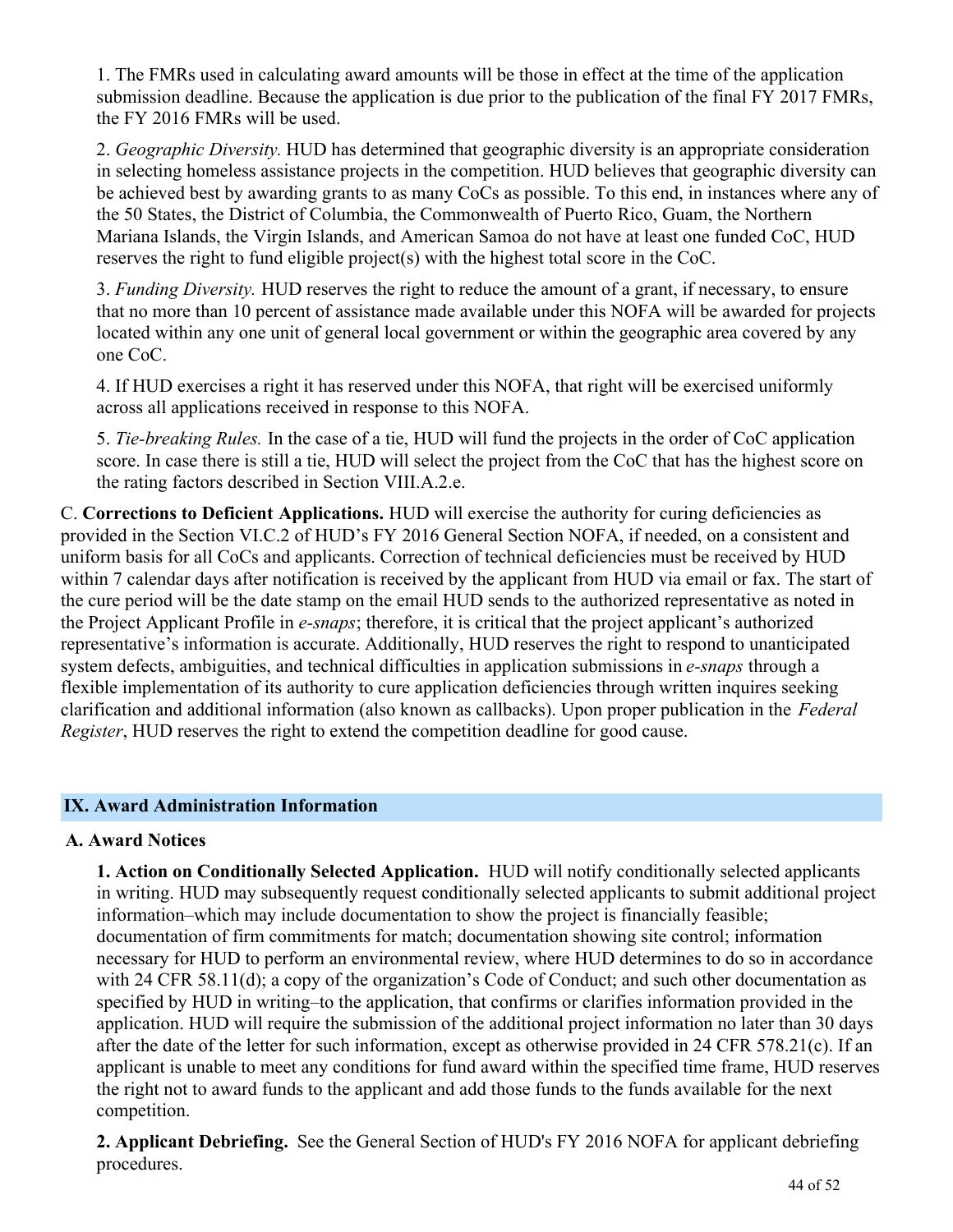1. The FMRs used in calculating award amounts will be those in effect at the time of the application submission deadline. Because the application is due prior to the publication of the final FY 2017 FMRs, the FY 2016 FMRs will be used.

2. *Geographic Diversity.* HUD has determined that geographic diversity is an appropriate consideration in selecting homeless assistance projects in the competition. HUD believes that geographic diversity can be achieved best by awarding grants to as many CoCs as possible. To this end, in instances where any of the 50 States, the District of Columbia, the Commonwealth of Puerto Rico, Guam, the Northern Mariana Islands, the Virgin Islands, and American Samoa do not have at least one funded CoC, HUD reserves the right to fund eligible project(s) with the highest total score in the CoC.

3. *Funding Diversity.* HUD reserves the right to reduce the amount of a grant, if necessary, to ensure that no more than 10 percent of assistance made available under this NOFA will be awarded for projects located within any one unit of general local government or within the geographic area covered by any one CoC.

4. If HUD exercises a right it has reserved under this NOFA, that right will be exercised uniformly across all applications received in response to this NOFA.

5. *Tie-breaking Rules.* In the case of a tie, HUD will fund the projects in the order of CoC application score. In case there is still a tie, HUD will select the project from the CoC that has the highest score on the rating factors described in Section VIII.A.2.e.

C. **Corrections to Deficient Applications.** HUD will exercise the authority for curing deficiencies as provided in the Section VI.C.2 of HUD's FY 2016 General Section NOFA, if needed, on a consistent and uniform basis for all CoCs and applicants. Correction of technical deficiencies must be received by HUD within 7 calendar days after notification is received by the applicant from HUD via email or fax. The start of the cure period will be the date stamp on the email HUD sends to the authorized representative as noted in the Project Applicant Profile in *e-snaps*; therefore, it is critical that the project applicant's authorized representative's information is accurate. Additionally, HUD reserves the right to respond to unanticipated system defects, ambiguities, and technical difficulties in application submissions in *e-snaps* through a flexible implementation of its authority to cure application deficiencies through written inquires seeking clarification and additional information (also known as callbacks). Upon proper publication in the *Federal Register*, HUD reserves the right to extend the competition deadline for good cause.

## IX. Award Administration Information

### A. Award Notices

**1. Action on Conditionally Selected Application.** HUD will notify conditionally selected applicants in writing. HUD may subsequently request conditionally selected applicants to submit additional project information–which may include documentation to show the project is financially feasible; documentation of firm commitments for match; documentation showing site control; information necessary for HUD to perform an environmental review, where HUD determines to do so in accordance with 24 CFR 58.11(d); a copy of the organization's Code of Conduct; and such other documentation as specified by HUD in writing–to the application, that confirms or clarifies information provided in the application. HUD will require the submission of the additional project information no later than 30 days after the date of the letter for such information, except as otherwise provided in 24 CFR 578.21(c). If an applicant is unable to meet any conditions for fund award within the specified time frame, HUD reserves the right not to award funds to the applicant and add those funds to the funds available for the next competition.

**2. Applicant Debriefing.** See the General Section of HUD's FY 2016 NOFA for applicant debriefing procedures.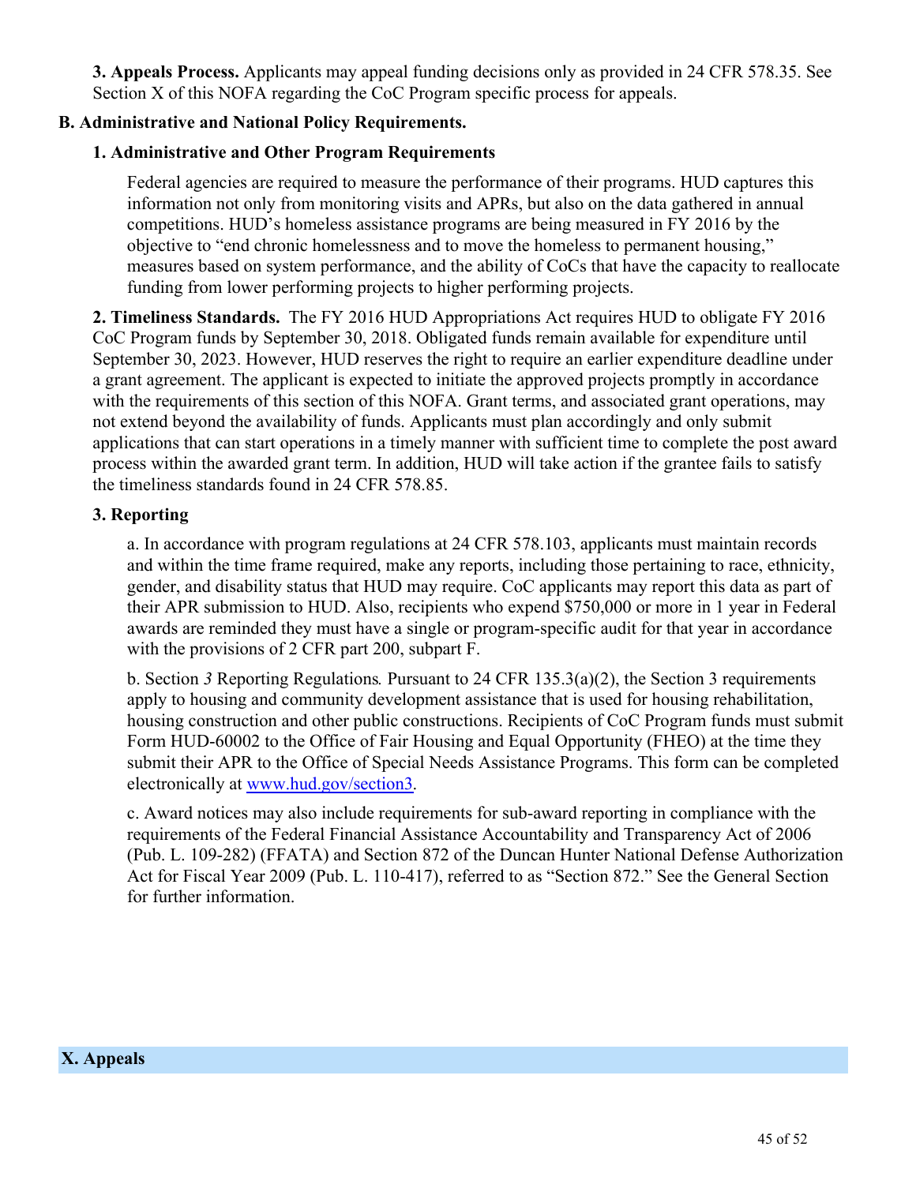**3. Appeals Process.** Applicants may appeal funding decisions only as provided in 24 CFR 578.35. See Section X of this NOFA regarding the CoC Program specific process for appeals.

### B. Administrative and National Policy Requirements.

#### 1. Administrative and Other Program Requirements

Federal agencies are required to measure the performance of their programs. HUD captures this information not only from monitoring visits and APRs, but also on the data gathered in annual competitions. HUD's homeless assistance programs are being measured in FY 2016 by the objective to "end chronic homelessness and to move the homeless to permanent housing," measures based on system performance, and the ability of CoCs that have the capacity to reallocate funding from lower performing projects to higher performing projects.

**2. Timeliness Standards.** The FY 2016 HUD Appropriations Act requires HUD to obligate FY 2016 CoC Program funds by September 30, 2018. Obligated funds remain available for expenditure until September 30, 2023. However, HUD reserves the right to require an earlier expenditure deadline under a grant agreement. The applicant is expected to initiate the approved projects promptly in accordance with the requirements of this section of this NOFA. Grant terms, and associated grant operations, may not extend beyond the availability of funds. Applicants must plan accordingly and only submit applications that can start operations in a timely manner with sufficient time to complete the post award process within the awarded grant term. In addition, HUD will take action if the grantee fails to satisfy the timeliness standards found in 24 CFR 578.85.

#### 3. Reporting

a. In accordance with program regulations at 24 CFR 578.103, applicants must maintain records and within the time frame required, make any reports, including those pertaining to race, ethnicity, gender, and disability status that HUD may require. CoC applicants may report this data as part of their APR submission to HUD. Also, recipients who expend $750,000 or more in 1 year in Federal awards are reminded they must have a single or program-specific audit for that year in accordance with the provisions of 2 CFR part 200, subpart F.

b. Section *3* Reporting Regulations*.* Pursuant to 24 CFR 135.3(a)(2), the Section 3 requirements apply to housing and community development assistance that is used for housing rehabilitation, housing construction and other public constructions. Recipients of CoC Program funds must submit Form HUD-60002 to the Office of Fair Housing and Equal Opportunity (FHEO) at the time they submit their APR to the Office of Special Needs Assistance Programs. This form can be completed electronically at [www.hud.gov/section3](www.hud.gov/section3).

c. Award notices may also include requirements for sub-award reporting in compliance with the requirements of the Federal Financial Assistance Accountability and Transparency Act of 2006 (Pub. L. 109-282) (FFATA) and Section 872 of the Duncan Hunter National Defense Authorization Act for Fiscal Year 2009 (Pub. L. 110-417), referred to as "Section 872." See the General Section for further information.

## X. Appeals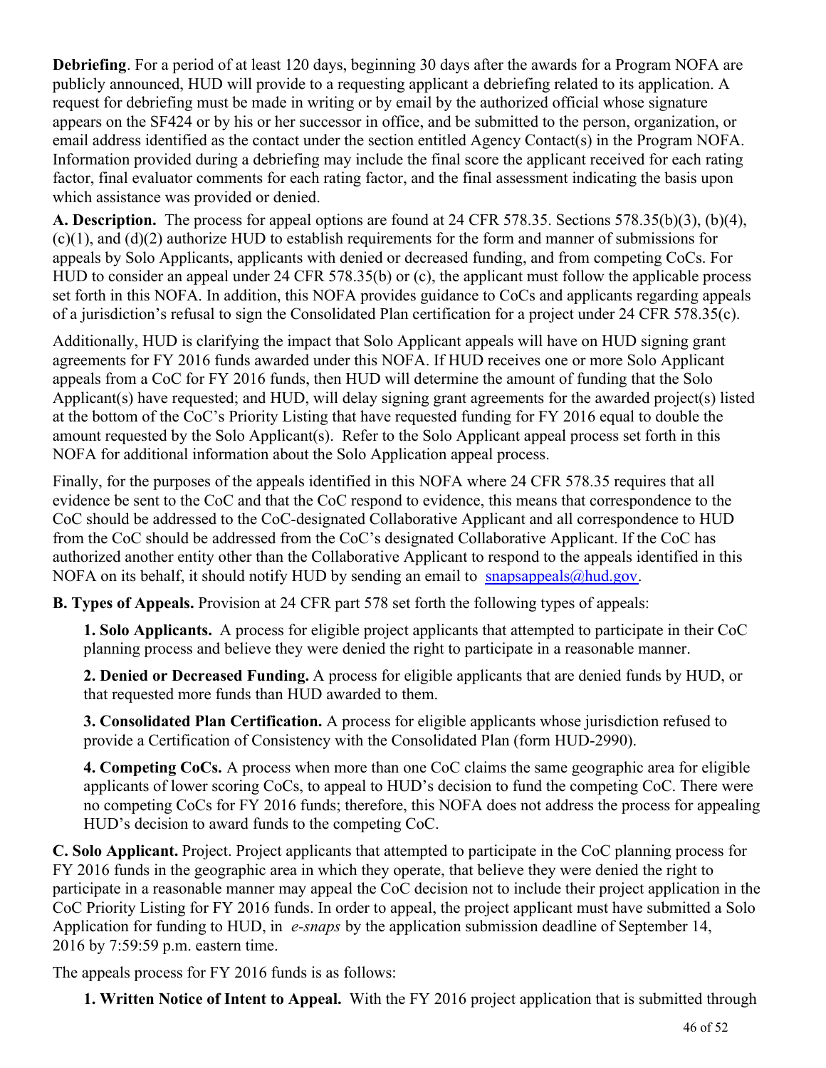**Debriefing**. For a period of at least 120 days, beginning 30 days after the awards for a Program NOFA are publicly announced, HUD will provide to a requesting applicant a debriefing related to its application. A request for debriefing must be made in writing or by email by the authorized official whose signature appears on the SF424 or by his or her successor in office, and be submitted to the person, organization, or email address identified as the contact under the section entitled Agency Contact(s) in the Program NOFA. Information provided during a debriefing may include the final score the applicant received for each rating factor, final evaluator comments for each rating factor, and the final assessment indicating the basis upon which assistance was provided or denied.

**A. Description.** The process for appeal options are found at 24 CFR 578.35. Sections 578.35(b)(3), (b)(4), (c)(1), and (d)(2) authorize HUD to establish requirements for the form and manner of submissions for appeals by Solo Applicants, applicants with denied or decreased funding, and from competing CoCs. For HUD to consider an appeal under 24 CFR 578.35(b) or (c), the applicant must follow the applicable process set forth in this NOFA. In addition, this NOFA provides guidance to CoCs and applicants regarding appeals of a jurisdiction's refusal to sign the Consolidated Plan certification for a project under 24 CFR 578.35(c).

Additionally, HUD is clarifying the impact that Solo Applicant appeals will have on HUD signing grant agreements for FY 2016 funds awarded under this NOFA. If HUD receives one or more Solo Applicant appeals from a CoC for FY 2016 funds, then HUD will determine the amount of funding that the Solo Applicant(s) have requested; and HUD, will delay signing grant agreements for the awarded project(s) listed at the bottom of the CoC's Priority Listing that have requested funding for FY 2016 equal to double the amount requested by the Solo Applicant(s). Refer to the Solo Applicant appeal process set forth in this NOFA for additional information about the Solo Application appeal process.

Finally, for the purposes of the appeals identified in this NOFA where 24 CFR 578.35 requires that all evidence be sent to the CoC and that the CoC respond to evidence, this means that correspondence to the CoC should be addressed to the CoC-designated Collaborative Applicant and all correspondence to HUD from the CoC should be addressed from the CoC's designated Collaborative Applicant. If the CoC has authorized another entity other than the Collaborative Applicant to respond to the appeals identified in this NOFA on its behalf, it should notify HUD by sending an email to snapsappeals@hud.gov.

**B. Types of Appeals.** Provision at 24 CFR part 578 set forth the following types of appeals:

**1. Solo Applicants.** A process for eligible project applicants that attempted to participate in their CoC planning process and believe they were denied the right to participate in a reasonable manner.

**2. Denied or Decreased Funding.** A process for eligible applicants that are denied funds by HUD, or that requested more funds than HUD awarded to them.

**3. Consolidated Plan Certification.** A process for eligible applicants whose jurisdiction refused to provide a Certification of Consistency with the Consolidated Plan (form HUD-2990).

**4. Competing CoCs.** A process when more than one CoC claims the same geographic area for eligible applicants of lower scoring CoCs, to appeal to HUD's decision to fund the competing CoC. There were no competing CoCs for FY 2016 funds; therefore, this NOFA does not address the process for appealing HUD's decision to award funds to the competing CoC.

**C. Solo Applicant.** Project. Project applicants that attempted to participate in the CoC planning process for FY 2016 funds in the geographic area in which they operate, that believe they were denied the right to participate in a reasonable manner may appeal the CoC decision not to include their project application in the CoC Priority Listing for FY 2016 funds. In order to appeal, the project applicant must have submitted a Solo Application for funding to HUD, in *e-snaps* by the application submission deadline of September 14, 2016 by 7:59:59 p.m. eastern time.

The appeals process for FY 2016 funds is as follows:

**1. Written Notice of Intent to Appeal.** With the FY 2016 project application that is submitted through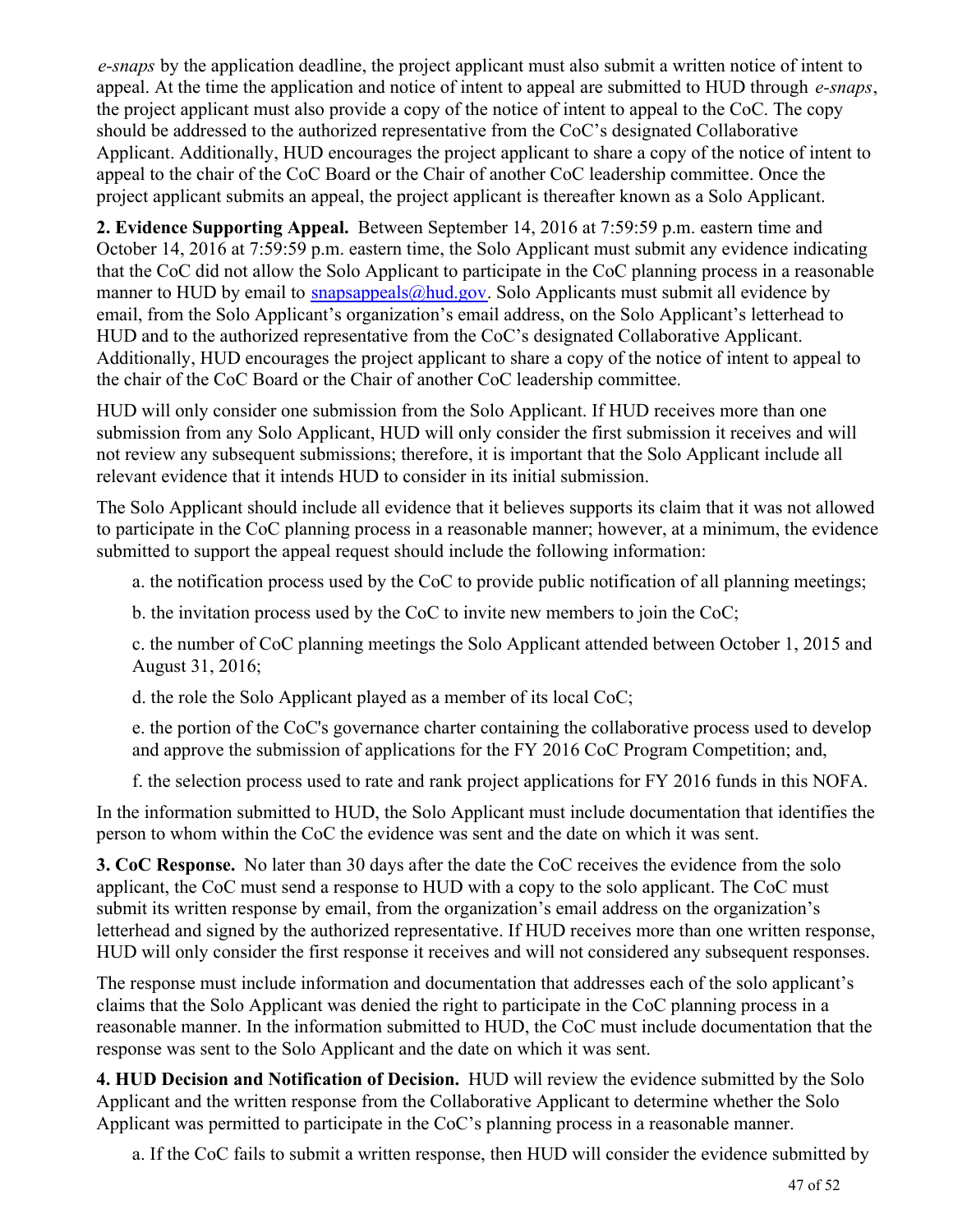*e-snaps* by the application deadline, the project applicant must also submit a written notice of intent to appeal. At the time the application and notice of intent to appeal are submitted to HUD through *e-snaps*, the project applicant must also provide a copy of the notice of intent to appeal to the CoC. The copy should be addressed to the authorized representative from the CoC's designated Collaborative Applicant. Additionally, HUD encourages the project applicant to share a copy of the notice of intent to appeal to the chair of the CoC Board or the Chair of another CoC leadership committee. Once the project applicant submits an appeal, the project applicant is thereafter known as a Solo Applicant.

**2. Evidence Supporting Appeal.** Between September 14, 2016 at 7:59:59 p.m. eastern time and October 14, 2016 at 7:59:59 p.m. eastern time, the Solo Applicant must submit any evidence indicating that the CoC did not allow the Solo Applicant to participate in the CoC planning process in a reasonable manner to HUD by email to snapsappeals@hud.gov. Solo Applicants must submit all evidence by email, from the Solo Applicant's organization's email address, on the Solo Applicant's letterhead to HUD and to the authorized representative from the CoC's designated Collaborative Applicant. Additionally, HUD encourages the project applicant to share a copy of the notice of intent to appeal to the chair of the CoC Board or the Chair of another CoC leadership committee.

HUD will only consider one submission from the Solo Applicant. If HUD receives more than one submission from any Solo Applicant, HUD will only consider the first submission it receives and will not review any subsequent submissions; therefore, it is important that the Solo Applicant include all relevant evidence that it intends HUD to consider in its initial submission.

The Solo Applicant should include all evidence that it believes supports its claim that it was not allowed to participate in the CoC planning process in a reasonable manner; however, at a minimum, the evidence submitted to support the appeal request should include the following information:

a. the notification process used by the CoC to provide public notification of all planning meetings;

b. the invitation process used by the CoC to invite new members to join the CoC;

c. the number of CoC planning meetings the Solo Applicant attended between October 1, 2015 and August 31, 2016;

d. the role the Solo Applicant played as a member of its local CoC;

e. the portion of the CoC's governance charter containing the collaborative process used to develop and approve the submission of applications for the FY 2016 CoC Program Competition; and,

f. the selection process used to rate and rank project applications for FY 2016 funds in this NOFA.

In the information submitted to HUD, the Solo Applicant must include documentation that identifies the person to whom within the CoC the evidence was sent and the date on which it was sent.

**3. CoC Response.** No later than 30 days after the date the CoC receives the evidence from the solo applicant, the CoC must send a response to HUD with a copy to the solo applicant. The CoC must submit its written response by email, from the organization's email address on the organization's letterhead and signed by the authorized representative. If HUD receives more than one written response, HUD will only consider the first response it receives and will not considered any subsequent responses.

The response must include information and documentation that addresses each of the solo applicant's claims that the Solo Applicant was denied the right to participate in the CoC planning process in a reasonable manner. In the information submitted to HUD, the CoC must include documentation that the response was sent to the Solo Applicant and the date on which it was sent.

**4. HUD Decision and Notification of Decision.** HUD will review the evidence submitted by the Solo Applicant and the written response from the Collaborative Applicant to determine whether the Solo Applicant was permitted to participate in the CoC's planning process in a reasonable manner.

a. If the CoC fails to submit a written response, then HUD will consider the evidence submitted by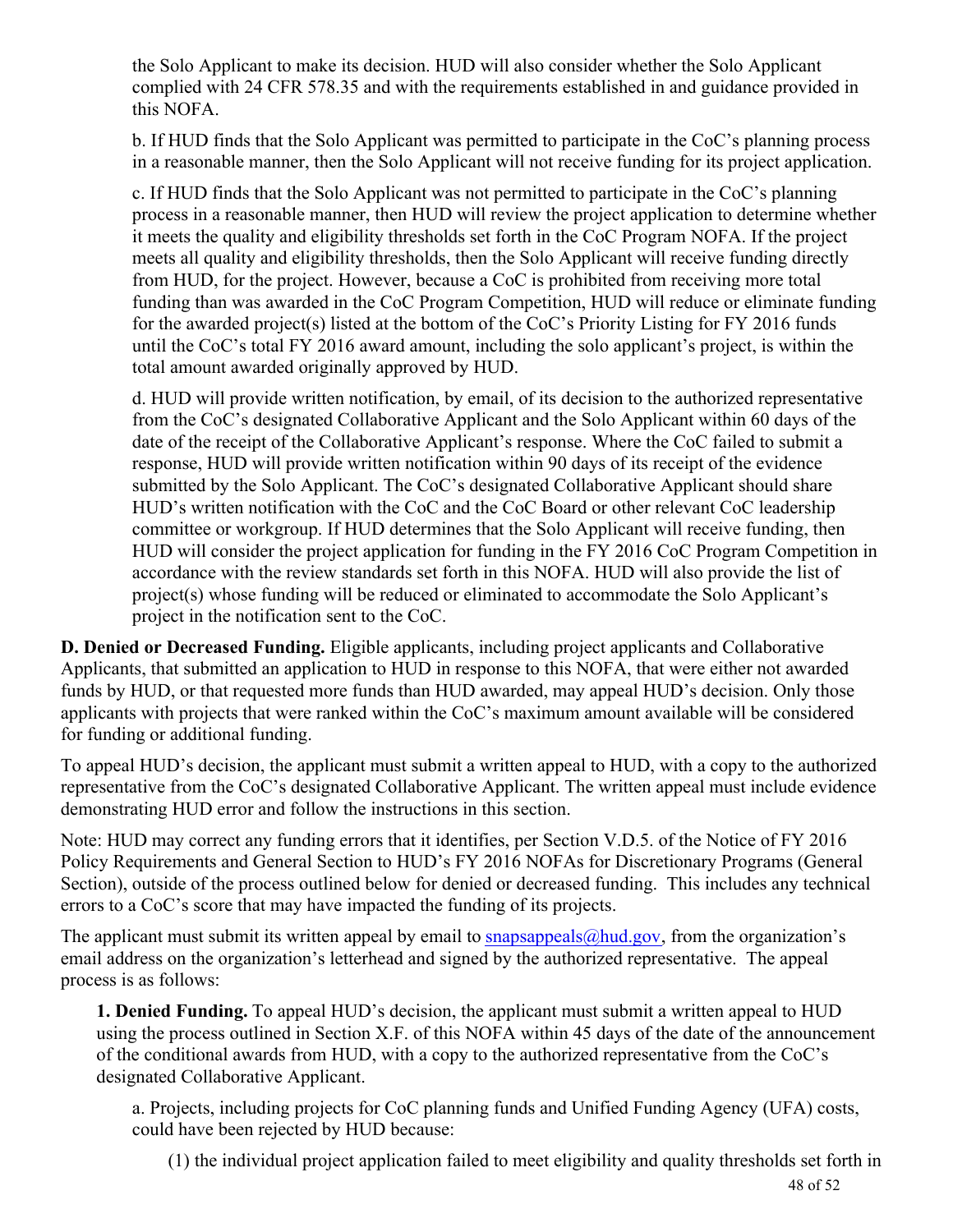the Solo Applicant to make its decision. HUD will also consider whether the Solo Applicant complied with 24 CFR 578.35 and with the requirements established in and guidance provided in this NOFA.

b. If HUD finds that the Solo Applicant was permitted to participate in the CoC's planning process in a reasonable manner, then the Solo Applicant will not receive funding for its project application.

c. If HUD finds that the Solo Applicant was not permitted to participate in the CoC's planning process in a reasonable manner, then HUD will review the project application to determine whether it meets the quality and eligibility thresholds set forth in the CoC Program NOFA. If the project meets all quality and eligibility thresholds, then the Solo Applicant will receive funding directly from HUD, for the project. However, because a CoC is prohibited from receiving more total funding than was awarded in the CoC Program Competition, HUD will reduce or eliminate funding for the awarded project(s) listed at the bottom of the CoC's Priority Listing for FY 2016 funds until the CoC's total FY 2016 award amount, including the solo applicant's project, is within the total amount awarded originally approved by HUD.

d. HUD will provide written notification, by email, of its decision to the authorized representative from the CoC's designated Collaborative Applicant and the Solo Applicant within 60 days of the date of the receipt of the Collaborative Applicant's response. Where the CoC failed to submit a response, HUD will provide written notification within 90 days of its receipt of the evidence submitted by the Solo Applicant. The CoC's designated Collaborative Applicant should share HUD's written notification with the CoC and the CoC Board or other relevant CoC leadership committee or workgroup. If HUD determines that the Solo Applicant will receive funding, then HUD will consider the project application for funding in the FY 2016 CoC Program Competition in accordance with the review standards set forth in this NOFA. HUD will also provide the list of project(s) whose funding will be reduced or eliminated to accommodate the Solo Applicant's project in the notification sent to the CoC.

**D. Denied or Decreased Funding.** Eligible applicants, including project applicants and Collaborative Applicants, that submitted an application to HUD in response to this NOFA, that were either not awarded funds by HUD, or that requested more funds than HUD awarded, may appeal HUD's decision. Only those applicants with projects that were ranked within the CoC's maximum amount available will be considered for funding or additional funding.

To appeal HUD's decision, the applicant must submit a written appeal to HUD, with a copy to the authorized representative from the CoC's designated Collaborative Applicant. The written appeal must include evidence demonstrating HUD error and follow the instructions in this section.

Note: HUD may correct any funding errors that it identifies, per Section V.D.5. of the Notice of FY 2016 Policy Requirements and General Section to HUD's FY 2016 NOFAs for Discretionary Programs (General Section), outside of the process outlined below for denied or decreased funding. This includes any technical errors to a CoC's score that may have impacted the funding of its projects.

The applicant must submit its written appeal by email to snapsappeals@hud.gov, from the organization's email address on the organization's letterhead and signed by the authorized representative. The appeal process is as follows:

**1. Denied Funding.** To appeal HUD's decision, the applicant must submit a written appeal to HUD using the process outlined in Section X.F. of this NOFA within 45 days of the date of the announcement of the conditional awards from HUD, with a copy to the authorized representative from the CoC's designated Collaborative Applicant.

a. Projects, including projects for CoC planning funds and Unified Funding Agency (UFA) costs, could have been rejected by HUD because:

(1) the individual project application failed to meet eligibility and quality thresholds set forth in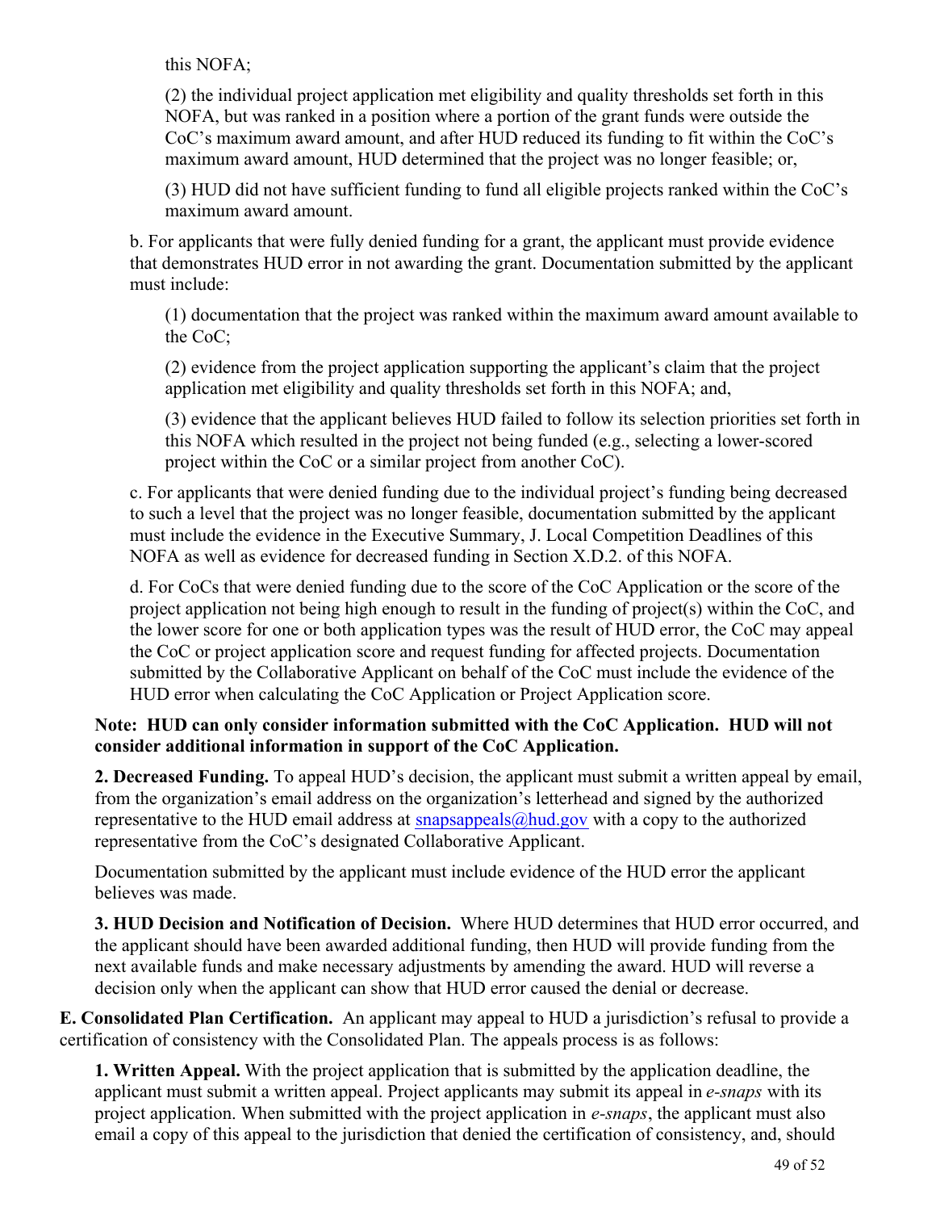this NOFA;

(2) the individual project application met eligibility and quality thresholds set forth in this NOFA, but was ranked in a position where a portion of the grant funds were outside the CoC's maximum award amount, and after HUD reduced its funding to fit within the CoC's maximum award amount, HUD determined that the project was no longer feasible; or,

(3) HUD did not have sufficient funding to fund all eligible projects ranked within the CoC's maximum award amount.

b. For applicants that were fully denied funding for a grant, the applicant must provide evidence that demonstrates HUD error in not awarding the grant. Documentation submitted by the applicant must include:

(1) documentation that the project was ranked within the maximum award amount available to the CoC;

(2) evidence from the project application supporting the applicant's claim that the project application met eligibility and quality thresholds set forth in this NOFA; and,

(3) evidence that the applicant believes HUD failed to follow its selection priorities set forth in this NOFA which resulted in the project not being funded (e.g., selecting a lower-scored project within the CoC or a similar project from another CoC).

c. For applicants that were denied funding due to the individual project's funding being decreased to such a level that the project was no longer feasible, documentation submitted by the applicant must include the evidence in the Executive Summary, J. Local Competition Deadlines of this NOFA as well as evidence for decreased funding in Section X.D.2. of this NOFA.

d. For CoCs that were denied funding due to the score of the CoC Application or the score of the project application not being high enough to result in the funding of project(s) within the CoC, and the lower score for one or both application types was the result of HUD error, the CoC may appeal the CoC or project application score and request funding for affected projects. Documentation submitted by the Collaborative Applicant on behalf of the CoC must include the evidence of the HUD error when calculating the CoC Application or Project Application score.

**Note: HUD can only consider information submitted with the CoC Application. HUD will not consider additional information in support of the CoC Application.**

**2. Decreased Funding.** To appeal HUD's decision, the applicant must submit a written appeal by email, from the organization's email address on the organization's letterhead and signed by the authorized representative to the HUD email address at snapsappeals@hud.gov with a copy to the authorized representative from the CoC's designated Collaborative Applicant.

Documentation submitted by the applicant must include evidence of the HUD error the applicant believes was made.

**3. HUD Decision and Notification of Decision.** Where HUD determines that HUD error occurred, and the applicant should have been awarded additional funding, then HUD will provide funding from the next available funds and make necessary adjustments by amending the award. HUD will reverse a decision only when the applicant can show that HUD error caused the denial or decrease.

**E. Consolidated Plan Certification.** An applicant may appeal to HUD a jurisdiction's refusal to provide a certification of consistency with the Consolidated Plan. The appeals process is as follows:

**1. Written Appeal.** With the project application that is submitted by the application deadline, the applicant must submit a written appeal. Project applicants may submit its appeal in *e-snaps* with its project application. When submitted with the project application in *e-snaps*, the applicant must also email a copy of this appeal to the jurisdiction that denied the certification of consistency, and, should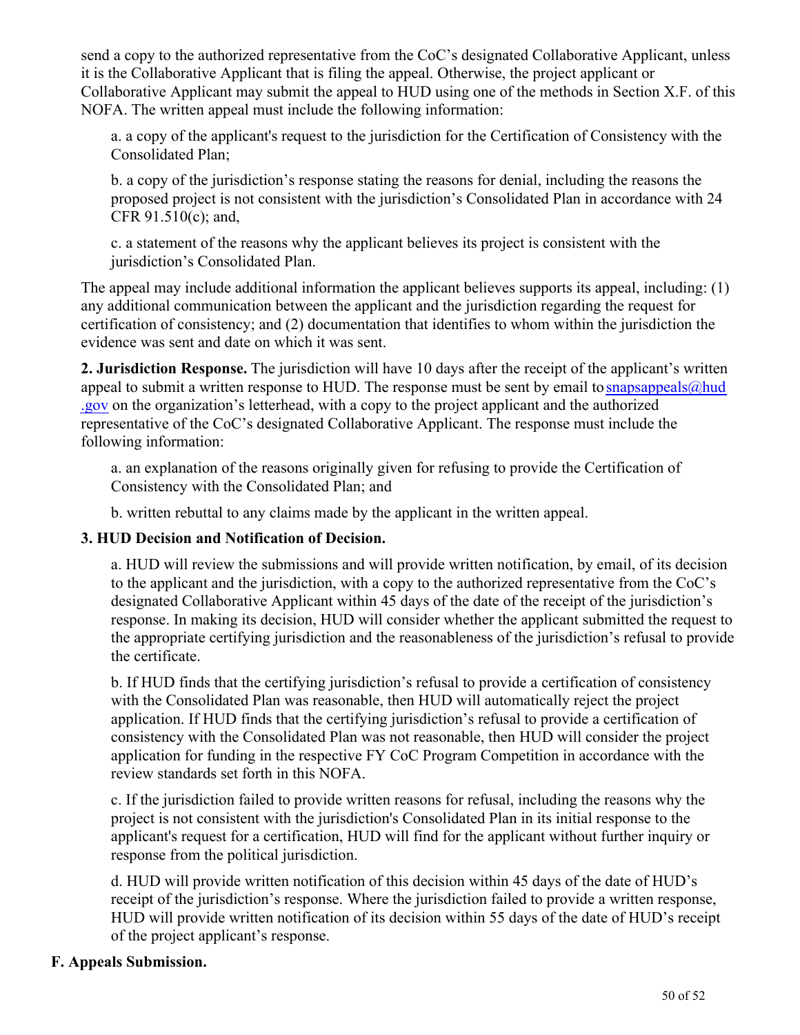send a copy to the authorized representative from the CoC's designated Collaborative Applicant, unless it is the Collaborative Applicant that is filing the appeal. Otherwise, the project applicant or Collaborative Applicant may submit the appeal to HUD using one of the methods in Section X.F. of this NOFA. The written appeal must include the following information:

a. a copy of the applicant's request to the jurisdiction for the Certification of Consistency with the Consolidated Plan;

b. a copy of the jurisdiction's response stating the reasons for denial, including the reasons the proposed project is not consistent with the jurisdiction's Consolidated Plan in accordance with 24 CFR 91.510(c); and,

c. a statement of the reasons why the applicant believes its project is consistent with the jurisdiction's Consolidated Plan.

The appeal may include additional information the applicant believes supports its appeal, including: (1) any additional communication between the applicant and the jurisdiction regarding the request for certification of consistency; and (2) documentation that identifies to whom within the jurisdiction the evidence was sent and date on which it was sent.

**2. Jurisdiction Response.** The jurisdiction will have 10 days after the receipt of the applicant's written appeal to submit a written response to HUD. The response must be sent by email to snapsappeals@hud.gov on the organization's letterhead, with a copy to the project applicant and the authorized representative of the CoC's designated Collaborative Applicant. The response must include the following information:

a. an explanation of the reasons originally given for refusing to provide the Certification of Consistency with the Consolidated Plan; and

b. written rebuttal to any claims made by the applicant in the written appeal.

**3. HUD Decision and Notification of Decision.**

a. HUD will review the submissions and will provide written notification, by email, of its decision to the applicant and the jurisdiction, with a copy to the authorized representative from the CoC's designated Collaborative Applicant within 45 days of the date of the receipt of the jurisdiction's response. In making its decision, HUD will consider whether the applicant submitted the request to the appropriate certifying jurisdiction and the reasonableness of the jurisdiction's refusal to provide the certificate.

b. If HUD finds that the certifying jurisdiction's refusal to provide a certification of consistency with the Consolidated Plan was reasonable, then HUD will automatically reject the project application. If HUD finds that the certifying jurisdiction's refusal to provide a certification of consistency with the Consolidated Plan was not reasonable, then HUD will consider the project application for funding in the respective FY CoC Program Competition in accordance with the review standards set forth in this NOFA.

c. If the jurisdiction failed to provide written reasons for refusal, including the reasons why the project is not consistent with the jurisdiction's Consolidated Plan in its initial response to the applicant's request for a certification, HUD will find for the applicant without further inquiry or response from the political jurisdiction.

d. HUD will provide written notification of this decision within 45 days of the date of HUD's receipt of the jurisdiction's response. Where the jurisdiction failed to provide a written response, HUD will provide written notification of its decision within 55 days of the date of HUD's receipt of the project applicant's response.

### F. Appeals Submission.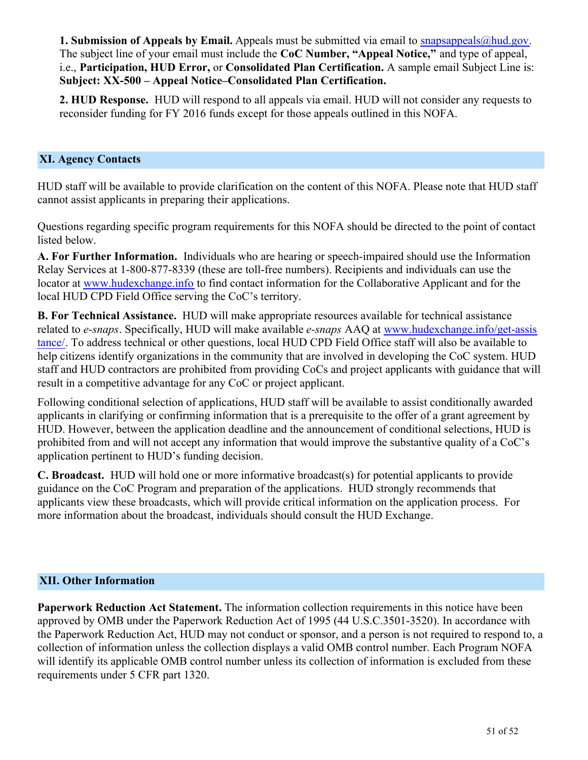**1. Submission of Appeals by Email.** Appeals must be submitted via email to snapsappeals@hud.gov. The subject line of your email must include the **CoC Number, "Appeal Notice,"** and type of appeal, i.e., **Participation, HUD Error,** or **Consolidated Plan Certification.** A sample email Subject Line is: **Subject: XX-500 – Appeal Notice–Consolidated Plan Certification.**

**2. HUD Response.** HUD will respond to all appeals via email. HUD will not consider any requests to reconsider funding for FY 2016 funds except for those appeals outlined in this NOFA.

## XI. Agency Contacts

HUD staff will be available to provide clarification on the content of this NOFA. Please note that HUD staff cannot assist applicants in preparing their applications.

Questions regarding specific program requirements for this NOFA should be directed to the point of contact listed below.

**A. For Further Information.** Individuals who are hearing or speech-impaired should use the Information Relay Services at 1-800-877-8339 (these are toll-free numbers). Recipients and individuals can use the locator at www.hudexchange.info to find contact information for the Collaborative Applicant and for the local HUD CPD Field Office serving the CoC's territory.

**B. For Technical Assistance.** HUD will make appropriate resources available for technical assistance related to *e-snaps*. Specifically, HUD will make available *e-snaps* AAQ at www.hudexchange.info/get-assistance/. To address technical or other questions, local HUD CPD Field Office staff will also be available to help citizens identify organizations in the community that are involved in developing the CoC system. HUD staff and HUD contractors are prohibited from providing CoCs and project applicants with guidance that will result in a competitive advantage for any CoC or project applicant.

Following conditional selection of applications, HUD staff will be available to assist conditionally awarded applicants in clarifying or confirming information that is a prerequisite to the offer of a grant agreement by HUD. However, between the application deadline and the announcement of conditional selections, HUD is prohibited from and will not accept any information that would improve the substantive quality of a CoC's application pertinent to HUD's funding decision.

**C. Broadcast.** HUD will hold one or more informative broadcast(s) for potential applicants to provide guidance on the CoC Program and preparation of the applications. HUD strongly recommends that applicants view these broadcasts, which will provide critical information on the application process. For more information about the broadcast, individuals should consult the HUD Exchange.

## XII. Other Information

**Paperwork Reduction Act Statement.** The information collection requirements in this notice have been approved by OMB under the Paperwork Reduction Act of 1995 (44 U.S.C.3501-3520). In accordance with the Paperwork Reduction Act, HUD may not conduct or sponsor, and a person is not required to respond to, a collection of information unless the collection displays a valid OMB control number. Each Program NOFA will identify its applicable OMB control number unless its collection of information is excluded from these requirements under 5 CFR part 1320.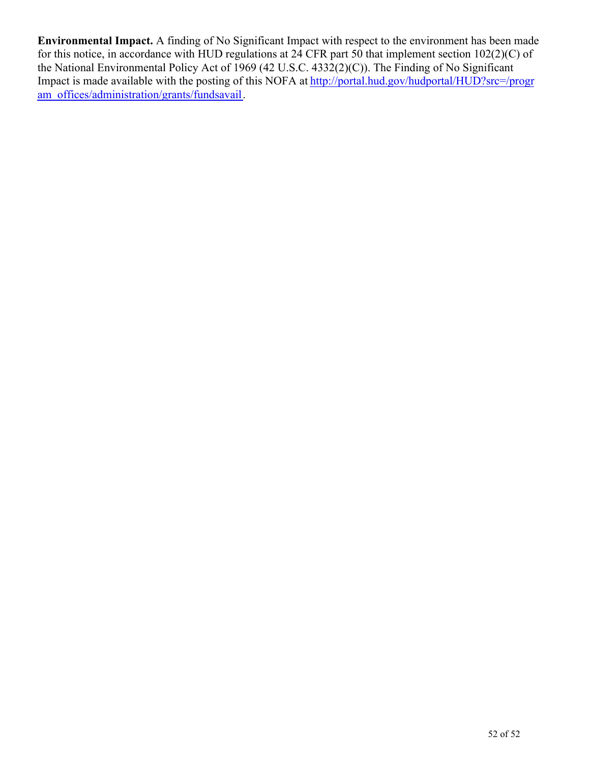**Environmental Impact.** A finding of No Significant Impact with respect to the environment has been made for this notice, in accordance with HUD regulations at 24 CFR part 50 that implement section 102(2)(C) of the National Environmental Policy Act of 1969 (42 U.S.C. 4332(2)(C)). The Finding of No Significant Impact is made available with the posting of this NOFA at [http://portal.hud.gov/hudportal/HUD?src=/program_offices/administration/grants/fundsavail](http://portal.hud.gov/hudportal/HUD?src=/program_offices/administration/grants/fundsavail).